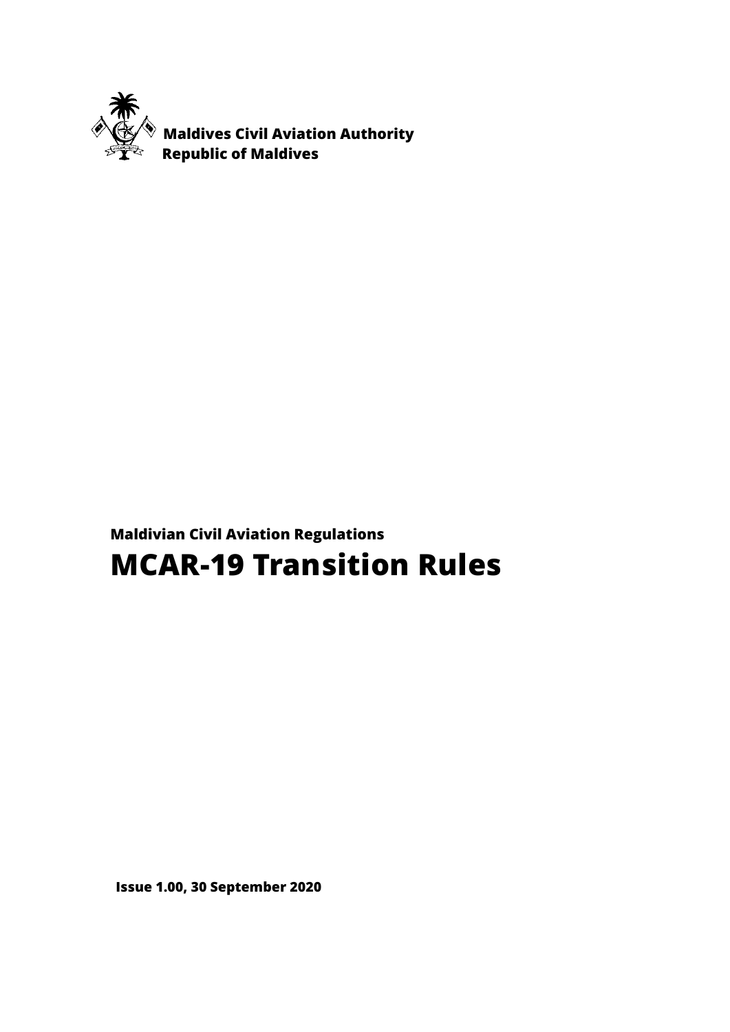**Maldives Civil Aviation Authority**
**Republic of Maldives**

**Maldivian Civil Aviation Regulations**

# MCAR-19 Transition Rules

**Issue 1.00, 30 September 2020**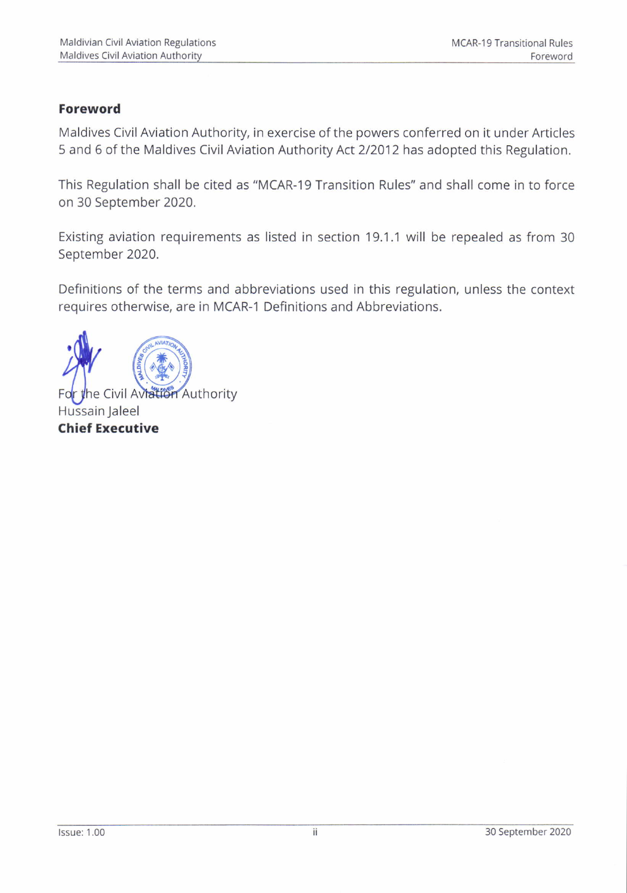## Foreword

Maldives Civil Aviation Authority, in exercise of the powers conferred on it under Articles 5 and 6 of the Maldives Civil Aviation Authority Act 2/2012 has adopted this Regulation.

This Regulation shall be cited as "MCAR-19 Transition Rules" and shall come in to force on 30 September 2020.

Existing aviation requirements as listed in section 19.1.1 will be repealed as from 30 September 2020.

Definitions of the terms and abbreviations used in this regulation, unless the context requires otherwise, are in MCAR-1 Definitions and Abbreviations.

For the Civil Aviation Authority
Hussain Jaleel
**Chief Executive**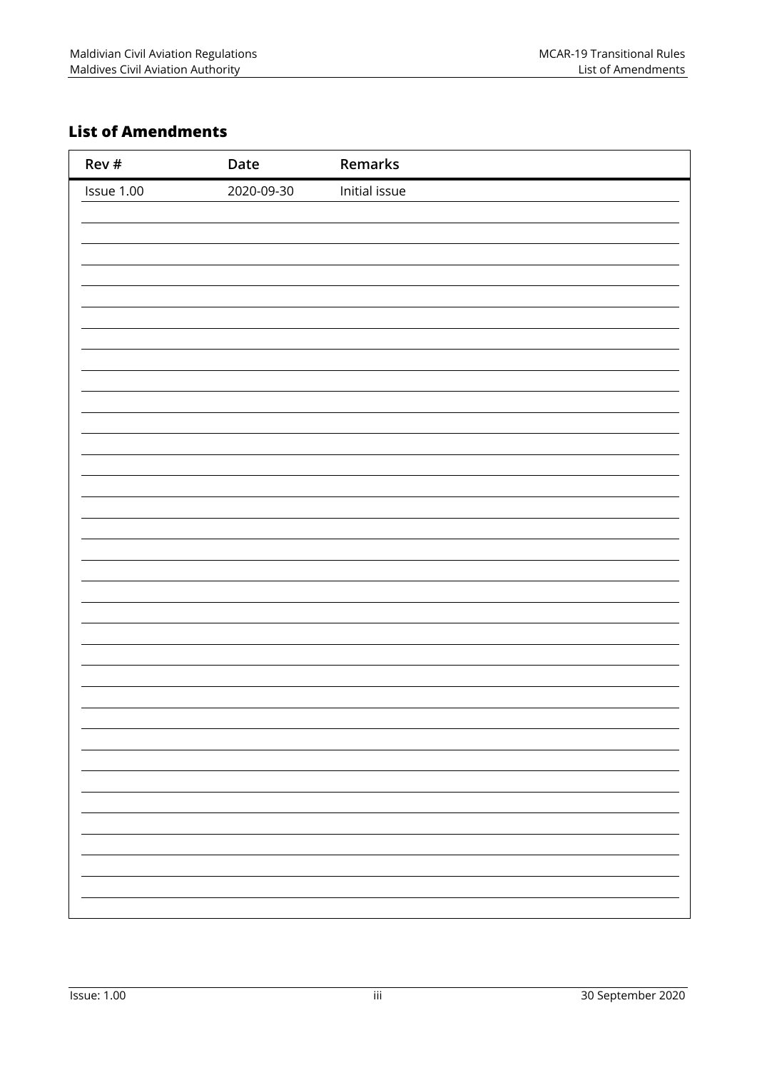## List of Amendments

| Rev # | Date | Remarks |
|---|---|---|
| Issue 1.00 | 2020-09-30 | Initial issue |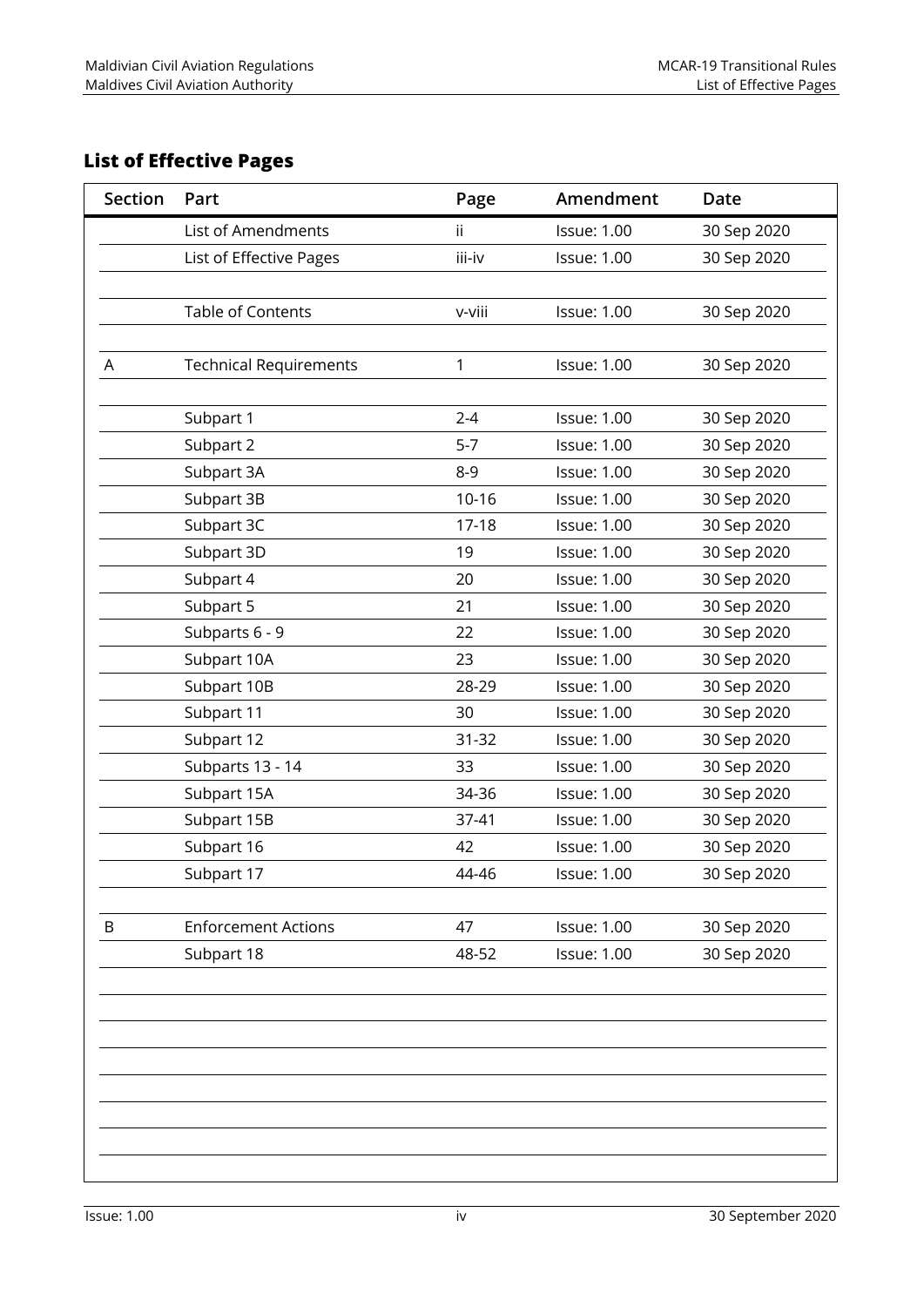## List of Effective Pages

| Section | Part | Page | Amendment | Date |
|---|---|---|---|---|
| | List of Amendments | ii | Issue: 1.00 | 30 Sep 2020 |
| | List of Effective Pages | iii-iv | Issue: 1.00 | 30 Sep 2020 |
| | | | | |
| | Table of Contents | v-viii | Issue: 1.00 | 30 Sep 2020 |
| | | | | |
| A | Technical Requirements | 1 | Issue: 1.00 | 30 Sep 2020 |
| | | | | |
| | Subpart 1 | 2-4 | Issue: 1.00 | 30 Sep 2020 |
| | Subpart 2 | 5-7 | Issue: 1.00 | 30 Sep 2020 |
| | Subpart 3A | 8-9 | Issue: 1.00 | 30 Sep 2020 |
| | Subpart 3B | 10-16 | Issue: 1.00 | 30 Sep 2020 |
| | Subpart 3C | 17-18 | Issue: 1.00 | 30 Sep 2020 |
| | Subpart 3D | 19 | Issue: 1.00 | 30 Sep 2020 |
| | Subpart 4 | 20 | Issue: 1.00 | 30 Sep 2020 |
| | Subpart 5 | 21 | Issue: 1.00 | 30 Sep 2020 |
| | Subparts 6 - 9 | 22 | Issue: 1.00 | 30 Sep 2020 |
| | Subpart 10A | 23 | Issue: 1.00 | 30 Sep 2020 |
| | Subpart 10B | 28-29 | Issue: 1.00 | 30 Sep 2020 |
| | Subpart 11 | 30 | Issue: 1.00 | 30 Sep 2020 |
| | Subpart 12 | 31-32 | Issue: 1.00 | 30 Sep 2020 |
| | Subparts 13 - 14 | 33 | Issue: 1.00 | 30 Sep 2020 |
| | Subpart 15A | 34-36 | Issue: 1.00 | 30 Sep 2020 |
| | Subpart 15B | 37-41 | Issue: 1.00 | 30 Sep 2020 |
| | Subpart 16 | 42 | Issue: 1.00 | 30 Sep 2020 |
| | Subpart 17 | 44-46 | Issue: 1.00 | 30 Sep 2020 |
| | | | | |
| B | Enforcement Actions | 47 | Issue: 1.00 | 30 Sep 2020 |
| | Subpart 18 | 48-52 | Issue: 1.00 | 30 Sep 2020 |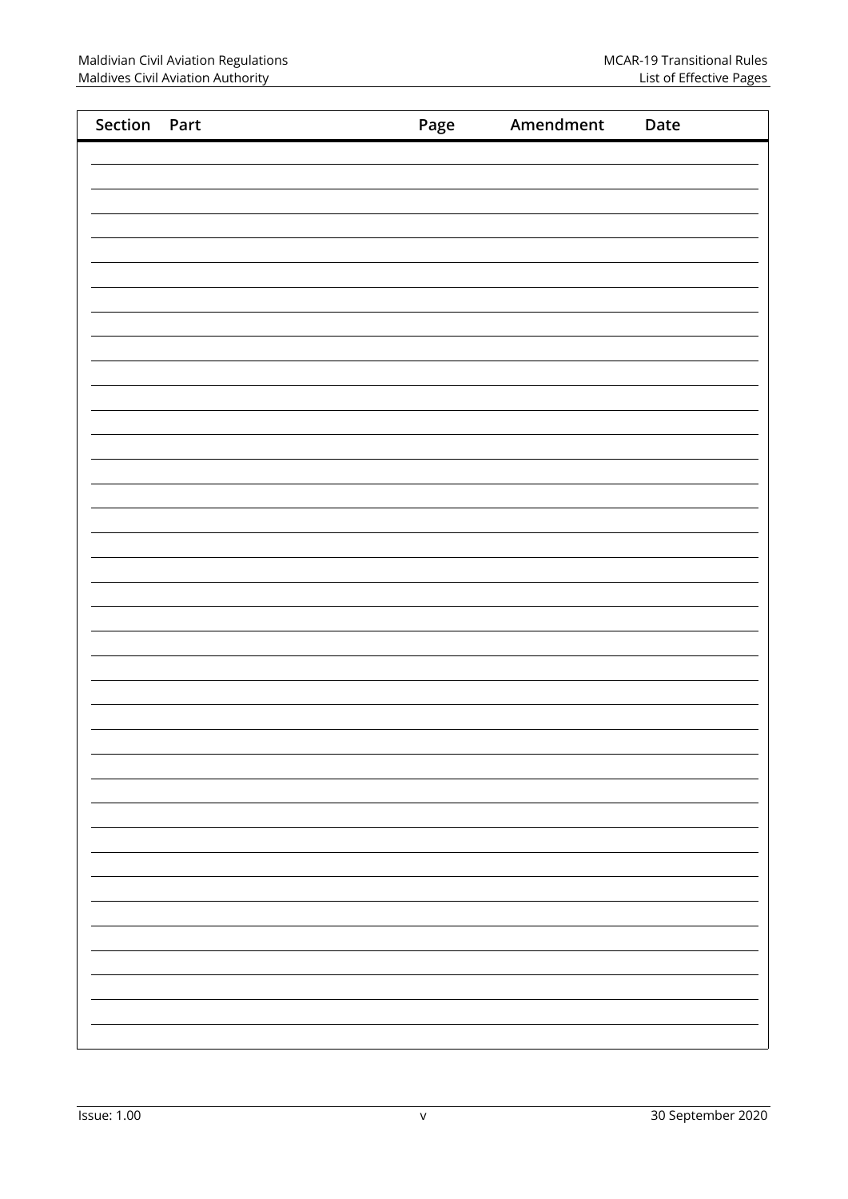| Section | Part | Page | Amendment | Date |
| --- | --- | --- | --- | --- |
| | | | | |
| | | | | |
| | | | | |
| | | | | |
| | | | | |
| | | | | |
| | | | | |
| | | | | |
| | | | | |
| | | | | |
| | | | | |
| | | | | |
| | | | | |
| | | | | |
| | | | | |
| | | | | |
| | | | | |
| | | | | |
| | | | | |
| | | | | |
| | | | | |
| | | | | |
| | | | | |
| | | | | |
| | | | | |
| | | | | |
| | | | | |
| | | | | |
| | | | | |
| | | | | |
| | | | | |
| | | | | |
| | | | | |
| | | | | |
| | | | | |
| | | | | |
| | | | | |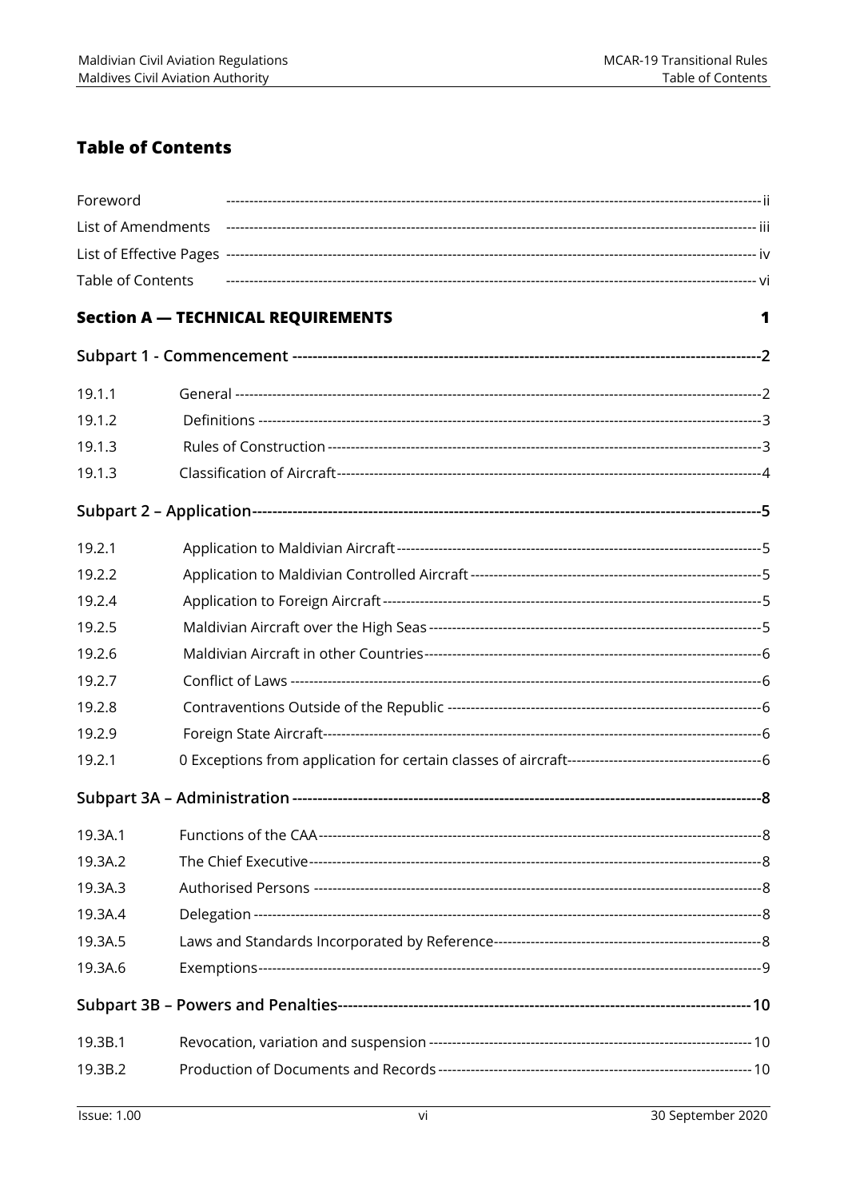# Table of Contents

| | |
|---|---|
| Foreword | ii |
| List of Amendments | iii |
| List of Effective Pages | iv |
| Table of Contents | vi |

## Section A — TECHNICAL REQUIREMENTS 1

### Subpart 1 - Commencement 2

| | | |
|---|---|---|
| 19.1.1 | General | 2 |
| 19.1.2 | Definitions | 3 |
| 19.1.3 | Rules of Construction | 3 |
| 19.1.3 | Classification of Aircraft | 4 |

### Subpart 2 – Application 5

| | | |
|---|---|---|
| 19.2.1 | Application to Maldivian Aircraft | 5 |
| 19.2.2 | Application to Maldivian Controlled Aircraft | 5 |
| 19.2.4 | Application to Foreign Aircraft | 5 |
| 19.2.5 | Maldivian Aircraft over the High Seas | 5 |
| 19.2.6 | Maldivian Aircraft in other Countries | 6 |
| 19.2.7 | Conflict of Laws | 6 |
| 19.2.8 | Contraventions Outside of the Republic | 6 |
| 19.2.9 | Foreign State Aircraft | 6 |
| 19.2.1 | 0 Exceptions from application for certain classes of aircraft | 6 |

### Subpart 3A – Administration 8

| | | |
|---|---|---|
| 19.3A.1 | Functions of the CAA | 8 |
| 19.3A.2 | The Chief Executive | 8 |
| 19.3A.3 | Authorised Persons | 8 |
| 19.3A.4 | Delegation | 8 |
| 19.3A.5 | Laws and Standards Incorporated by Reference | 8 |
| 19.3A.6 | Exemptions | 9 |

### Subpart 3B – Powers and Penalties 10

| | | |
|---|---|---|
| 19.3B.1 | Revocation, variation and suspension | 10 |
| 19.3B.2 | Production of Documents and Records | 10 |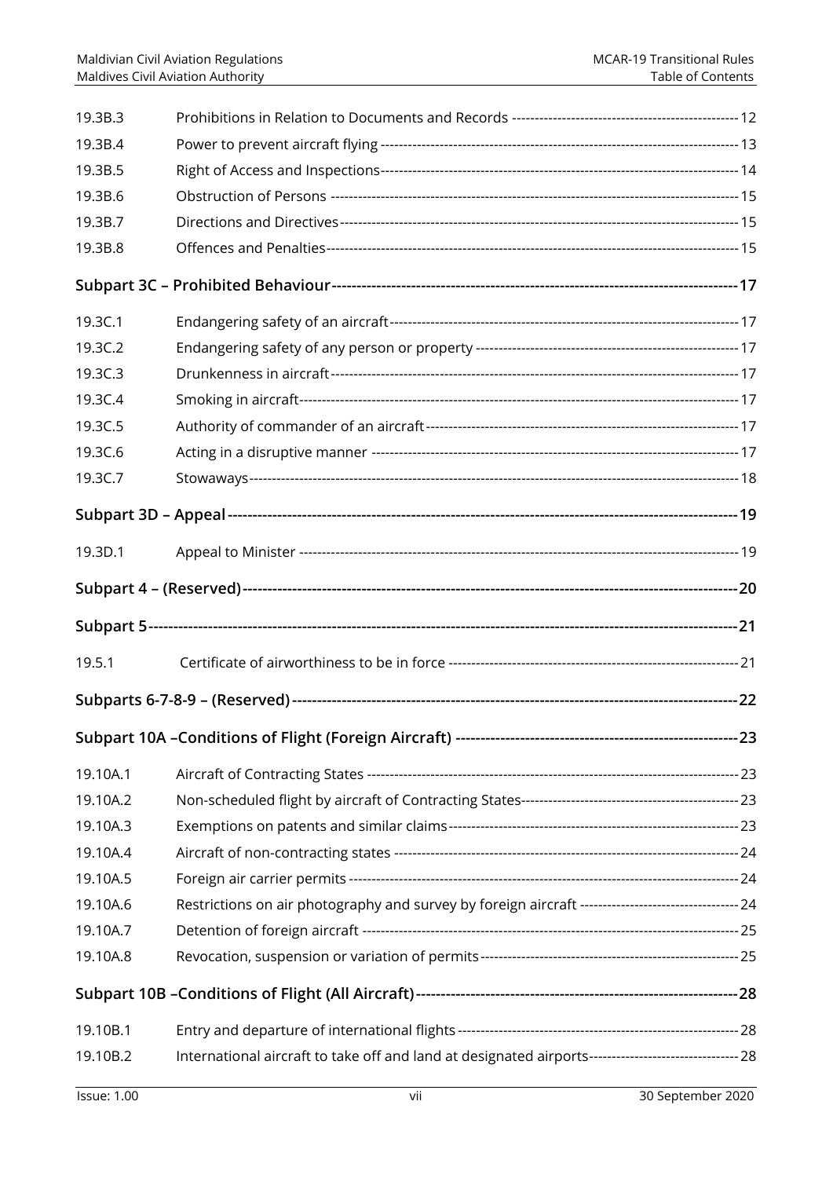| | | |
|---|---|---|
| 19.3B.3 | Prohibitions in Relation to Documents and Records | 12 |
| 19.3B.4 | Power to prevent aircraft flying | 13 |
| 19.3B.5 | Right of Access and Inspections | 14 |
| 19.3B.6 | Obstruction of Persons | 15 |
| 19.3B.7 | Directions and Directives | 15 |
| 19.3B.8 | Offences and Penalties | 15 |
| **Subpart 3C – Prohibited Behaviour** | | **17** |
| 19.3C.1 | Endangering safety of an aircraft | 17 |
| 19.3C.2 | Endangering safety of any person or property | 17 |
| 19.3C.3 | Drunkenness in aircraft | 17 |
| 19.3C.4 | Smoking in aircraft | 17 |
| 19.3C.5 | Authority of commander of an aircraft | 17 |
| 19.3C.6 | Acting in a disruptive manner | 17 |
| 19.3C.7 | Stowaways | 18 |
| **Subpart 3D – Appeal** | | **19** |
| 19.3D.1 | Appeal to Minister | 19 |
| **Subpart 4 – (Reserved)** | | **20** |
| **Subpart 5** | | **21** |
| 19.5.1 | Certificate of airworthiness to be in force | 21 |
| **Subparts 6-7-8-9 – (Reserved)** | | **22** |
| **Subpart 10A –Conditions of Flight (Foreign Aircraft)** | | **23** |
| 19.10A.1 | Aircraft of Contracting States | 23 |
| 19.10A.2 | Non-scheduled flight by aircraft of Contracting States | 23 |
| 19.10A.3 | Exemptions on patents and similar claims | 23 |
| 19.10A.4 | Aircraft of non-contracting states | 24 |
| 19.10A.5 | Foreign air carrier permits | 24 |
| 19.10A.6 | Restrictions on air photography and survey by foreign aircraft | 24 |
| 19.10A.7 | Detention of foreign aircraft | 25 |
| 19.10A.8 | Revocation, suspension or variation of permits | 25 |
| **Subpart 10B –Conditions of Flight (All Aircraft)** | | **28** |
| 19.10B.1 | Entry and departure of international flights | 28 |
| 19.10B.2 | International aircraft to take off and land at designated airports | 28 |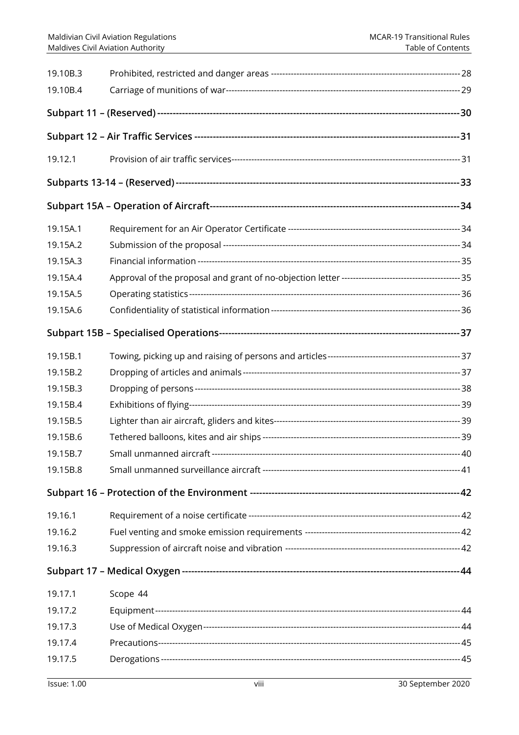| | | |
|---|---|---|
| 19.10B.3 | Prohibited, restricted and danger areas | 28 |
| 19.10B.4 | Carriage of munitions of war | 29 |
| **Subpart 11 – (Reserved)** | | **30** |
| **Subpart 12 – Air Traffic Services** | | **31** |
| 19.12.1 | Provision of air traffic services | 31 |
| **Subparts 13-14 – (Reserved)** | | **33** |
| **Subpart 15A – Operation of Aircraft** | | **34** |
| 19.15A.1 | Requirement for an Air Operator Certificate | 34 |
| 19.15A.2 | Submission of the proposal | 34 |
| 19.15A.3 | Financial information | 35 |
| 19.15A.4 | Approval of the proposal and grant of no-objection letter | 35 |
| 19.15A.5 | Operating statistics | 36 |
| 19.15A.6 | Confidentiality of statistical information | 36 |
| **Subpart 15B – Specialised Operations** | | **37** |
| 19.15B.1 | Towing, picking up and raising of persons and articles | 37 |
| 19.15B.2 | Dropping of articles and animals | 37 |
| 19.15B.3 | Dropping of persons | 38 |
| 19.15B.4 | Exhibitions of flying | 39 |
| 19.15B.5 | Lighter than air aircraft, gliders and kites | 39 |
| 19.15B.6 | Tethered balloons, kites and air ships | 39 |
| 19.15B.7 | Small unmanned aircraft | 40 |
| 19.15B.8 | Small unmanned surveillance aircraft | 41 |
| **Subpart 16 – Protection of the Environment** | | **42** |
| 19.16.1 | Requirement of a noise certificate | 42 |
| 19.16.2 | Fuel venting and smoke emission requirements | 42 |
| 19.16.3 | Suppression of aircraft noise and vibration | 42 |
| **Subpart 17 – Medical Oxygen** | | **44** |
| 19.17.1 | Scope | 44 |
| 19.17.2 | Equipment | 44 |
| 19.17.3 | Use of Medical Oxygen | 44 |
| 19.17.4 | Precautions | 45 |
| 19.17.5 | Derogations | 45 |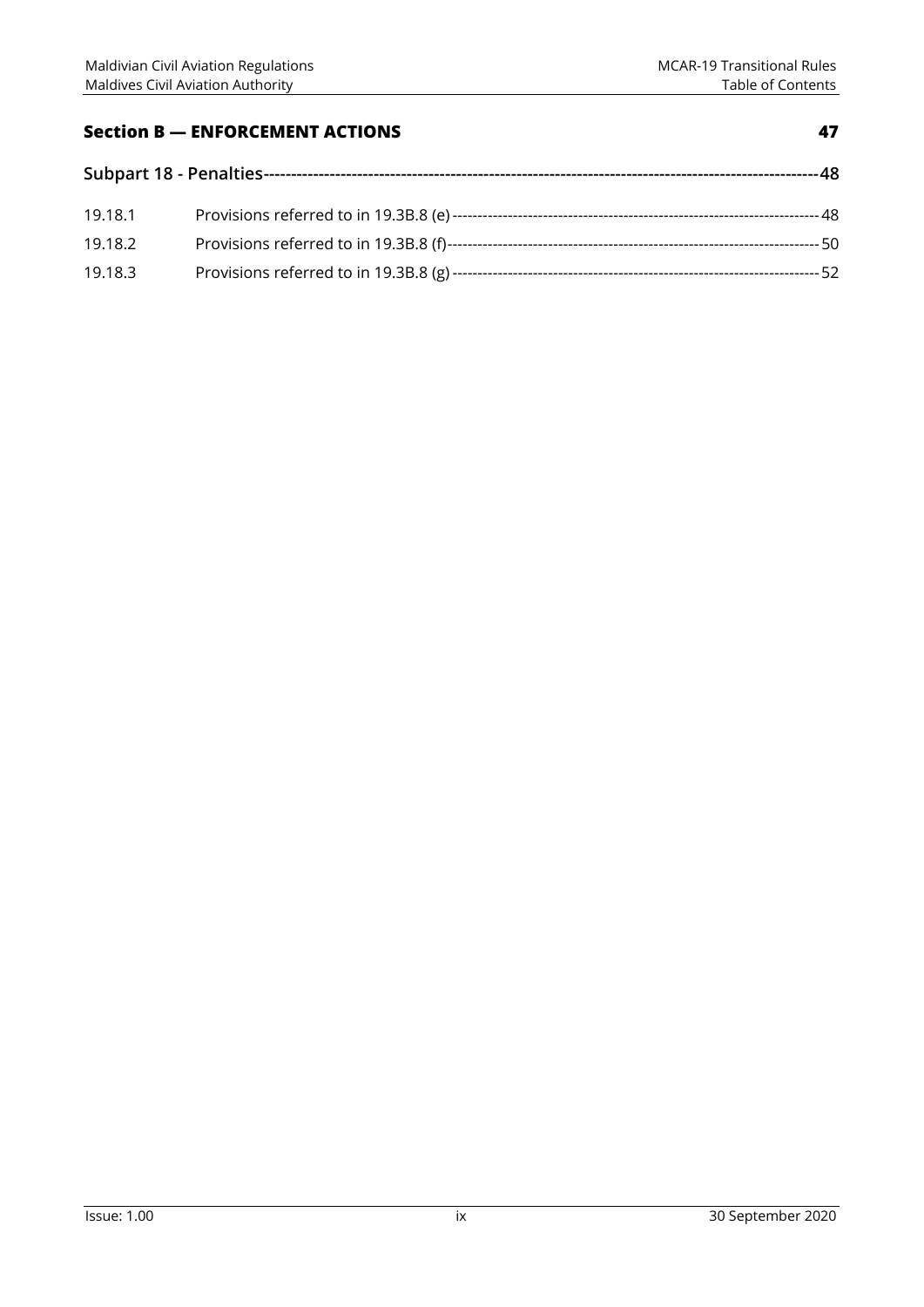**Section B — ENFORCEMENT ACTIONS 47**

**Subpart 18 - Penalties 48**

| | | |
|---|---|---|
| 19.18.1 | Provisions referred to in 19.3B.8 (e) | 48 |
| 19.18.2 | Provisions referred to in 19.3B.8 (f) | 50 |
| 19.18.3 | Provisions referred to in 19.3B.8 (g) | 52 |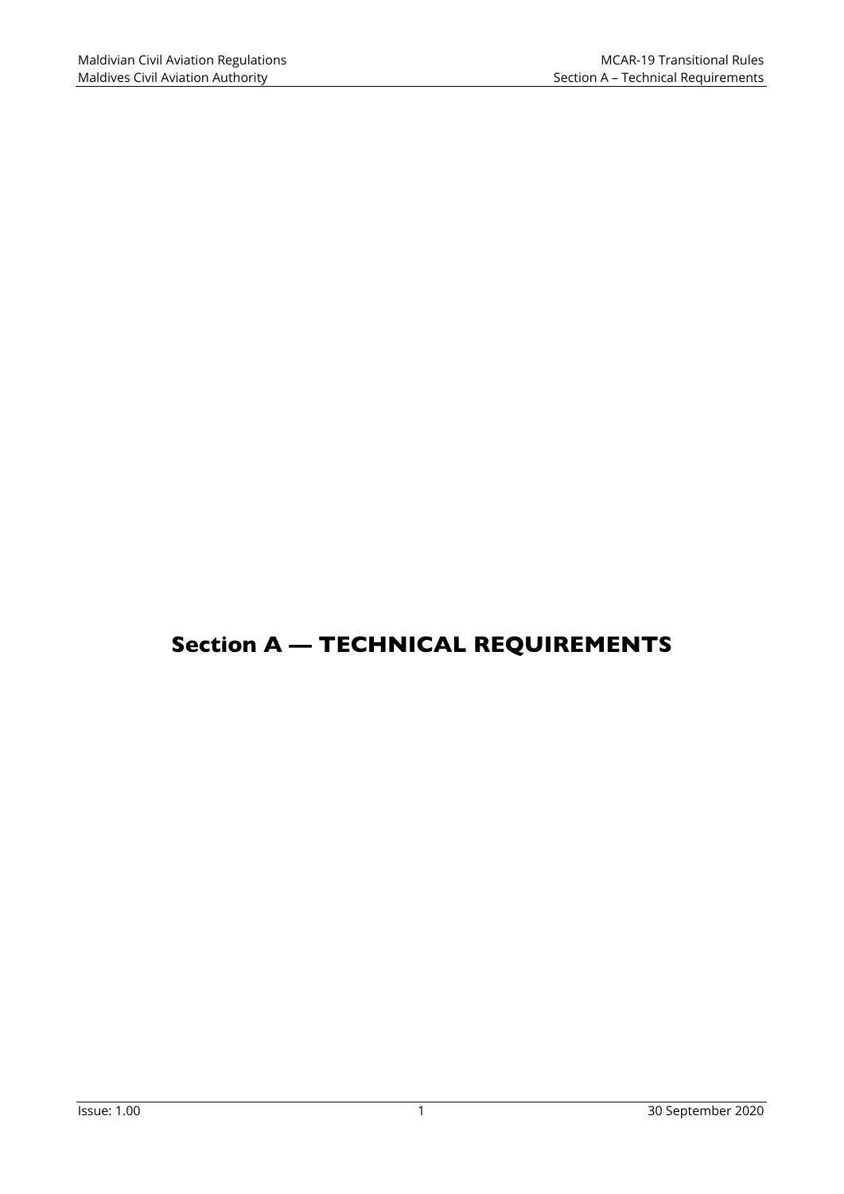# Section A — TECHNICAL REQUIREMENTS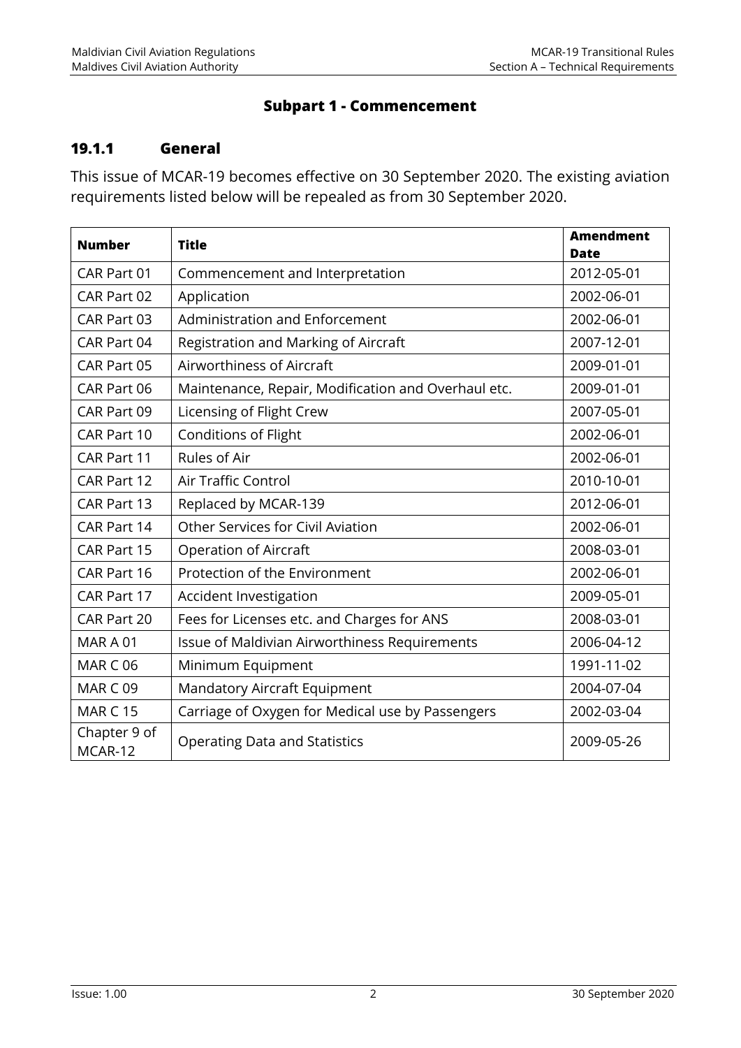## Subpart 1 - Commencement

### 19.1.1 General

This issue of MCAR-19 becomes effective on 30 September 2020. The existing aviation requirements listed below will be repealed as from 30 September 2020.

| Number | Title | Amendment Date |
|---|---|---|
| CAR Part 01 | Commencement and Interpretation | 2012-05-01 |
| CAR Part 02 | Application | 2002-06-01 |
| CAR Part 03 | Administration and Enforcement | 2002-06-01 |
| CAR Part 04 | Registration and Marking of Aircraft | 2007-12-01 |
| CAR Part 05 | Airworthiness of Aircraft | 2009-01-01 |
| CAR Part 06 | Maintenance, Repair, Modification and Overhaul etc. | 2009-01-01 |
| CAR Part 09 | Licensing of Flight Crew | 2007-05-01 |
| CAR Part 10 | Conditions of Flight | 2002-06-01 |
| CAR Part 11 | Rules of Air | 2002-06-01 |
| CAR Part 12 | Air Traffic Control | 2010-10-01 |
| CAR Part 13 | Replaced by MCAR-139 | 2012-06-01 |
| CAR Part 14 | Other Services for Civil Aviation | 2002-06-01 |
| CAR Part 15 | Operation of Aircraft | 2008-03-01 |
| CAR Part 16 | Protection of the Environment | 2002-06-01 |
| CAR Part 17 | Accident Investigation | 2009-05-01 |
| CAR Part 20 | Fees for Licenses etc. and Charges for ANS | 2008-03-01 |
| MAR A 01 | Issue of Maldivian Airworthiness Requirements | 2006-04-12 |
| MAR C 06 | Minimum Equipment | 1991-11-02 |
| MAR C 09 | Mandatory Aircraft Equipment | 2004-07-04 |
| MAR C 15 | Carriage of Oxygen for Medical use by Passengers | 2002-03-04 |
| Chapter 9 of MCAR-12 | Operating Data and Statistics | 2009-05-26 |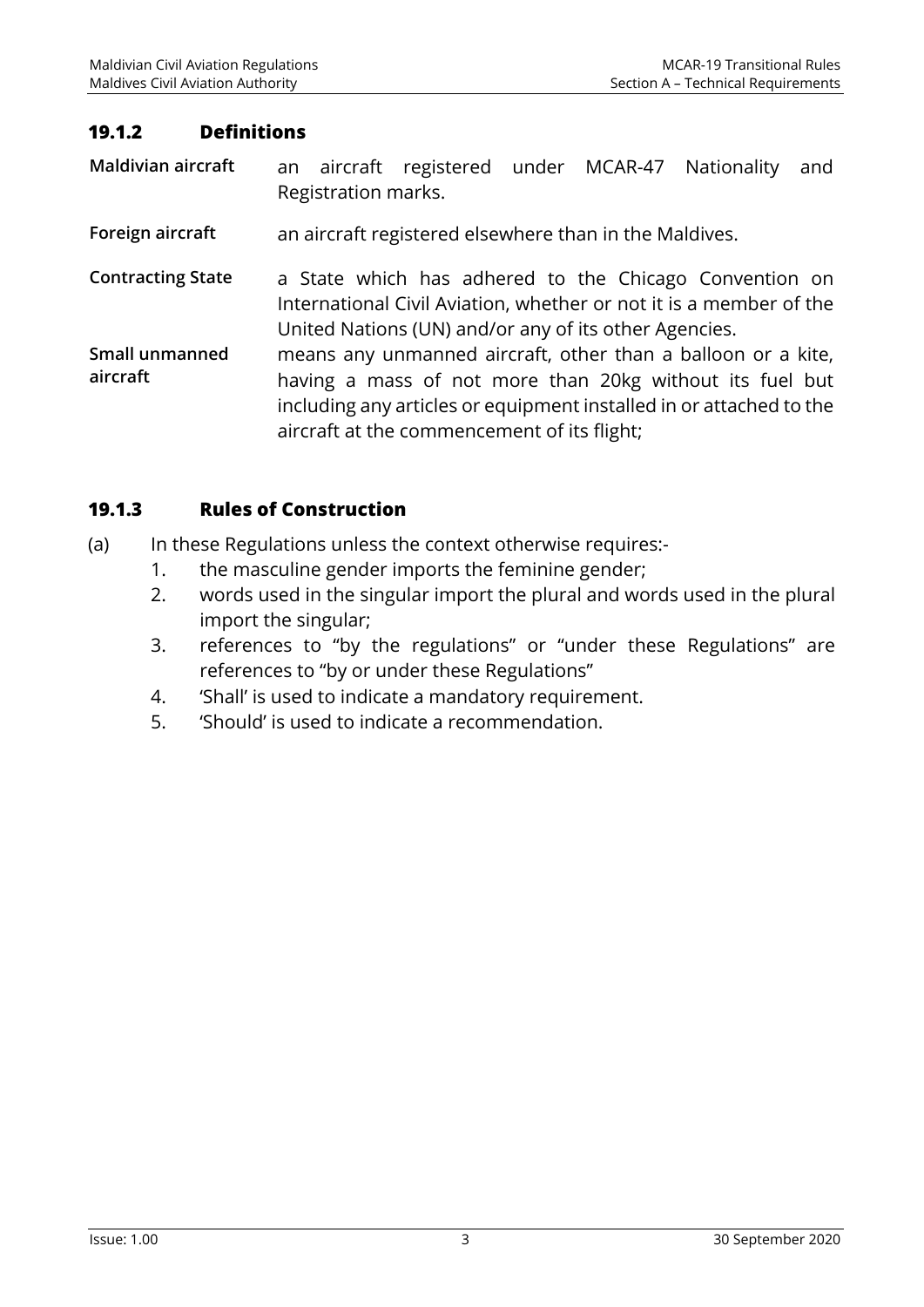### 19.1.2 Definitions

**Maldivian aircraft** an aircraft registered under MCAR-47 Nationality and Registration marks.

**Foreign aircraft** an aircraft registered elsewhere than in the Maldives.

**Contracting State** a State which has adhered to the Chicago Convention on International Civil Aviation, whether or not it is a member of the United Nations (UN) and/or any of its other Agencies.

**Small unmanned aircraft** means any unmanned aircraft, other than a balloon or a kite, having a mass of not more than 20kg without its fuel but including any articles or equipment installed in or attached to the aircraft at the commencement of its flight;

### 19.1.3 Rules of Construction

(a) In these Regulations unless the context otherwise requires:-

1. the masculine gender imports the feminine gender;
2. words used in the singular import the plural and words used in the plural import the singular;
3. references to "by the regulations" or "under these Regulations" are references to "by or under these Regulations"
4. 'Shall' is used to indicate a mandatory requirement.
5. 'Should' is used to indicate a recommendation.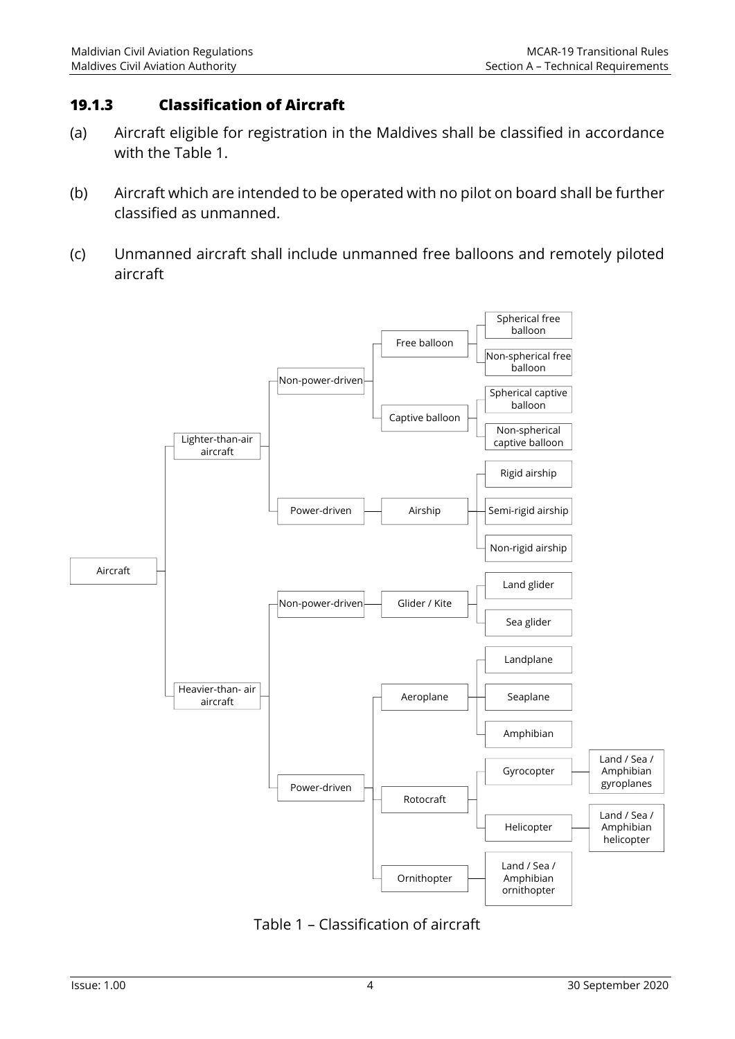### 19.1.3 Classification of Aircraft

(a) Aircraft eligible for registration in the Maldives shall be classified in accordance with the Table 1.

(b) Aircraft which are intended to be operated with no pilot on board shall be further classified as unmanned.

(c) Unmanned aircraft shall include unmanned free balloons and remotely piloted aircraft

- Aircraft
  - Lighter-than-air aircraft
    - Non-power-driven
      - Free balloon
        - Spherical free balloon
        - Non-spherical free balloon
      - Captive balloon
        - Spherical captive balloon
        - Non-spherical captive balloon
    - Power-driven
      - Airship
        - Rigid airship
        - Semi-rigid airship
        - Non-rigid airship
  - Heavier-than- air aircraft
    - Non-power-driven
      - Glider / Kite
        - Land glider
        - Sea glider
    - Power-driven
      - Aeroplane
        - Landplane
        - Seaplane
        - Amphibian
      - Rotocraft
        - Gyrocopter
          - Land / Sea / Amphibian gyroplanes
        - Helicopter
          - Land / Sea / Amphibian helicopter
      - Ornithopter
        - Land / Sea / Amphibian ornithopter

Table 1 – Classification of aircraft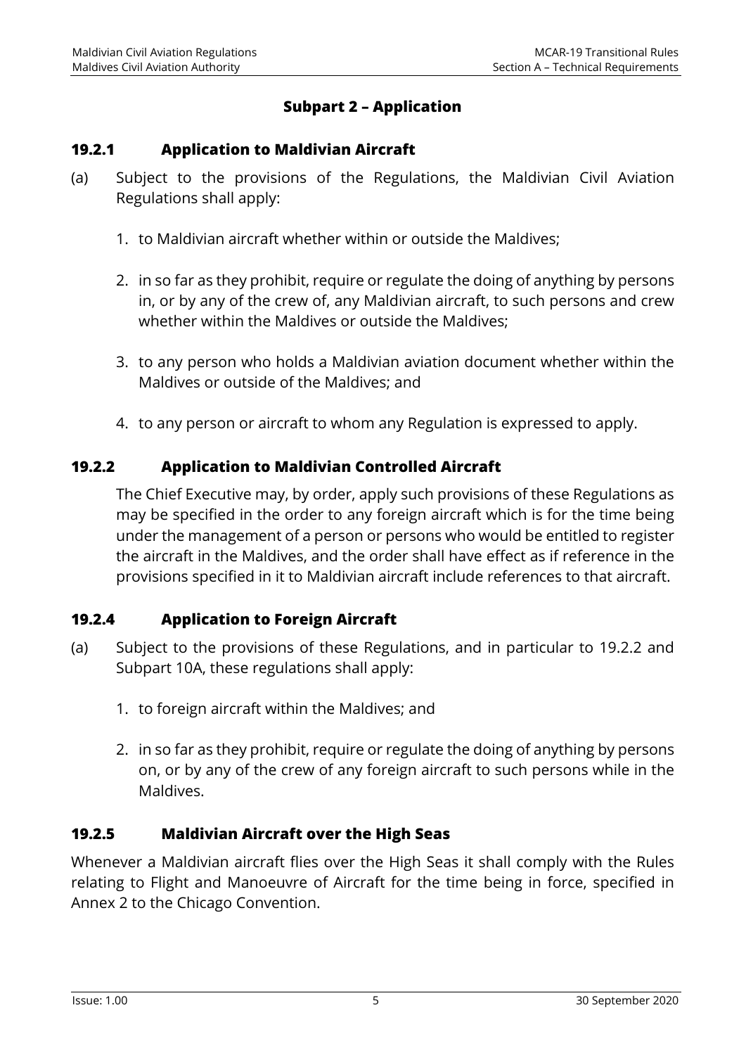## Subpart 2 – Application

### 19.2.1 Application to Maldivian Aircraft

(a) Subject to the provisions of the Regulations, the Maldivian Civil Aviation Regulations shall apply:

1. to Maldivian aircraft whether within or outside the Maldives;

2. in so far as they prohibit, require or regulate the doing of anything by persons in, or by any of the crew of, any Maldivian aircraft, to such persons and crew whether within the Maldives or outside the Maldives;

3. to any person who holds a Maldivian aviation document whether within the Maldives or outside of the Maldives; and

4. to any person or aircraft to whom any Regulation is expressed to apply.

### 19.2.2 Application to Maldivian Controlled Aircraft

The Chief Executive may, by order, apply such provisions of these Regulations as may be specified in the order to any foreign aircraft which is for the time being under the management of a person or persons who would be entitled to register the aircraft in the Maldives, and the order shall have effect as if reference in the provisions specified in it to Maldivian aircraft include references to that aircraft.

### 19.2.4 Application to Foreign Aircraft

(a) Subject to the provisions of these Regulations, and in particular to 19.2.2 and Subpart 10A, these regulations shall apply:

1. to foreign aircraft within the Maldives; and

2. in so far as they prohibit, require or regulate the doing of anything by persons on, or by any of the crew of any foreign aircraft to such persons while in the Maldives.

### 19.2.5 Maldivian Aircraft over the High Seas

Whenever a Maldivian aircraft flies over the High Seas it shall comply with the Rules relating to Flight and Manoeuvre of Aircraft for the time being in force, specified in Annex 2 to the Chicago Convention.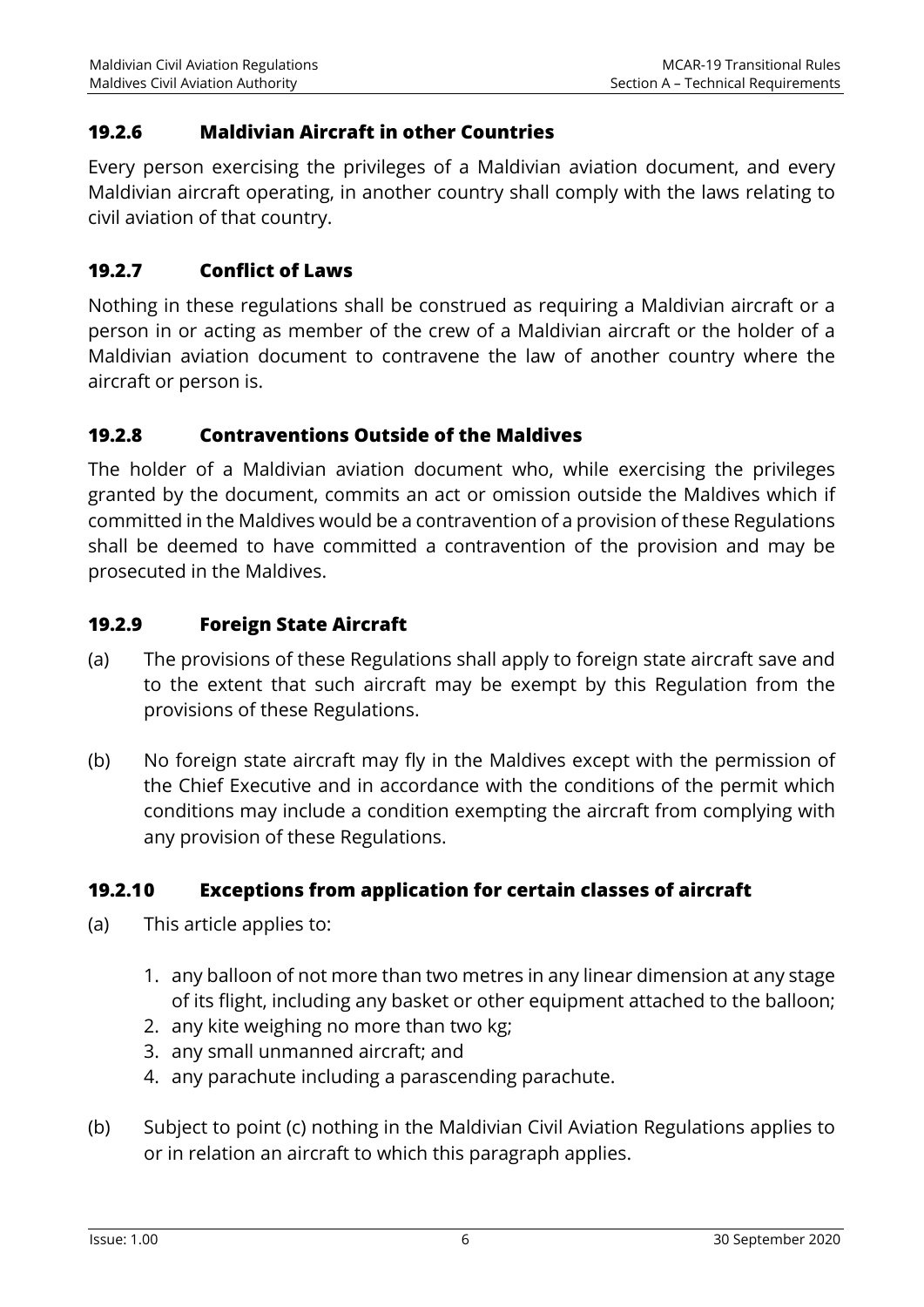### 19.2.6 Maldivian Aircraft in other Countries

Every person exercising the privileges of a Maldivian aviation document, and every Maldivian aircraft operating, in another country shall comply with the laws relating to civil aviation of that country.

### 19.2.7 Conflict of Laws

Nothing in these regulations shall be construed as requiring a Maldivian aircraft or a person in or acting as member of the crew of a Maldivian aircraft or the holder of a Maldivian aviation document to contravene the law of another country where the aircraft or person is.

### 19.2.8 Contraventions Outside of the Maldives

The holder of a Maldivian aviation document who, while exercising the privileges granted by the document, commits an act or omission outside the Maldives which if committed in the Maldives would be a contravention of a provision of these Regulations shall be deemed to have committed a contravention of the provision and may be prosecuted in the Maldives.

### 19.2.9 Foreign State Aircraft

(a) The provisions of these Regulations shall apply to foreign state aircraft save and to the extent that such aircraft may be exempt by this Regulation from the provisions of these Regulations.

(b) No foreign state aircraft may fly in the Maldives except with the permission of the Chief Executive and in accordance with the conditions of the permit which conditions may include a condition exempting the aircraft from complying with any provision of these Regulations.

### 19.2.10 Exceptions from application for certain classes of aircraft

(a) This article applies to:

1. any balloon of not more than two metres in any linear dimension at any stage of its flight, including any basket or other equipment attached to the balloon;
2. any kite weighing no more than two kg;
3. any small unmanned aircraft; and
4. any parachute including a parascending parachute.

(b) Subject to point (c) nothing in the Maldivian Civil Aviation Regulations applies to or in relation an aircraft to which this paragraph applies.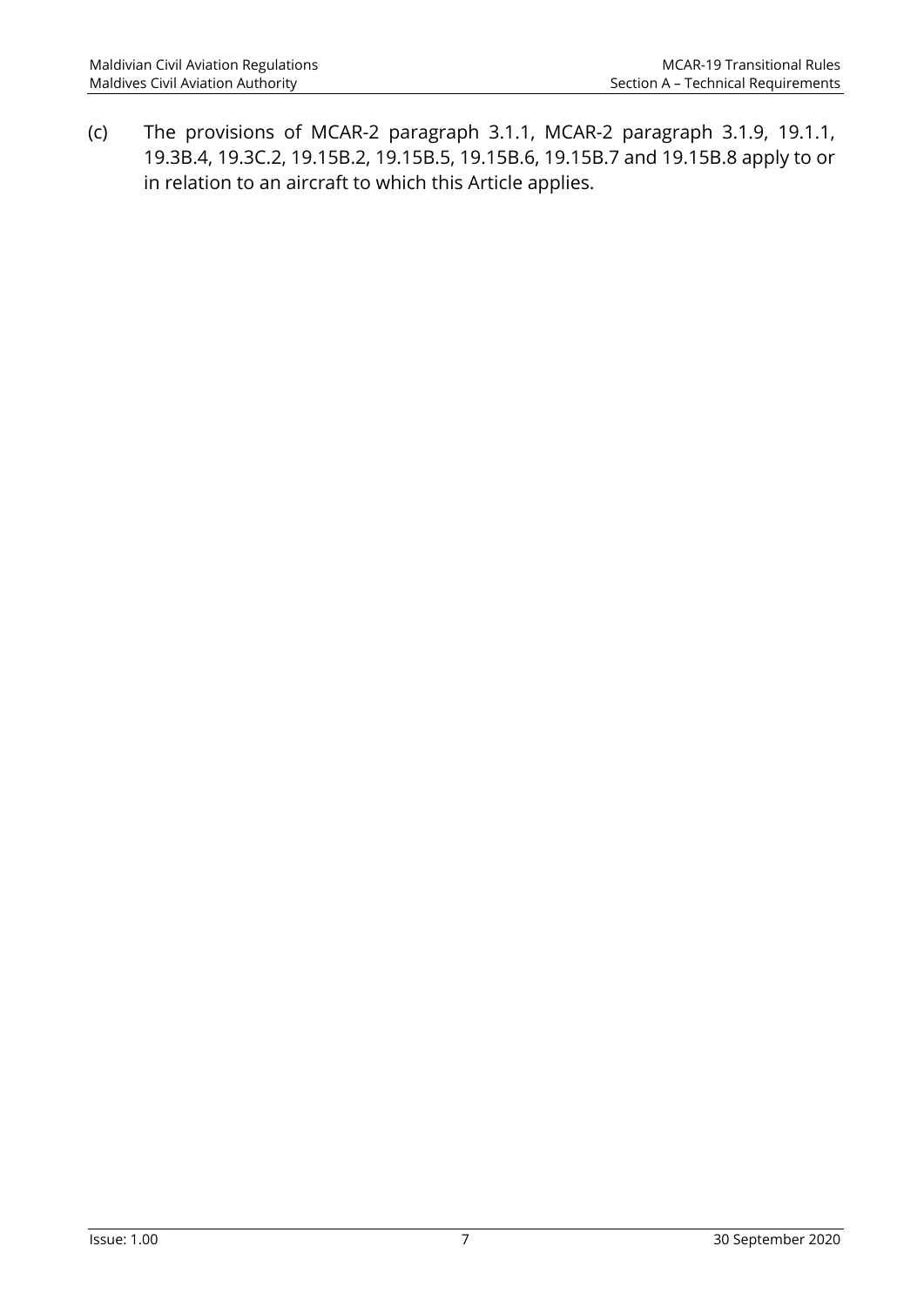(c) The provisions of MCAR-2 paragraph 3.1.1, MCAR-2 paragraph 3.1.9, 19.1.1, 19.3B.4, 19.3C.2, 19.15B.2, 19.15B.5, 19.15B.6, 19.15B.7 and 19.15B.8 apply to or in relation to an aircraft to which this Article applies.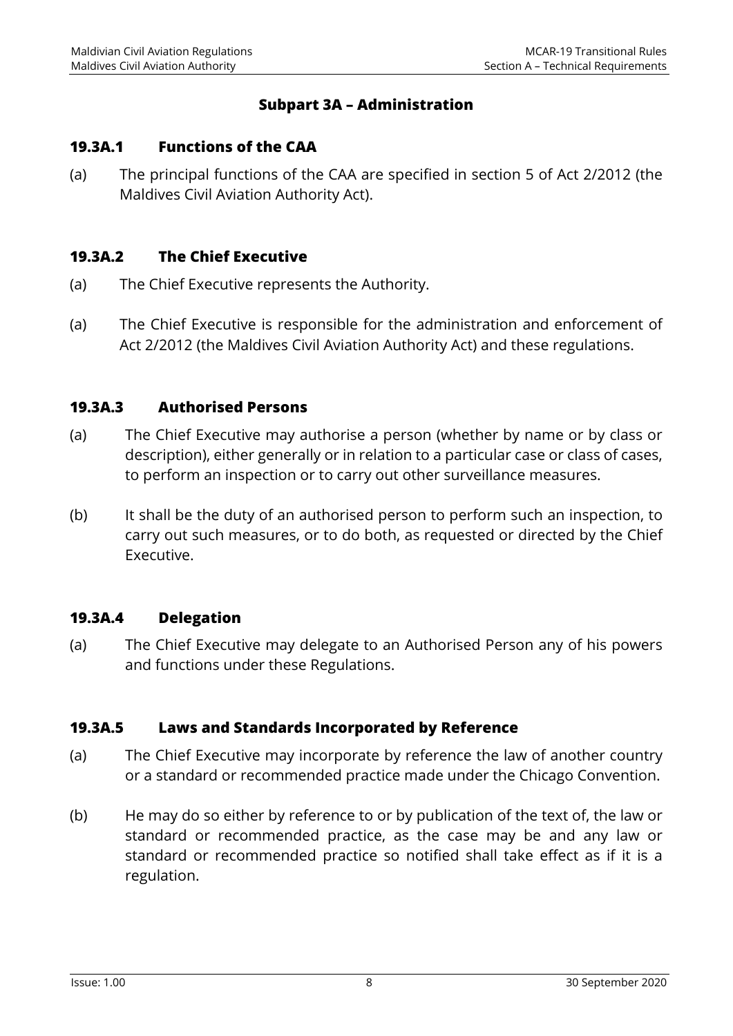## Subpart 3A – Administration

### 19.3A.1 Functions of the CAA

(a) The principal functions of the CAA are specified in section 5 of Act 2/2012 (the Maldives Civil Aviation Authority Act).

### 19.3A.2 The Chief Executive

(a) The Chief Executive represents the Authority.

(a) The Chief Executive is responsible for the administration and enforcement of Act 2/2012 (the Maldives Civil Aviation Authority Act) and these regulations.

### 19.3A.3 Authorised Persons

(a) The Chief Executive may authorise a person (whether by name or by class or description), either generally or in relation to a particular case or class of cases, to perform an inspection or to carry out other surveillance measures.

(b) It shall be the duty of an authorised person to perform such an inspection, to carry out such measures, or to do both, as requested or directed by the Chief Executive.

### 19.3A.4 Delegation

(a) The Chief Executive may delegate to an Authorised Person any of his powers and functions under these Regulations.

### 19.3A.5 Laws and Standards Incorporated by Reference

(a) The Chief Executive may incorporate by reference the law of another country or a standard or recommended practice made under the Chicago Convention.

(b) He may do so either by reference to or by publication of the text of, the law or standard or recommended practice, as the case may be and any law or standard or recommended practice so notified shall take effect as if it is a regulation.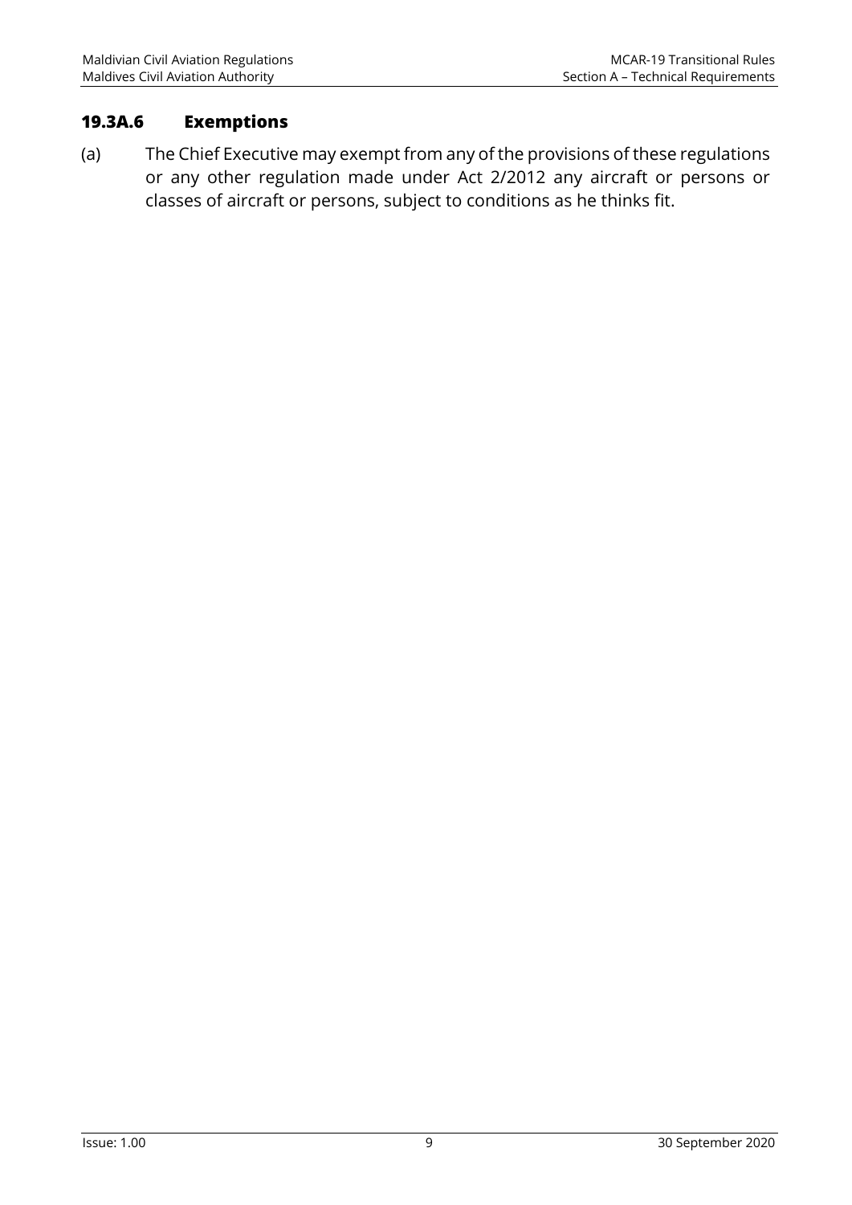## 19.3A.6 Exemptions

(a) The Chief Executive may exempt from any of the provisions of these regulations or any other regulation made under Act 2/2012 any aircraft or persons or classes of aircraft or persons, subject to conditions as he thinks fit.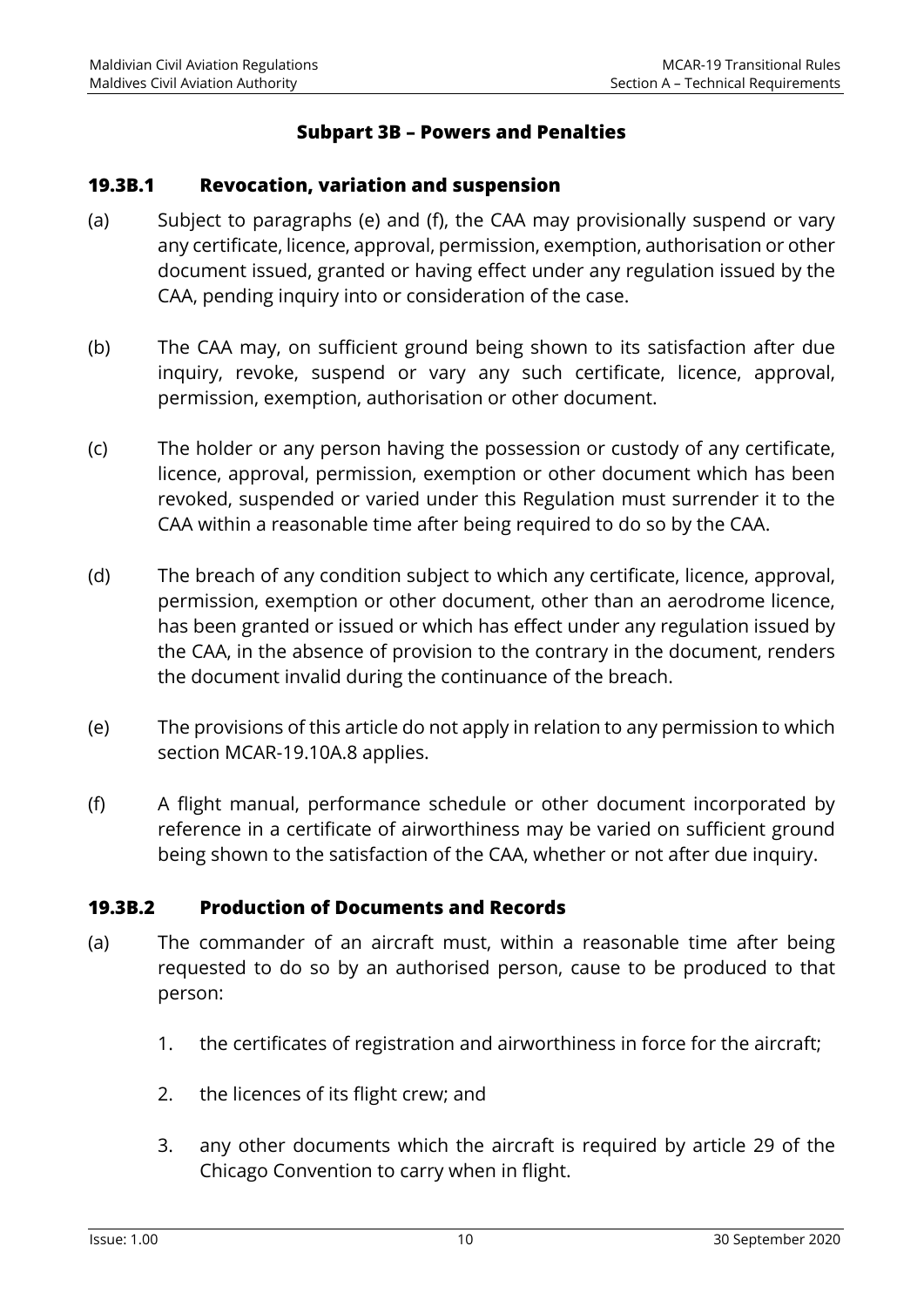## Subpart 3B – Powers and Penalties

### 19.3B.1 Revocation, variation and suspension

(a) Subject to paragraphs (e) and (f), the CAA may provisionally suspend or vary any certificate, licence, approval, permission, exemption, authorisation or other document issued, granted or having effect under any regulation issued by the CAA, pending inquiry into or consideration of the case.

(b) The CAA may, on sufficient ground being shown to its satisfaction after due inquiry, revoke, suspend or vary any such certificate, licence, approval, permission, exemption, authorisation or other document.

(c) The holder or any person having the possession or custody of any certificate, licence, approval, permission, exemption or other document which has been revoked, suspended or varied under this Regulation must surrender it to the CAA within a reasonable time after being required to do so by the CAA.

(d) The breach of any condition subject to which any certificate, licence, approval, permission, exemption or other document, other than an aerodrome licence, has been granted or issued or which has effect under any regulation issued by the CAA, in the absence of provision to the contrary in the document, renders the document invalid during the continuance of the breach.

(e) The provisions of this article do not apply in relation to any permission to which section MCAR-19.10A.8 applies.

(f) A flight manual, performance schedule or other document incorporated by reference in a certificate of airworthiness may be varied on sufficient ground being shown to the satisfaction of the CAA, whether or not after due inquiry.

### 19.3B.2 Production of Documents and Records

(a) The commander of an aircraft must, within a reasonable time after being requested to do so by an authorised person, cause to be produced to that person:

1. the certificates of registration and airworthiness in force for the aircraft;
2. the licences of its flight crew; and
3. any other documents which the aircraft is required by article 29 of the Chicago Convention to carry when in flight.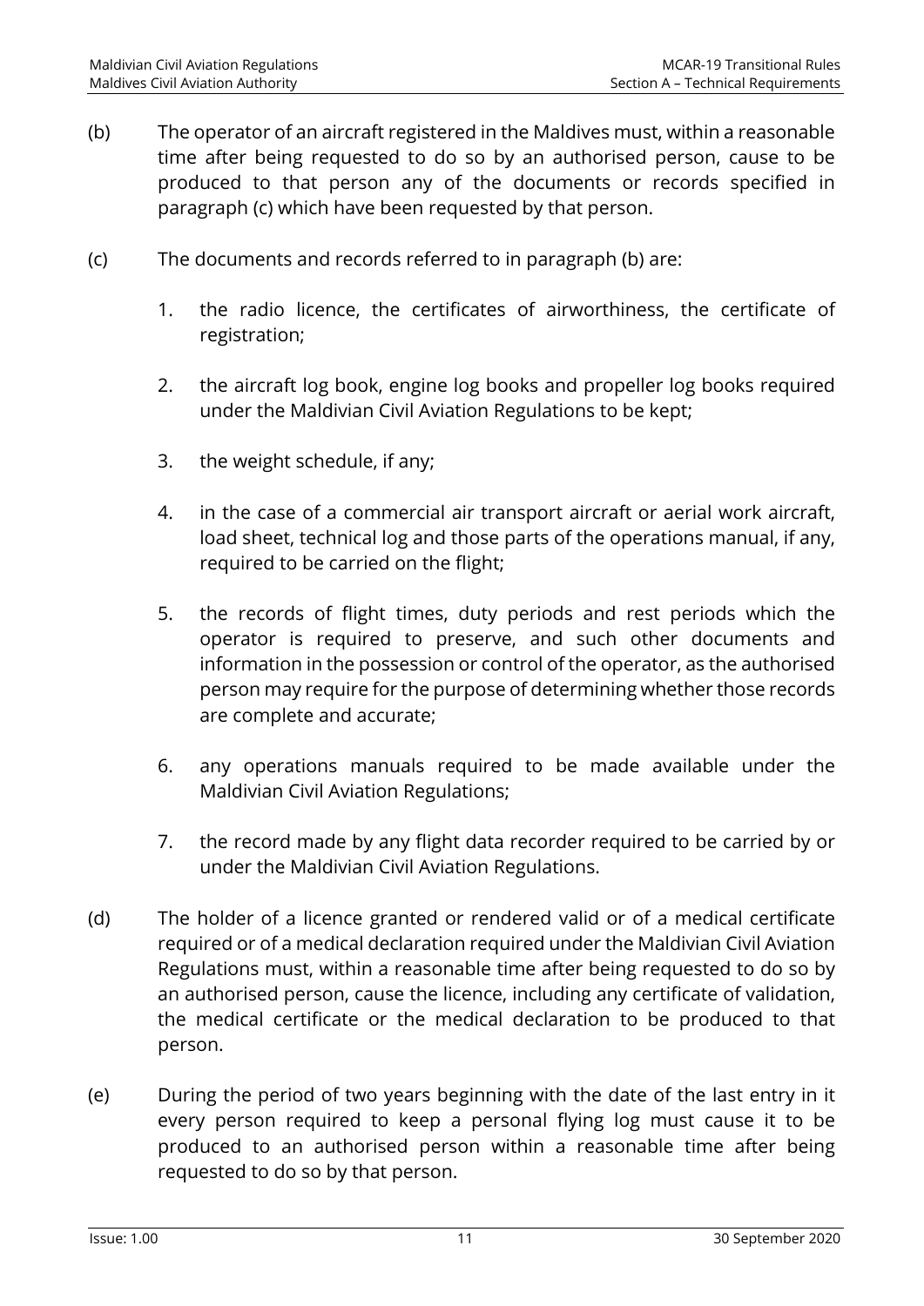(b) The operator of an aircraft registered in the Maldives must, within a reasonable time after being requested to do so by an authorised person, cause to be produced to that person any of the documents or records specified in paragraph (c) which have been requested by that person.

(c) The documents and records referred to in paragraph (b) are:

1. the radio licence, the certificates of airworthiness, the certificate of registration;

2. the aircraft log book, engine log books and propeller log books required under the Maldivian Civil Aviation Regulations to be kept;

3. the weight schedule, if any;

4. in the case of a commercial air transport aircraft or aerial work aircraft, load sheet, technical log and those parts of the operations manual, if any, required to be carried on the flight;

5. the records of flight times, duty periods and rest periods which the operator is required to preserve, and such other documents and information in the possession or control of the operator, as the authorised person may require for the purpose of determining whether those records are complete and accurate;

6. any operations manuals required to be made available under the Maldivian Civil Aviation Regulations;

7. the record made by any flight data recorder required to be carried by or under the Maldivian Civil Aviation Regulations.

(d) The holder of a licence granted or rendered valid or of a medical certificate required or of a medical declaration required under the Maldivian Civil Aviation Regulations must, within a reasonable time after being requested to do so by an authorised person, cause the licence, including any certificate of validation, the medical certificate or the medical declaration to be produced to that person.

(e) During the period of two years beginning with the date of the last entry in it every person required to keep a personal flying log must cause it to be produced to an authorised person within a reasonable time after being requested to do so by that person.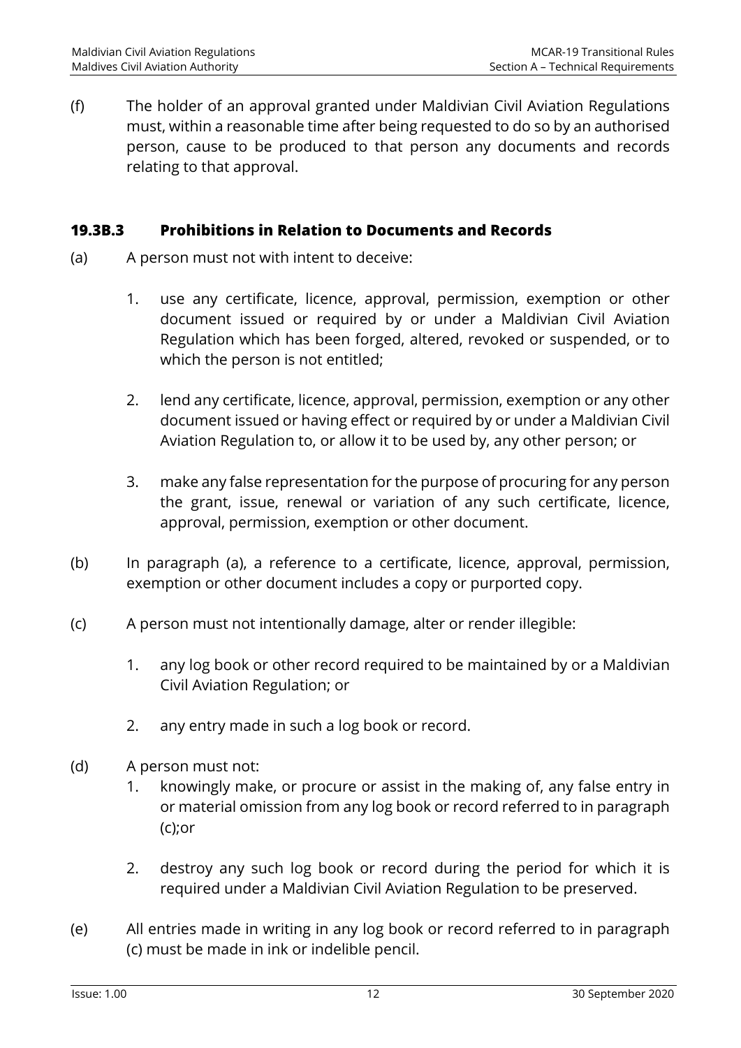(f) The holder of an approval granted under Maldivian Civil Aviation Regulations must, within a reasonable time after being requested to do so by an authorised person, cause to be produced to that person any documents and records relating to that approval.

### 19.3B.3 Prohibitions in Relation to Documents and Records

(a) A person must not with intent to deceive:

1. use any certificate, licence, approval, permission, exemption or other document issued or required by or under a Maldivian Civil Aviation Regulation which has been forged, altered, revoked or suspended, or to which the person is not entitled;

2. lend any certificate, licence, approval, permission, exemption or any other document issued or having effect or required by or under a Maldivian Civil Aviation Regulation to, or allow it to be used by, any other person; or

3. make any false representation for the purpose of procuring for any person the grant, issue, renewal or variation of any such certificate, licence, approval, permission, exemption or other document.

(b) In paragraph (a), a reference to a certificate, licence, approval, permission, exemption or other document includes a copy or purported copy.

(c) A person must not intentionally damage, alter or render illegible:

1. any log book or other record required to be maintained by or a Maldivian Civil Aviation Regulation; or

2. any entry made in such a log book or record.

(d) A person must not:

1. knowingly make, or procure or assist in the making of, any false entry in or material omission from any log book or record referred to in paragraph (c);or

2. destroy any such log book or record during the period for which it is required under a Maldivian Civil Aviation Regulation to be preserved.

(e) All entries made in writing in any log book or record referred to in paragraph (c) must be made in ink or indelible pencil.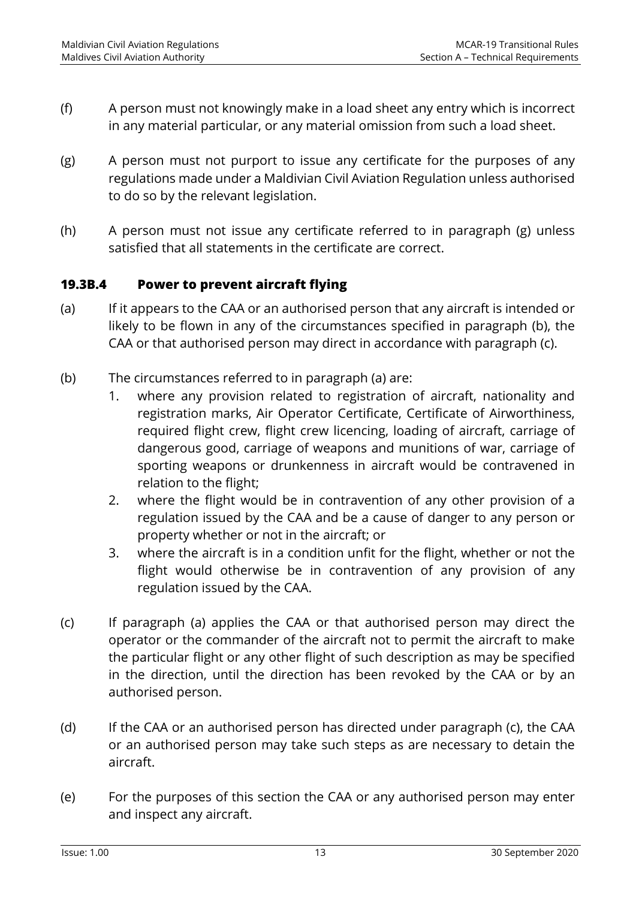(f) A person must not knowingly make in a load sheet any entry which is incorrect in any material particular, or any material omission from such a load sheet.

(g) A person must not purport to issue any certificate for the purposes of any regulations made under a Maldivian Civil Aviation Regulation unless authorised to do so by the relevant legislation.

(h) A person must not issue any certificate referred to in paragraph (g) unless satisfied that all statements in the certificate are correct.

### 19.3B.4 Power to prevent aircraft flying

(a) If it appears to the CAA or an authorised person that any aircraft is intended or likely to be flown in any of the circumstances specified in paragraph (b), the CAA or that authorised person may direct in accordance with paragraph (c).

(b) The circumstances referred to in paragraph (a) are:

1. where any provision related to registration of aircraft, nationality and registration marks, Air Operator Certificate, Certificate of Airworthiness, required flight crew, flight crew licencing, loading of aircraft, carriage of dangerous good, carriage of weapons and munitions of war, carriage of sporting weapons or drunkenness in aircraft would be contravened in relation to the flight;
2. where the flight would be in contravention of any other provision of a regulation issued by the CAA and be a cause of danger to any person or property whether or not in the aircraft; or
3. where the aircraft is in a condition unfit for the flight, whether or not the flight would otherwise be in contravention of any provision of any regulation issued by the CAA.

(c) If paragraph (a) applies the CAA or that authorised person may direct the operator or the commander of the aircraft not to permit the aircraft to make the particular flight or any other flight of such description as may be specified in the direction, until the direction has been revoked by the CAA or by an authorised person.

(d) If the CAA or an authorised person has directed under paragraph (c), the CAA or an authorised person may take such steps as are necessary to detain the aircraft.

(e) For the purposes of this section the CAA or any authorised person may enter and inspect any aircraft.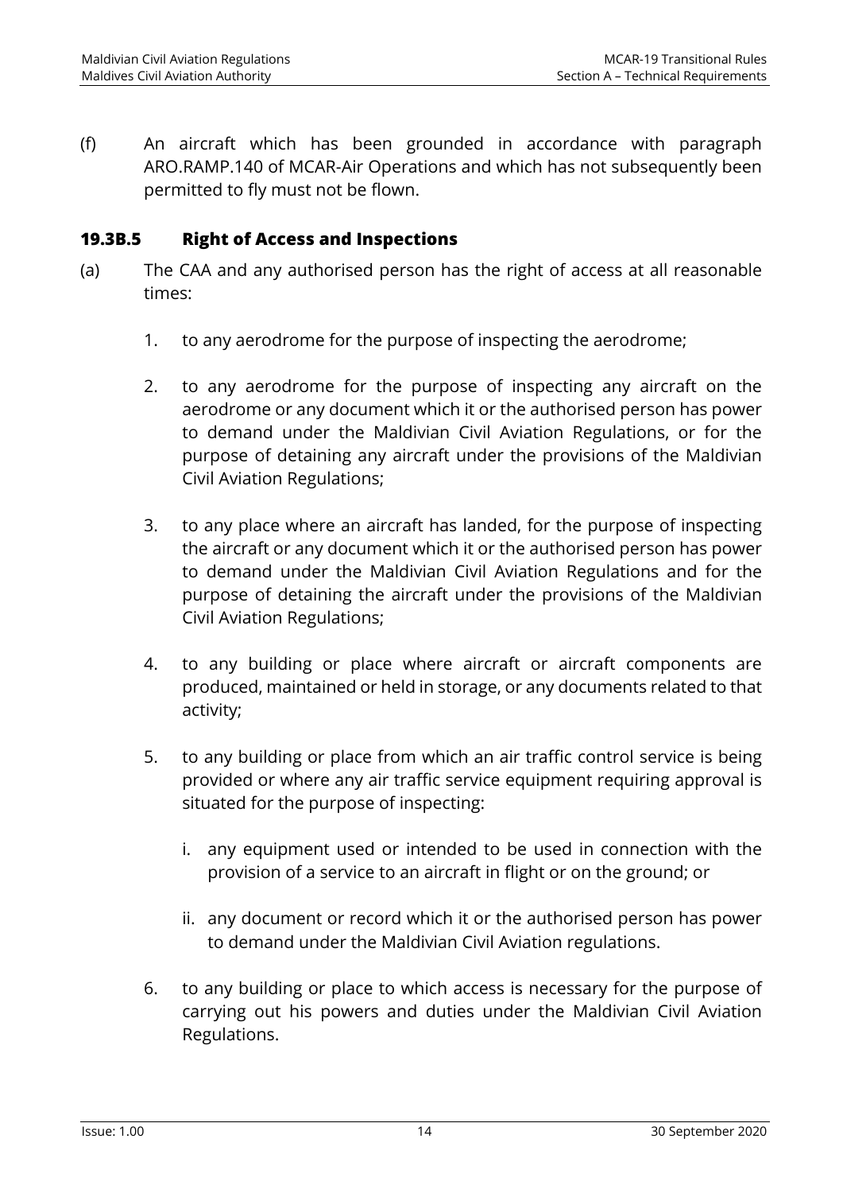(f) An aircraft which has been grounded in accordance with paragraph ARO.RAMP.140 of MCAR-Air Operations and which has not subsequently been permitted to fly must not be flown.

### 19.3B.5 Right of Access and Inspections

(a) The CAA and any authorised person has the right of access at all reasonable times:

1. to any aerodrome for the purpose of inspecting the aerodrome;

2. to any aerodrome for the purpose of inspecting any aircraft on the aerodrome or any document which it or the authorised person has power to demand under the Maldivian Civil Aviation Regulations, or for the purpose of detaining any aircraft under the provisions of the Maldivian Civil Aviation Regulations;

3. to any place where an aircraft has landed, for the purpose of inspecting the aircraft or any document which it or the authorised person has power to demand under the Maldivian Civil Aviation Regulations and for the purpose of detaining the aircraft under the provisions of the Maldivian Civil Aviation Regulations;

4. to any building or place where aircraft or aircraft components are produced, maintained or held in storage, or any documents related to that activity;

5. to any building or place from which an air traffic control service is being provided or where any air traffic service equipment requiring approval is situated for the purpose of inspecting:

   i. any equipment used or intended to be used in connection with the provision of a service to an aircraft in flight or on the ground; or

   ii. any document or record which it or the authorised person has power to demand under the Maldivian Civil Aviation regulations.

6. to any building or place to which access is necessary for the purpose of carrying out his powers and duties under the Maldivian Civil Aviation Regulations.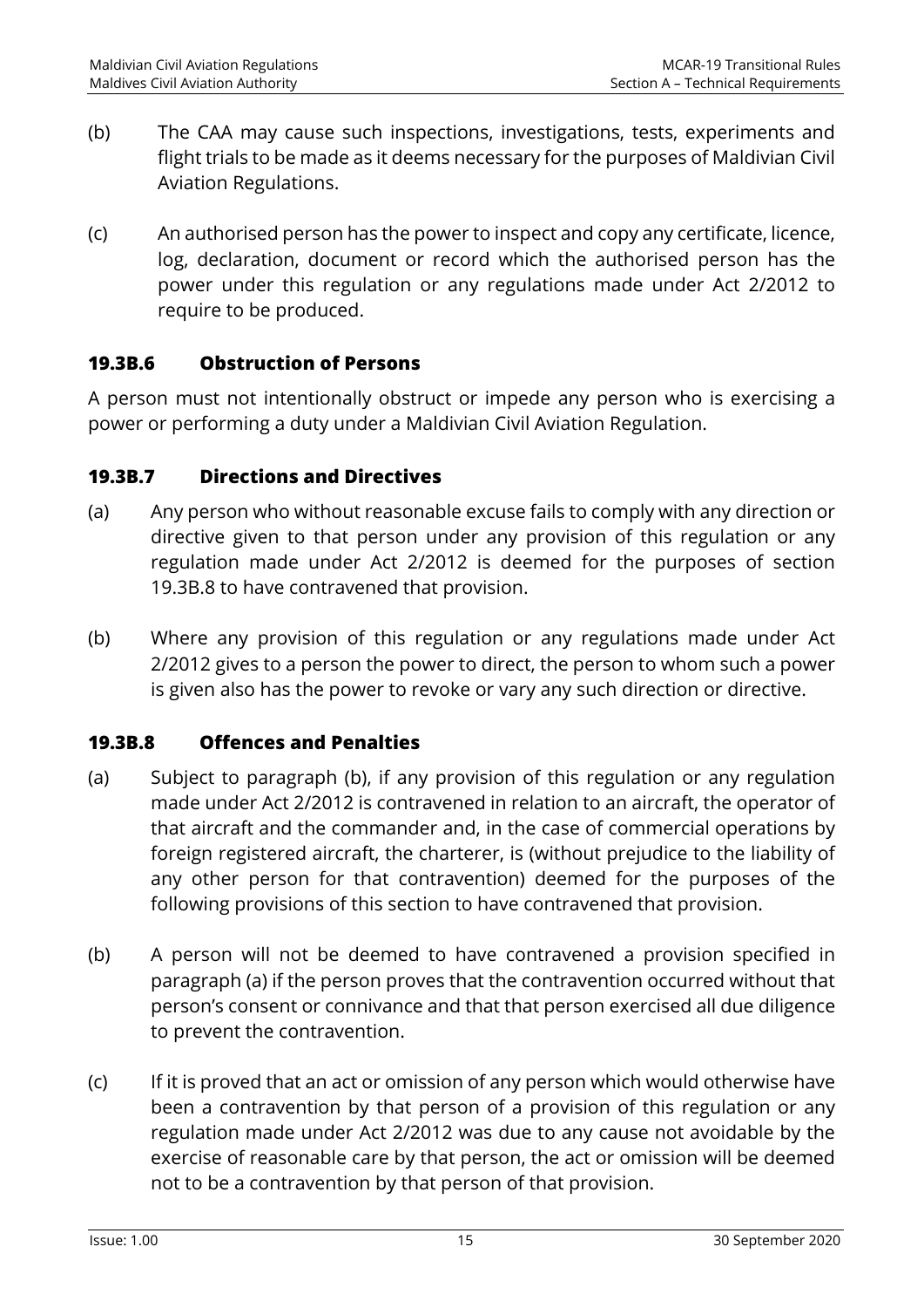(b) The CAA may cause such inspections, investigations, tests, experiments and flight trials to be made as it deems necessary for the purposes of Maldivian Civil Aviation Regulations.

(c) An authorised person has the power to inspect and copy any certificate, licence, log, declaration, document or record which the authorised person has the power under this regulation or any regulations made under Act 2/2012 to require to be produced.

### 19.3B.6 Obstruction of Persons

A person must not intentionally obstruct or impede any person who is exercising a power or performing a duty under a Maldivian Civil Aviation Regulation.

### 19.3B.7 Directions and Directives

(a) Any person who without reasonable excuse fails to comply with any direction or directive given to that person under any provision of this regulation or any regulation made under Act 2/2012 is deemed for the purposes of section 19.3B.8 to have contravened that provision.

(b) Where any provision of this regulation or any regulations made under Act 2/2012 gives to a person the power to direct, the person to whom such a power is given also has the power to revoke or vary any such direction or directive.

### 19.3B.8 Offences and Penalties

(a) Subject to paragraph (b), if any provision of this regulation or any regulation made under Act 2/2012 is contravened in relation to an aircraft, the operator of that aircraft and the commander and, in the case of commercial operations by foreign registered aircraft, the charterer, is (without prejudice to the liability of any other person for that contravention) deemed for the purposes of the following provisions of this section to have contravened that provision.

(b) A person will not be deemed to have contravened a provision specified in paragraph (a) if the person proves that the contravention occurred without that person's consent or connivance and that that person exercised all due diligence to prevent the contravention.

(c) If it is proved that an act or omission of any person which would otherwise have been a contravention by that person of a provision of this regulation or any regulation made under Act 2/2012 was due to any cause not avoidable by the exercise of reasonable care by that person, the act or omission will be deemed not to be a contravention by that person of that provision.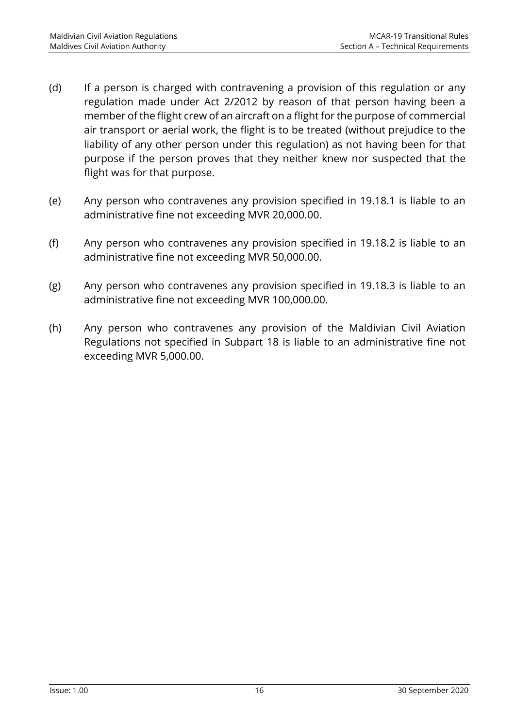(d) If a person is charged with contravening a provision of this regulation or any regulation made under Act 2/2012 by reason of that person having been a member of the flight crew of an aircraft on a flight for the purpose of commercial air transport or aerial work, the flight is to be treated (without prejudice to the liability of any other person under this regulation) as not having been for that purpose if the person proves that they neither knew nor suspected that the flight was for that purpose.

(e) Any person who contravenes any provision specified in 19.18.1 is liable to an administrative fine not exceeding MVR 20,000.00.

(f) Any person who contravenes any provision specified in 19.18.2 is liable to an administrative fine not exceeding MVR 50,000.00.

(g) Any person who contravenes any provision specified in 19.18.3 is liable to an administrative fine not exceeding MVR 100,000.00.

(h) Any person who contravenes any provision of the Maldivian Civil Aviation Regulations not specified in Subpart 18 is liable to an administrative fine not exceeding MVR 5,000.00.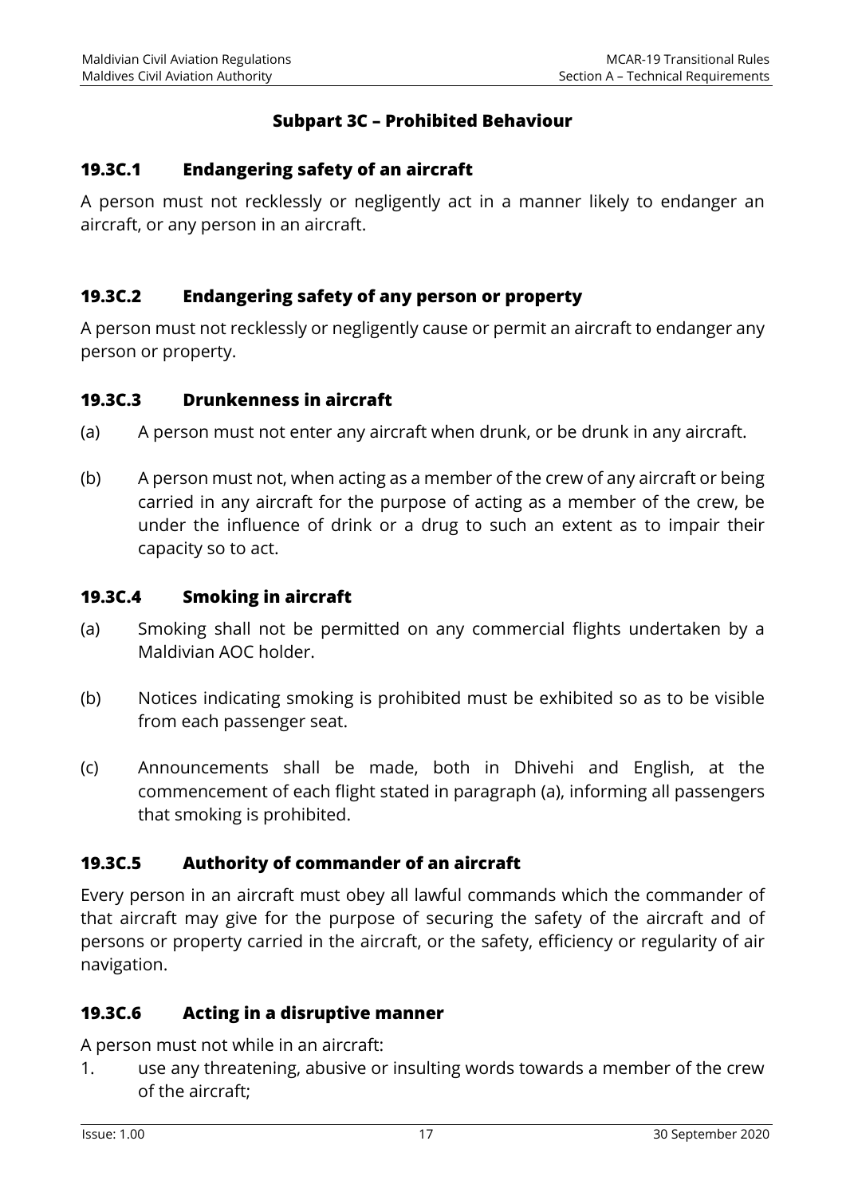## Subpart 3C – Prohibited Behaviour

### 19.3C.1 Endangering safety of an aircraft

A person must not recklessly or negligently act in a manner likely to endanger an aircraft, or any person in an aircraft.

### 19.3C.2 Endangering safety of any person or property

A person must not recklessly or negligently cause or permit an aircraft to endanger any person or property.

### 19.3C.3 Drunkenness in aircraft

(a) A person must not enter any aircraft when drunk, or be drunk in any aircraft.

(b) A person must not, when acting as a member of the crew of any aircraft or being carried in any aircraft for the purpose of acting as a member of the crew, be under the influence of drink or a drug to such an extent as to impair their capacity so to act.

### 19.3C.4 Smoking in aircraft

(a) Smoking shall not be permitted on any commercial flights undertaken by a Maldivian AOC holder.

(b) Notices indicating smoking is prohibited must be exhibited so as to be visible from each passenger seat.

(c) Announcements shall be made, both in Dhivehi and English, at the commencement of each flight stated in paragraph (a), informing all passengers that smoking is prohibited.

### 19.3C.5 Authority of commander of an aircraft

Every person in an aircraft must obey all lawful commands which the commander of that aircraft may give for the purpose of securing the safety of the aircraft and of persons or property carried in the aircraft, or the safety, efficiency or regularity of air navigation.

### 19.3C.6 Acting in a disruptive manner

A person must not while in an aircraft:

1. use any threatening, abusive or insulting words towards a member of the crew of the aircraft;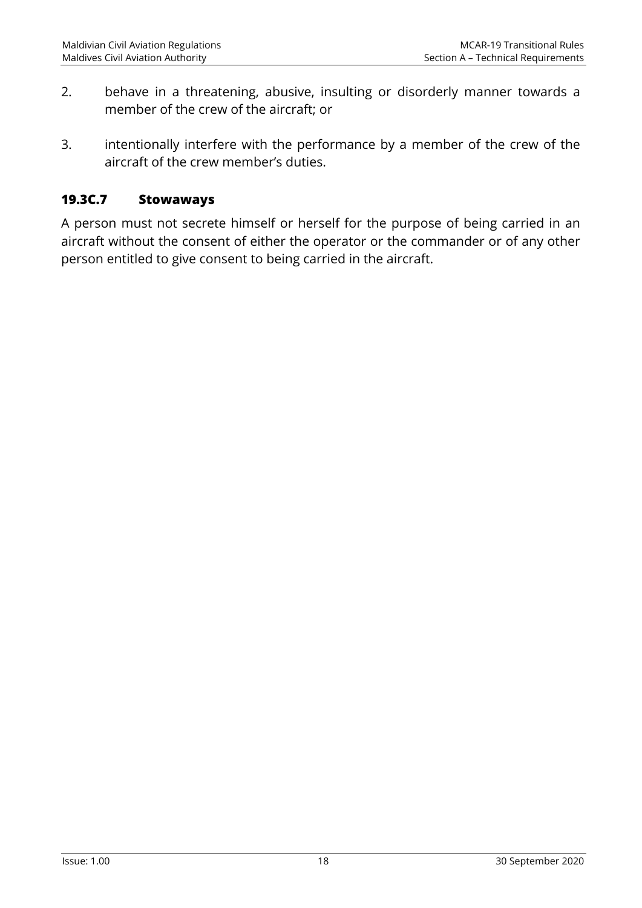2. behave in a threatening, abusive, insulting or disorderly manner towards a member of the crew of the aircraft; or

3. intentionally interfere with the performance by a member of the crew of the aircraft of the crew member's duties.

### 19.3C.7 Stowaways

A person must not secrete himself or herself for the purpose of being carried in an aircraft without the consent of either the operator or the commander or of any other person entitled to give consent to being carried in the aircraft.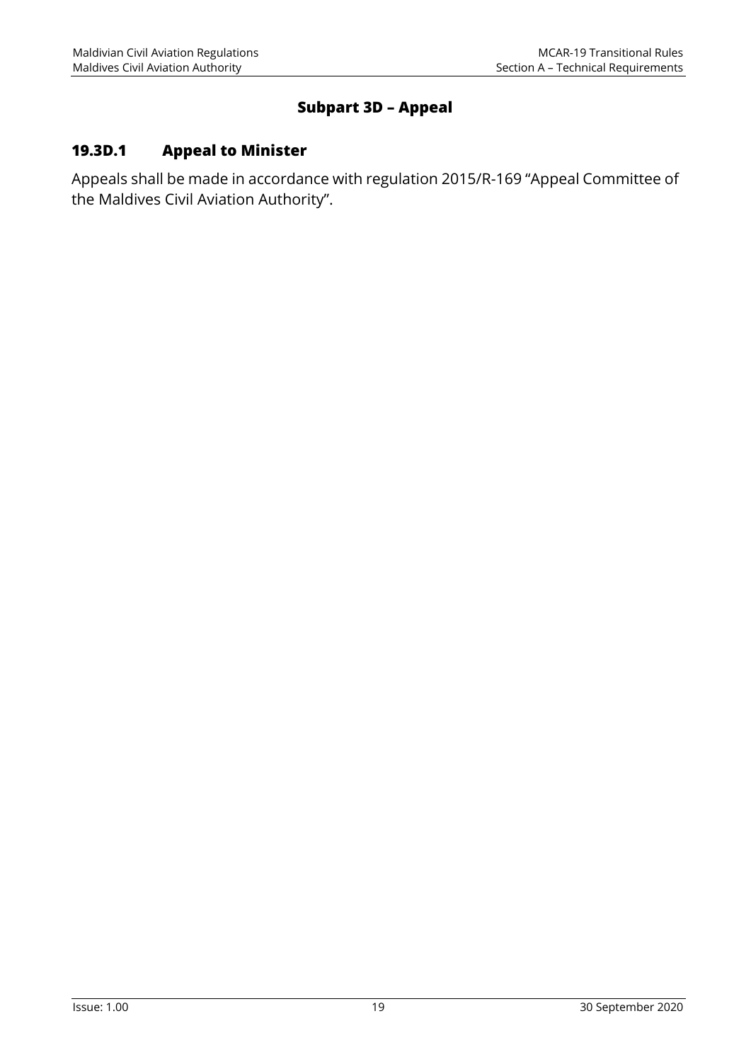## Subpart 3D – Appeal

### 19.3D.1 Appeal to Minister

Appeals shall be made in accordance with regulation 2015/R-169 "Appeal Committee of the Maldives Civil Aviation Authority".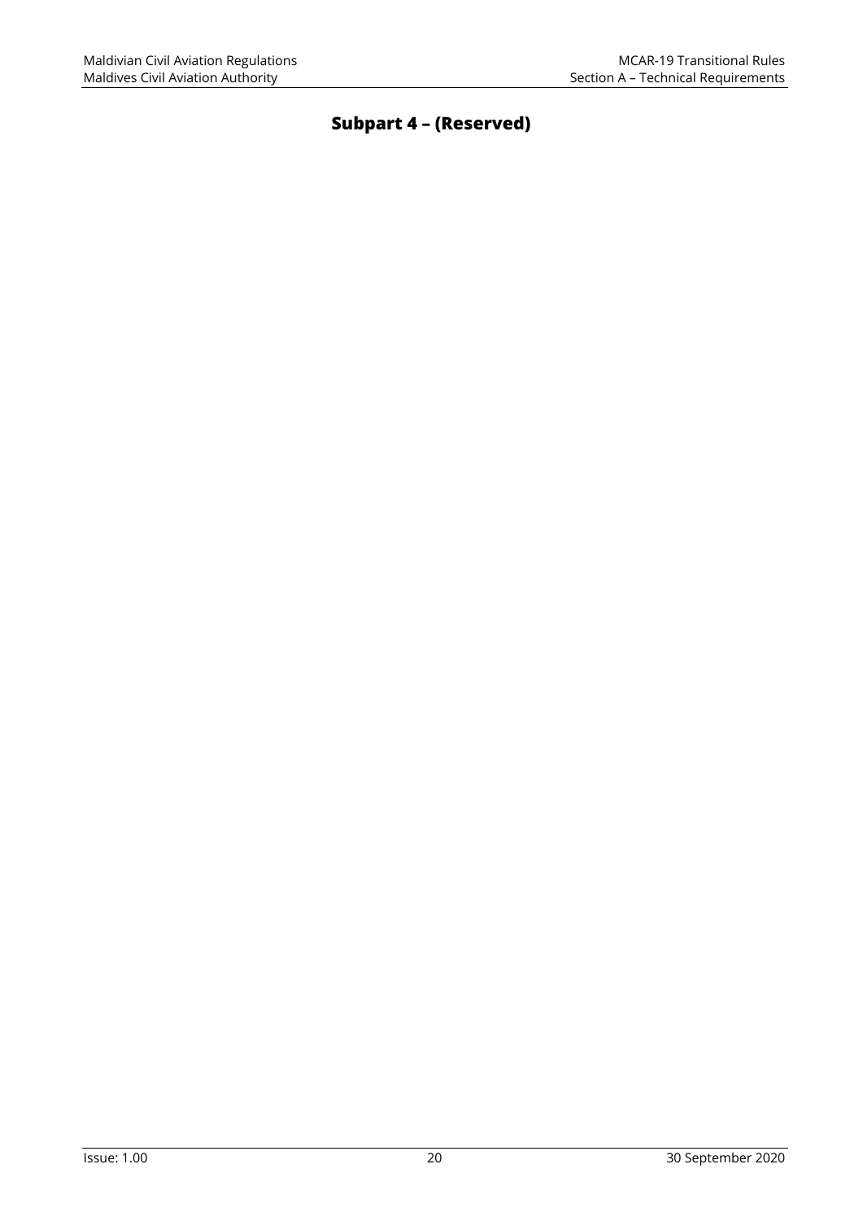# Subpart 4 – (Reserved)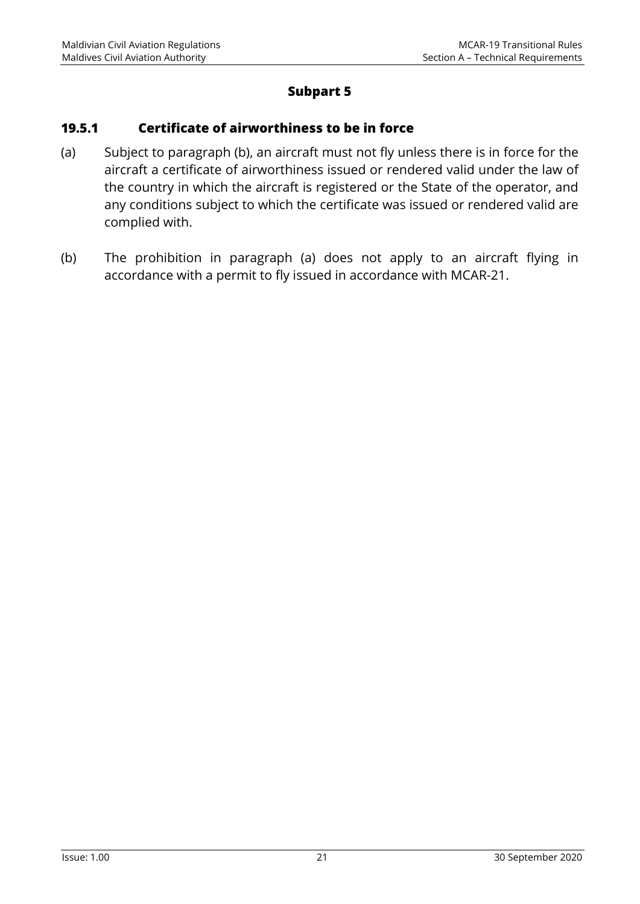## Subpart 5

### 19.5.1 Certificate of airworthiness to be in force

(a) Subject to paragraph (b), an aircraft must not fly unless there is in force for the aircraft a certificate of airworthiness issued or rendered valid under the law of the country in which the aircraft is registered or the State of the operator, and any conditions subject to which the certificate was issued or rendered valid are complied with.

(b) The prohibition in paragraph (a) does not apply to an aircraft flying in accordance with a permit to fly issued in accordance with MCAR-21.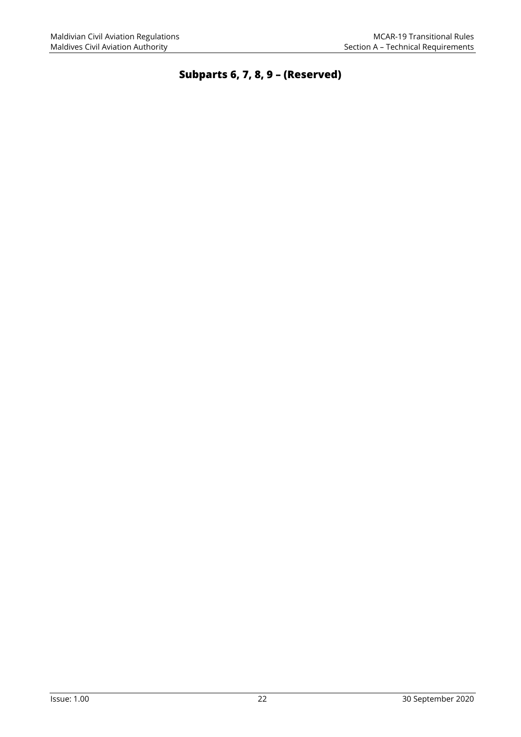# Subparts 6, 7, 8, 9 – (Reserved)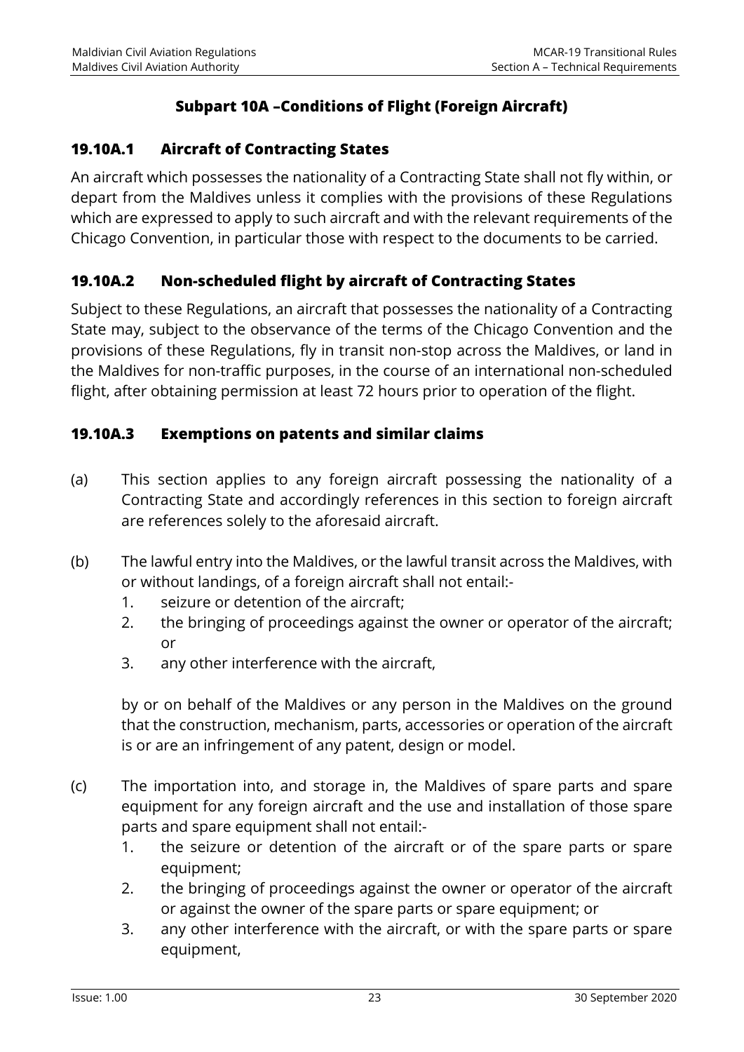## Subpart 10A –Conditions of Flight (Foreign Aircraft)

### 19.10A.1 Aircraft of Contracting States

An aircraft which possesses the nationality of a Contracting State shall not fly within, or depart from the Maldives unless it complies with the provisions of these Regulations which are expressed to apply to such aircraft and with the relevant requirements of the Chicago Convention, in particular those with respect to the documents to be carried.

### 19.10A.2 Non-scheduled flight by aircraft of Contracting States

Subject to these Regulations, an aircraft that possesses the nationality of a Contracting State may, subject to the observance of the terms of the Chicago Convention and the provisions of these Regulations, fly in transit non-stop across the Maldives, or land in the Maldives for non-traffic purposes, in the course of an international non-scheduled flight, after obtaining permission at least 72 hours prior to operation of the flight.

### 19.10A.3 Exemptions on patents and similar claims

(a) This section applies to any foreign aircraft possessing the nationality of a Contracting State and accordingly references in this section to foreign aircraft are references solely to the aforesaid aircraft.

(b) The lawful entry into the Maldives, or the lawful transit across the Maldives, with or without landings, of a foreign aircraft shall not entail:-

1. seizure or detention of the aircraft;
2. the bringing of proceedings against the owner or operator of the aircraft; or
3. any other interference with the aircraft,

by or on behalf of the Maldives or any person in the Maldives on the ground that the construction, mechanism, parts, accessories or operation of the aircraft is or are an infringement of any patent, design or model.

(c) The importation into, and storage in, the Maldives of spare parts and spare equipment for any foreign aircraft and the use and installation of those spare parts and spare equipment shall not entail:-

1. the seizure or detention of the aircraft or of the spare parts or spare equipment;
2. the bringing of proceedings against the owner or operator of the aircraft or against the owner of the spare parts or spare equipment; or
3. any other interference with the aircraft, or with the spare parts or spare equipment,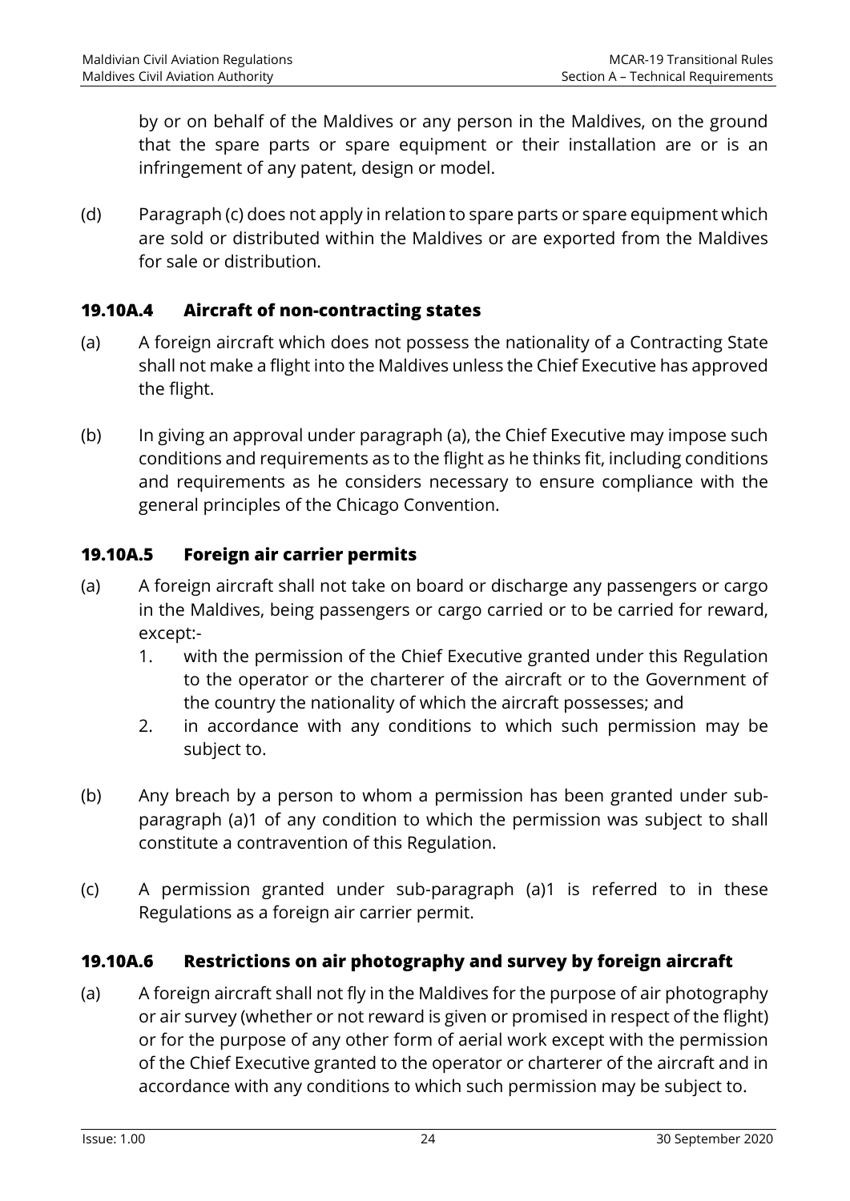by or on behalf of the Maldives or any person in the Maldives, on the ground that the spare parts or spare equipment or their installation are or is an infringement of any patent, design or model.

(d) Paragraph (c) does not apply in relation to spare parts or spare equipment which are sold or distributed within the Maldives or are exported from the Maldives for sale or distribution.

### 19.10A.4 Aircraft of non-contracting states

(a) A foreign aircraft which does not possess the nationality of a Contracting State shall not make a flight into the Maldives unless the Chief Executive has approved the flight.

(b) In giving an approval under paragraph (a), the Chief Executive may impose such conditions and requirements as to the flight as he thinks fit, including conditions and requirements as he considers necessary to ensure compliance with the general principles of the Chicago Convention.

### 19.10A.5 Foreign air carrier permits

(a) A foreign aircraft shall not take on board or discharge any passengers or cargo in the Maldives, being passengers or cargo carried or to be carried for reward, except:-
   1. with the permission of the Chief Executive granted under this Regulation to the operator or the charterer of the aircraft or to the Government of the country the nationality of which the aircraft possesses; and
   2. in accordance with any conditions to which such permission may be subject to.

(b) Any breach by a person to whom a permission has been granted under sub-paragraph (a)1 of any condition to which the permission was subject to shall constitute a contravention of this Regulation.

(c) A permission granted under sub-paragraph (a)1 is referred to in these Regulations as a foreign air carrier permit.

### 19.10A.6 Restrictions on air photography and survey by foreign aircraft

(a) A foreign aircraft shall not fly in the Maldives for the purpose of air photography or air survey (whether or not reward is given or promised in respect of the flight) or for the purpose of any other form of aerial work except with the permission of the Chief Executive granted to the operator or charterer of the aircraft and in accordance with any conditions to which such permission may be subject to.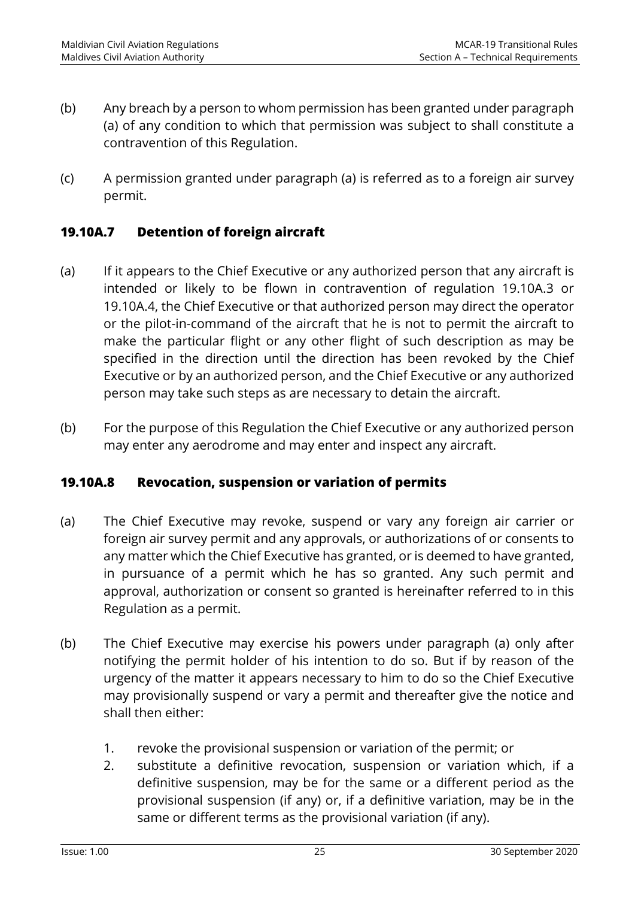(b) Any breach by a person to whom permission has been granted under paragraph (a) of any condition to which that permission was subject to shall constitute a contravention of this Regulation.

(c) A permission granted under paragraph (a) is referred as to a foreign air survey permit.

### 19.10A.7 Detention of foreign aircraft

(a) If it appears to the Chief Executive or any authorized person that any aircraft is intended or likely to be flown in contravention of regulation 19.10A.3 or 19.10A.4, the Chief Executive or that authorized person may direct the operator or the pilot-in-command of the aircraft that he is not to permit the aircraft to make the particular flight or any other flight of such description as may be specified in the direction until the direction has been revoked by the Chief Executive or by an authorized person, and the Chief Executive or any authorized person may take such steps as are necessary to detain the aircraft.

(b) For the purpose of this Regulation the Chief Executive or any authorized person may enter any aerodrome and may enter and inspect any aircraft.

### 19.10A.8 Revocation, suspension or variation of permits

(a) The Chief Executive may revoke, suspend or vary any foreign air carrier or foreign air survey permit and any approvals, or authorizations of or consents to any matter which the Chief Executive has granted, or is deemed to have granted, in pursuance of a permit which he has so granted. Any such permit and approval, authorization or consent so granted is hereinafter referred to in this Regulation as a permit.

(b) The Chief Executive may exercise his powers under paragraph (a) only after notifying the permit holder of his intention to do so. But if by reason of the urgency of the matter it appears necessary to him to do so the Chief Executive may provisionally suspend or vary a permit and thereafter give the notice and shall then either:

1. revoke the provisional suspension or variation of the permit; or
2. substitute a definitive revocation, suspension or variation which, if a definitive suspension, may be for the same or a different period as the provisional suspension (if any) or, if a definitive variation, may be in the same or different terms as the provisional variation (if any).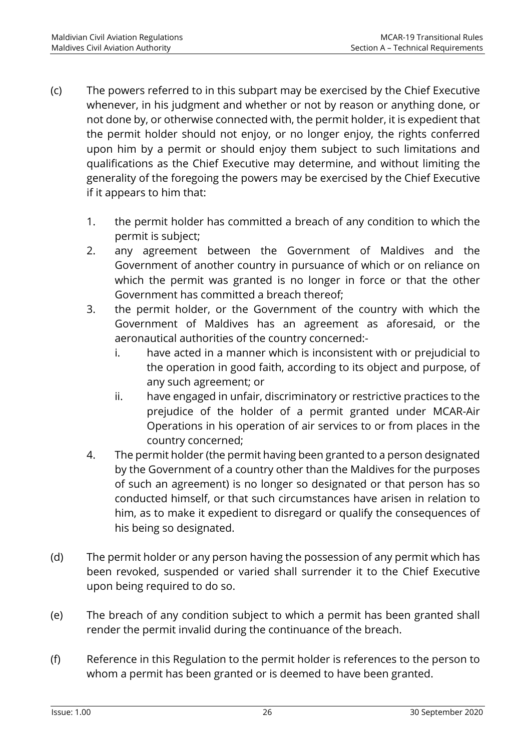(c) The powers referred to in this subpart may be exercised by the Chief Executive whenever, in his judgment and whether or not by reason or anything done, or not done by, or otherwise connected with, the permit holder, it is expedient that the permit holder should not enjoy, or no longer enjoy, the rights conferred upon him by a permit or should enjoy them subject to such limitations and qualifications as the Chief Executive may determine, and without limiting the generality of the foregoing the powers may be exercised by the Chief Executive if it appears to him that:

1. the permit holder has committed a breach of any condition to which the permit is subject;
2. any agreement between the Government of Maldives and the Government of another country in pursuance of which or on reliance on which the permit was granted is no longer in force or that the other Government has committed a breach thereof;
3. the permit holder, or the Government of the country with which the Government of Maldives has an agreement as aforesaid, or the aeronautical authorities of the country concerned:-
   i. have acted in a manner which is inconsistent with or prejudicial to the operation in good faith, according to its object and purpose, of any such agreement; or
   ii. have engaged in unfair, discriminatory or restrictive practices to the prejudice of the holder of a permit granted under MCAR-Air Operations in his operation of air services to or from places in the country concerned;
4. The permit holder (the permit having been granted to a person designated by the Government of a country other than the Maldives for the purposes of such an agreement) is no longer so designated or that person has so conducted himself, or that such circumstances have arisen in relation to him, as to make it expedient to disregard or qualify the consequences of his being so designated.

(d) The permit holder or any person having the possession of any permit which has been revoked, suspended or varied shall surrender it to the Chief Executive upon being required to do so.

(e) The breach of any condition subject to which a permit has been granted shall render the permit invalid during the continuance of the breach.

(f) Reference in this Regulation to the permit holder is references to the person to whom a permit has been granted or is deemed to have been granted.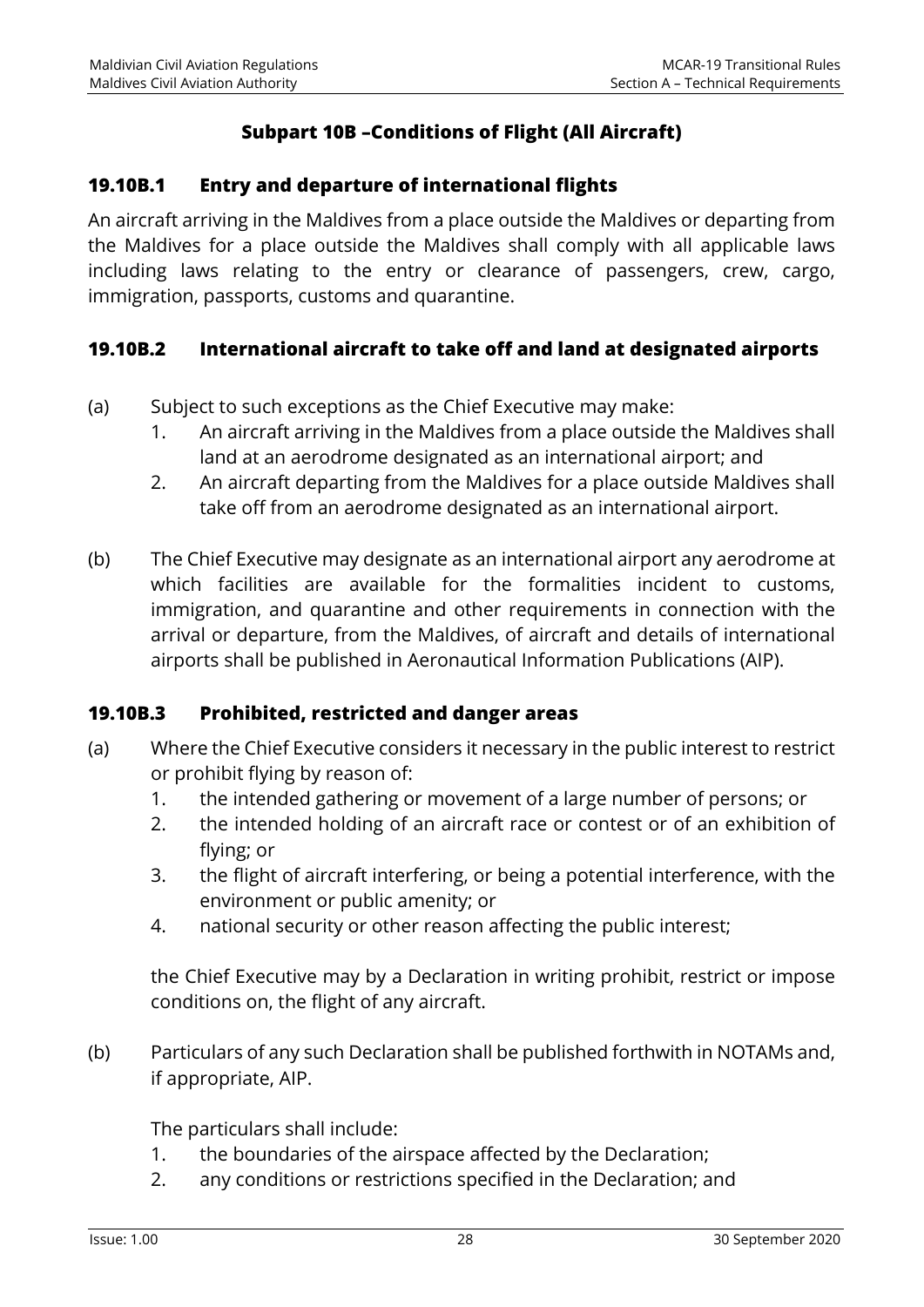## Subpart 10B –Conditions of Flight (All Aircraft)

### 19.10B.1 Entry and departure of international flights

An aircraft arriving in the Maldives from a place outside the Maldives or departing from the Maldives for a place outside the Maldives shall comply with all applicable laws including laws relating to the entry or clearance of passengers, crew, cargo, immigration, passports, customs and quarantine.

### 19.10B.2 International aircraft to take off and land at designated airports

(a) Subject to such exceptions as the Chief Executive may make:

1. An aircraft arriving in the Maldives from a place outside the Maldives shall land at an aerodrome designated as an international airport; and
2. An aircraft departing from the Maldives for a place outside Maldives shall take off from an aerodrome designated as an international airport.

(b) The Chief Executive may designate as an international airport any aerodrome at which facilities are available for the formalities incident to customs, immigration, and quarantine and other requirements in connection with the arrival or departure, from the Maldives, of aircraft and details of international airports shall be published in Aeronautical Information Publications (AIP).

### 19.10B.3 Prohibited, restricted and danger areas

(a) Where the Chief Executive considers it necessary in the public interest to restrict or prohibit flying by reason of:

1. the intended gathering or movement of a large number of persons; or
2. the intended holding of an aircraft race or contest or of an exhibition of flying; or
3. the flight of aircraft interfering, or being a potential interference, with the environment or public amenity; or
4. national security or other reason affecting the public interest;

the Chief Executive may by a Declaration in writing prohibit, restrict or impose conditions on, the flight of any aircraft.

(b) Particulars of any such Declaration shall be published forthwith in NOTAMs and, if appropriate, AIP.

The particulars shall include:

1. the boundaries of the airspace affected by the Declaration;
2. any conditions or restrictions specified in the Declaration; and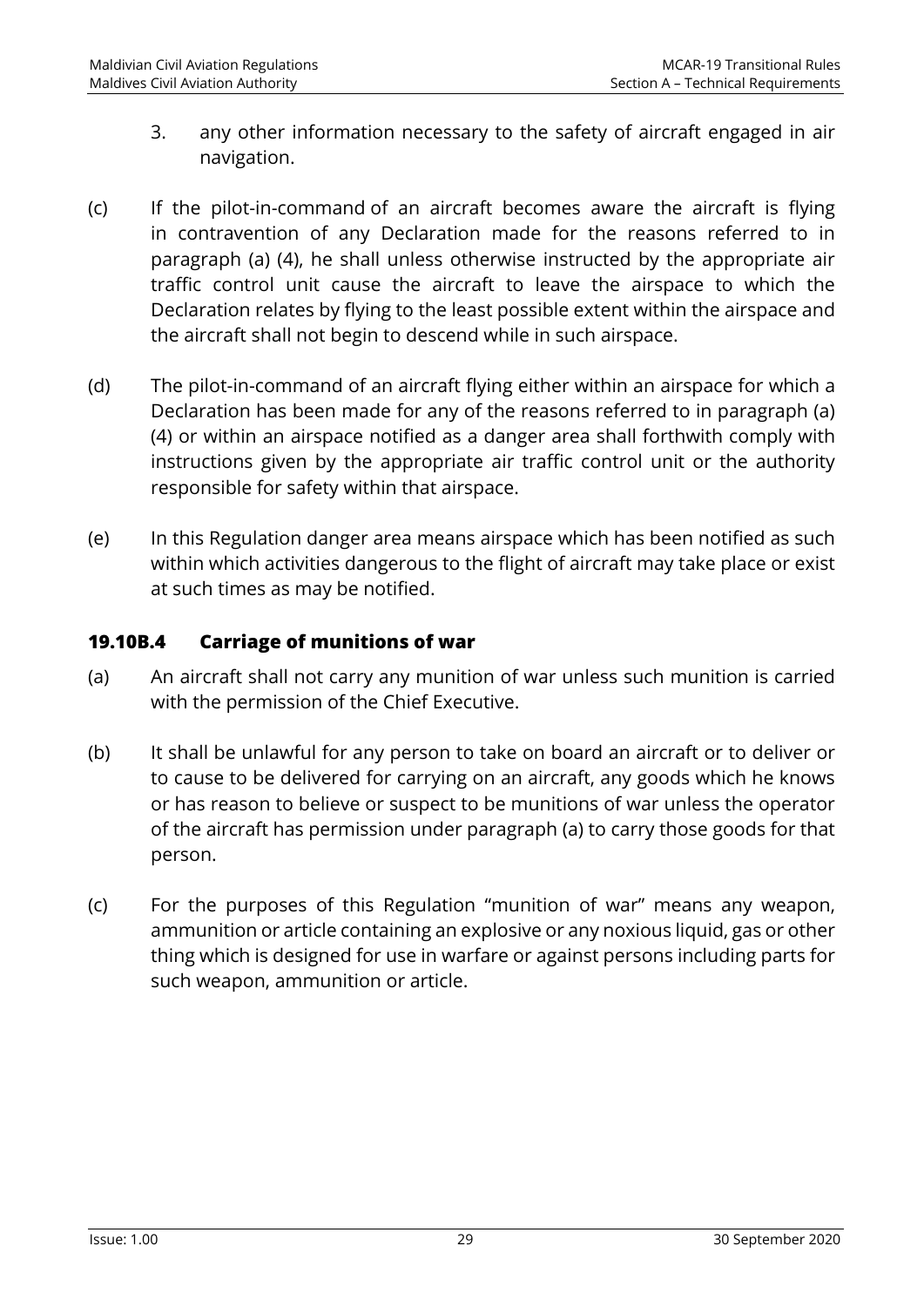3. any other information necessary to the safety of aircraft engaged in air navigation.

(c) If the pilot-in-command of an aircraft becomes aware the aircraft is flying in contravention of any Declaration made for the reasons referred to in paragraph (a) (4), he shall unless otherwise instructed by the appropriate air traffic control unit cause the aircraft to leave the airspace to which the Declaration relates by flying to the least possible extent within the airspace and the aircraft shall not begin to descend while in such airspace.

(d) The pilot-in-command of an aircraft flying either within an airspace for which a Declaration has been made for any of the reasons referred to in paragraph (a) (4) or within an airspace notified as a danger area shall forthwith comply with instructions given by the appropriate air traffic control unit or the authority responsible for safety within that airspace.

(e) In this Regulation danger area means airspace which has been notified as such within which activities dangerous to the flight of aircraft may take place or exist at such times as may be notified.

### 19.10B.4 Carriage of munitions of war

(a) An aircraft shall not carry any munition of war unless such munition is carried with the permission of the Chief Executive.

(b) It shall be unlawful for any person to take on board an aircraft or to deliver or to cause to be delivered for carrying on an aircraft, any goods which he knows or has reason to believe or suspect to be munitions of war unless the operator of the aircraft has permission under paragraph (a) to carry those goods for that person.

(c) For the purposes of this Regulation "munition of war" means any weapon, ammunition or article containing an explosive or any noxious liquid, gas or other thing which is designed for use in warfare or against persons including parts for such weapon, ammunition or article.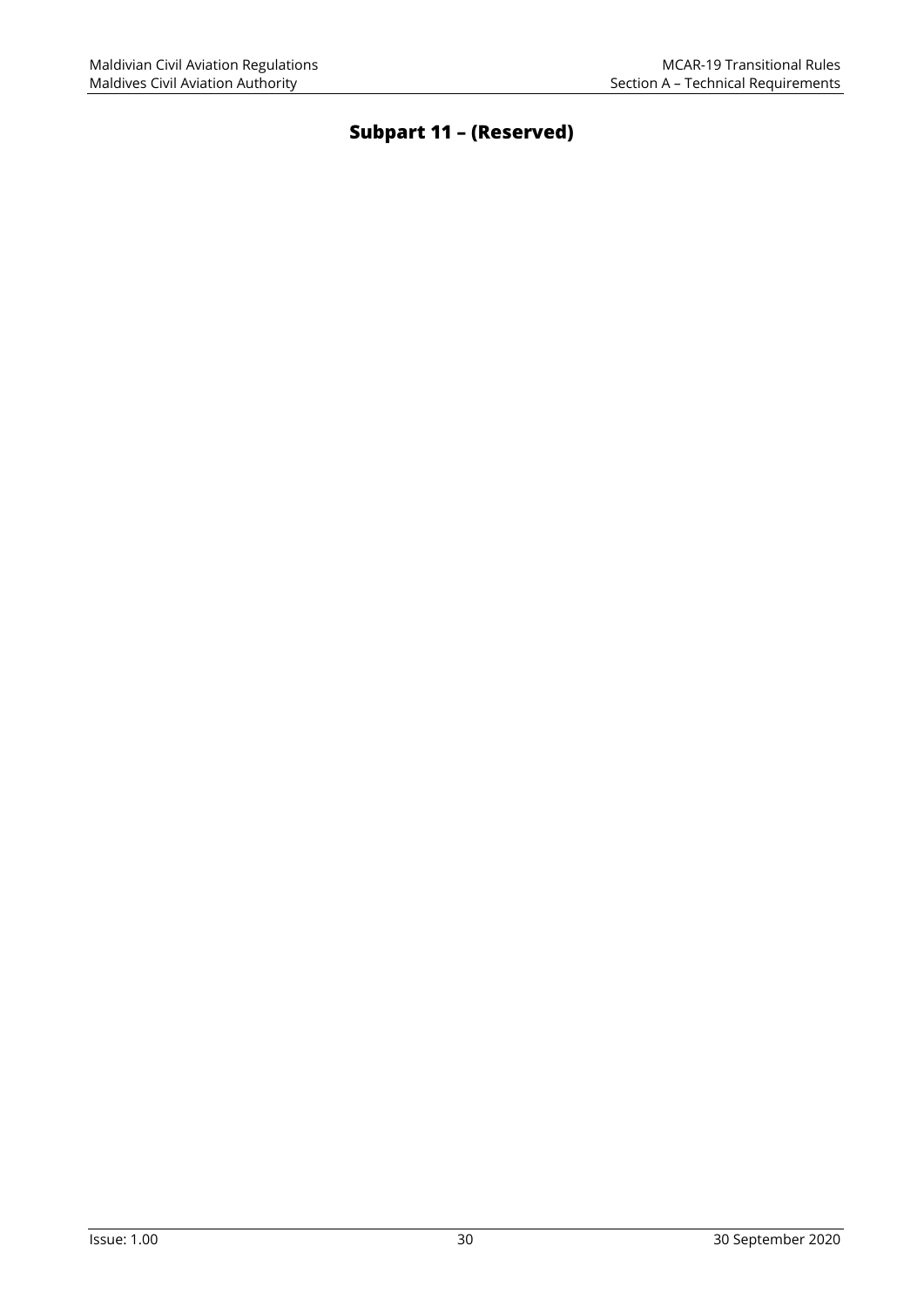# Subpart 11 – (Reserved)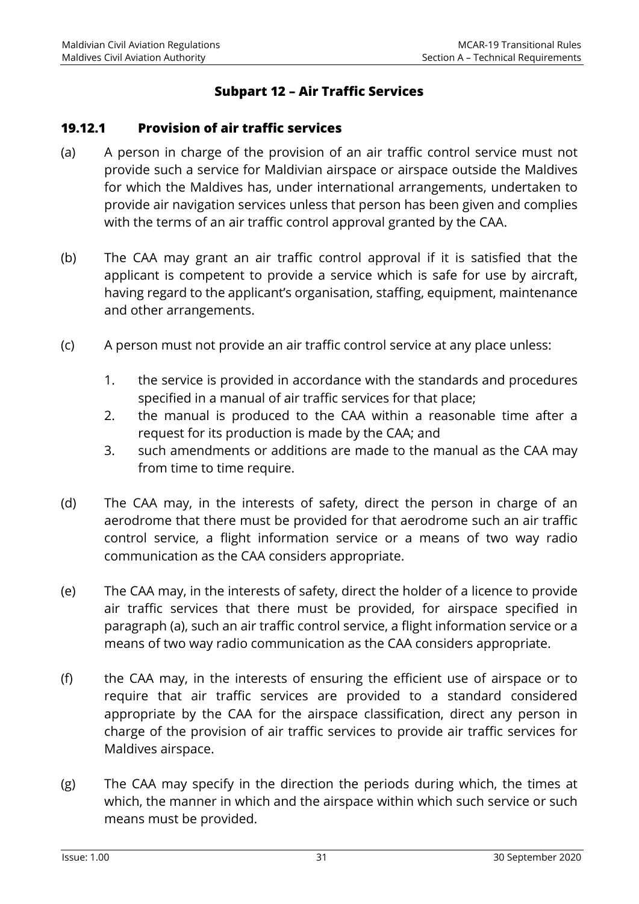## Subpart 12 – Air Traffic Services

### 19.12.1 Provision of air traffic services

(a) A person in charge of the provision of an air traffic control service must not provide such a service for Maldivian airspace or airspace outside the Maldives for which the Maldives has, under international arrangements, undertaken to provide air navigation services unless that person has been given and complies with the terms of an air traffic control approval granted by the CAA.

(b) The CAA may grant an air traffic control approval if it is satisfied that the applicant is competent to provide a service which is safe for use by aircraft, having regard to the applicant's organisation, staffing, equipment, maintenance and other arrangements.

(c) A person must not provide an air traffic control service at any place unless:

1. the service is provided in accordance with the standards and procedures specified in a manual of air traffic services for that place;
2. the manual is produced to the CAA within a reasonable time after a request for its production is made by the CAA; and
3. such amendments or additions are made to the manual as the CAA may from time to time require.

(d) The CAA may, in the interests of safety, direct the person in charge of an aerodrome that there must be provided for that aerodrome such an air traffic control service, a flight information service or a means of two way radio communication as the CAA considers appropriate.

(e) The CAA may, in the interests of safety, direct the holder of a licence to provide air traffic services that there must be provided, for airspace specified in paragraph (a), such an air traffic control service, a flight information service or a means of two way radio communication as the CAA considers appropriate.

(f) the CAA may, in the interests of ensuring the efficient use of airspace or to require that air traffic services are provided to a standard considered appropriate by the CAA for the airspace classification, direct any person in charge of the provision of air traffic services to provide air traffic services for Maldives airspace.

(g) The CAA may specify in the direction the periods during which, the times at which, the manner in which and the airspace within which such service or such means must be provided.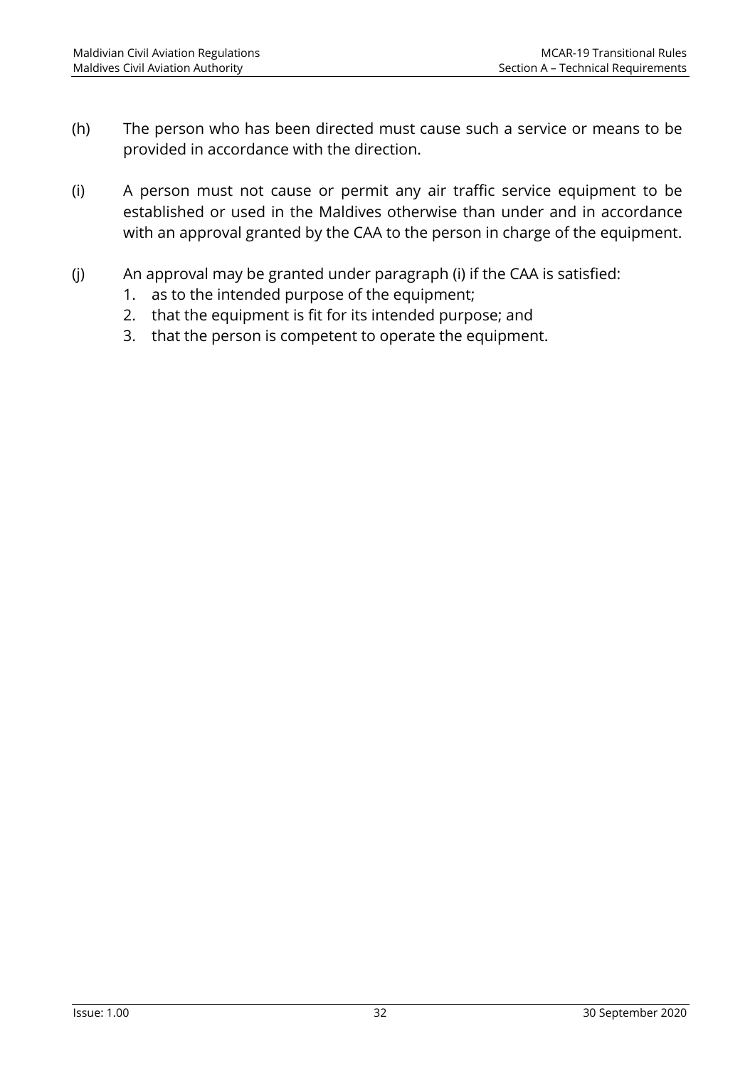(h) The person who has been directed must cause such a service or means to be provided in accordance with the direction.

(i) A person must not cause or permit any air traffic service equipment to be established or used in the Maldives otherwise than under and in accordance with an approval granted by the CAA to the person in charge of the equipment.

(j) An approval may be granted under paragraph (i) if the CAA is satisfied:
1. as to the intended purpose of the equipment;
2. that the equipment is fit for its intended purpose; and
3. that the person is competent to operate the equipment.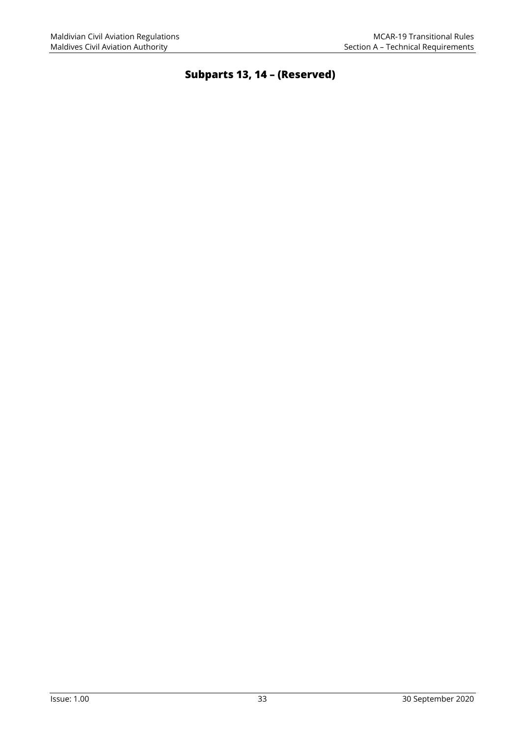# Subparts 13, 14 – (Reserved)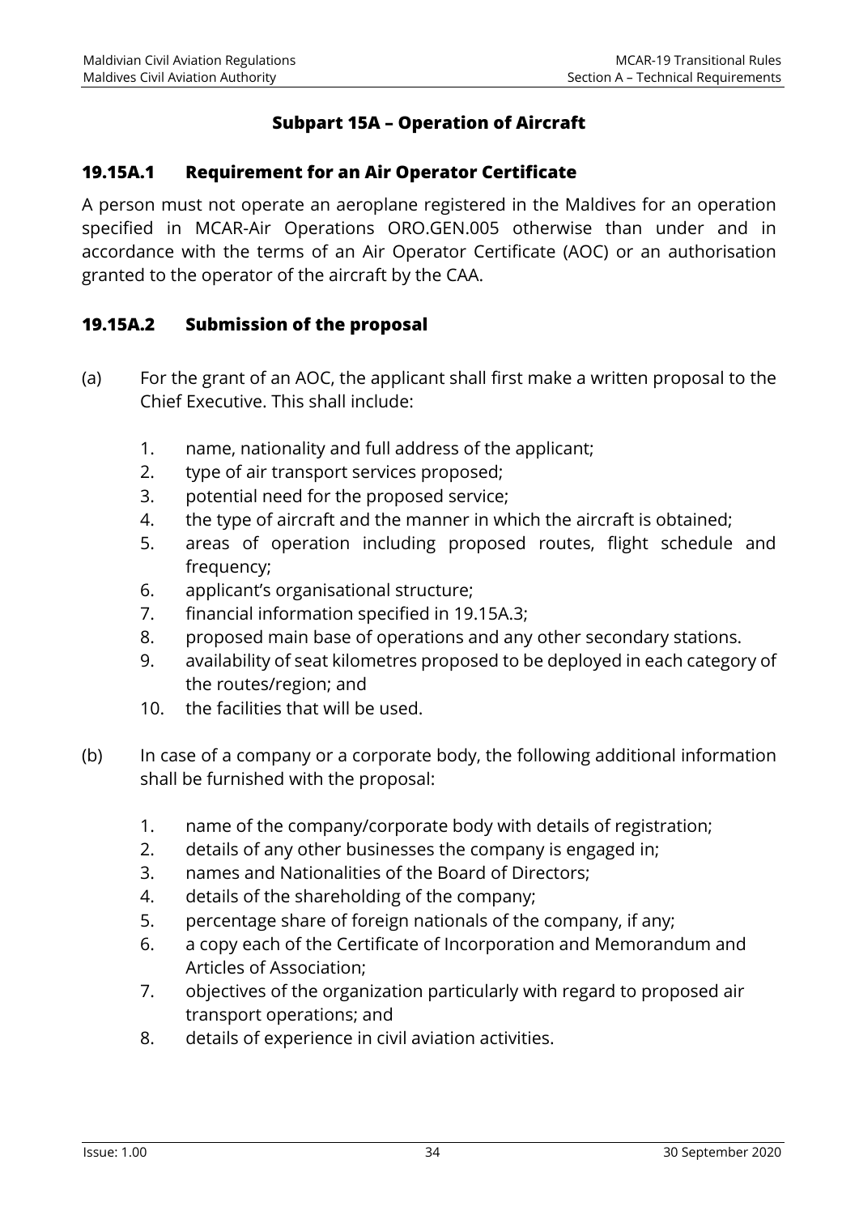## Subpart 15A – Operation of Aircraft

### 19.15A.1 Requirement for an Air Operator Certificate

A person must not operate an aeroplane registered in the Maldives for an operation specified in MCAR-Air Operations ORO.GEN.005 otherwise than under and in accordance with the terms of an Air Operator Certificate (AOC) or an authorisation granted to the operator of the aircraft by the CAA.

### 19.15A.2 Submission of the proposal

(a) For the grant of an AOC, the applicant shall first make a written proposal to the Chief Executive. This shall include:

1. name, nationality and full address of the applicant;
2. type of air transport services proposed;
3. potential need for the proposed service;
4. the type of aircraft and the manner in which the aircraft is obtained;
5. areas of operation including proposed routes, flight schedule and frequency;
6. applicant's organisational structure;
7. financial information specified in 19.15A.3;
8. proposed main base of operations and any other secondary stations.
9. availability of seat kilometres proposed to be deployed in each category of the routes/region; and
10. the facilities that will be used.

(b) In case of a company or a corporate body, the following additional information shall be furnished with the proposal:

1. name of the company/corporate body with details of registration;
2. details of any other businesses the company is engaged in;
3. names and Nationalities of the Board of Directors;
4. details of the shareholding of the company;
5. percentage share of foreign nationals of the company, if any;
6. a copy each of the Certificate of Incorporation and Memorandum and Articles of Association;
7. objectives of the organization particularly with regard to proposed air transport operations; and
8. details of experience in civil aviation activities.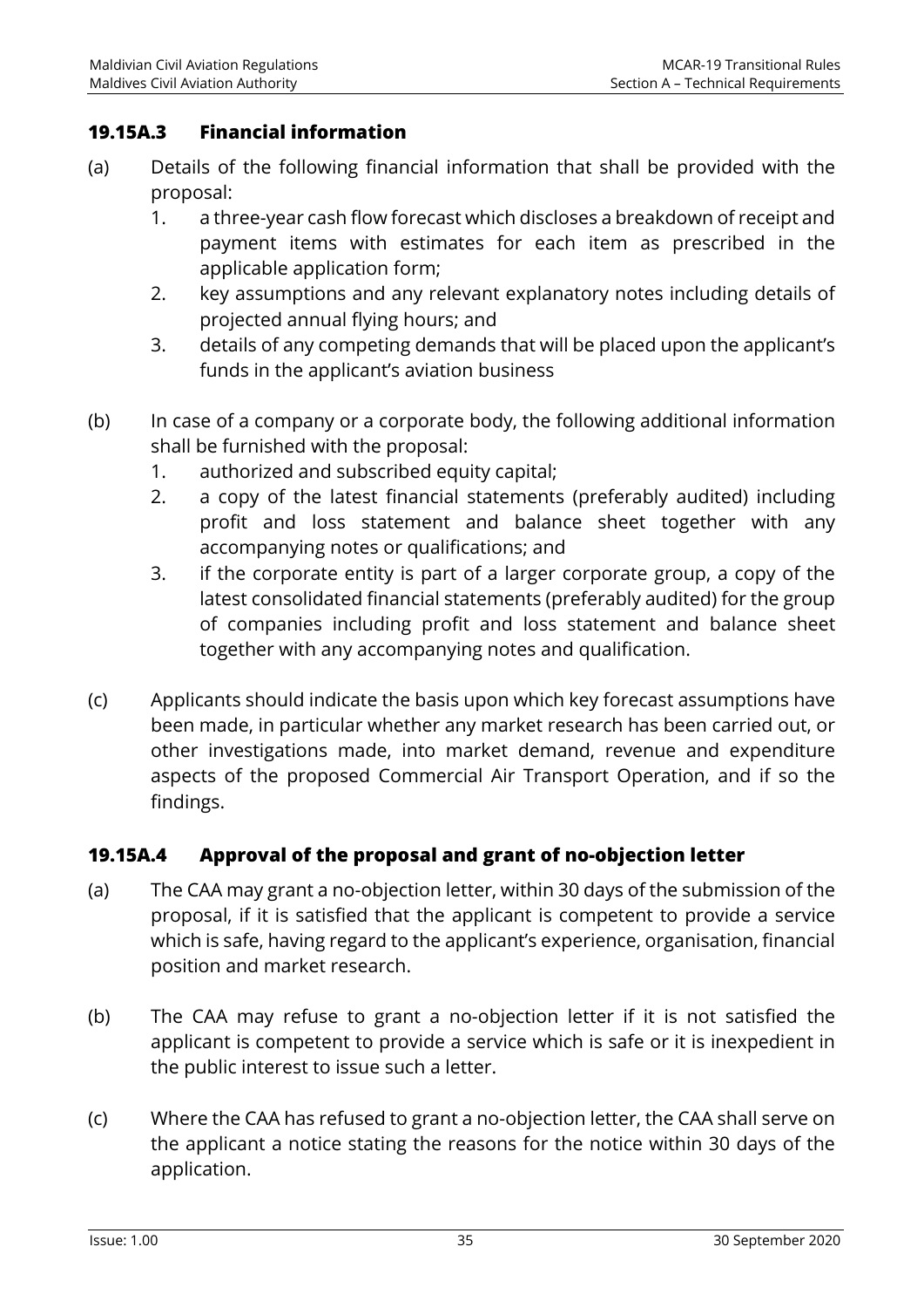### 19.15A.3 Financial information

(a) Details of the following financial information that shall be provided with the proposal:

1. a three-year cash flow forecast which discloses a breakdown of receipt and payment items with estimates for each item as prescribed in the applicable application form;
2. key assumptions and any relevant explanatory notes including details of projected annual flying hours; and
3. details of any competing demands that will be placed upon the applicant's funds in the applicant's aviation business

(b) In case of a company or a corporate body, the following additional information shall be furnished with the proposal:

1. authorized and subscribed equity capital;
2. a copy of the latest financial statements (preferably audited) including profit and loss statement and balance sheet together with any accompanying notes or qualifications; and
3. if the corporate entity is part of a larger corporate group, a copy of the latest consolidated financial statements (preferably audited) for the group of companies including profit and loss statement and balance sheet together with any accompanying notes and qualification.

(c) Applicants should indicate the basis upon which key forecast assumptions have been made, in particular whether any market research has been carried out, or other investigations made, into market demand, revenue and expenditure aspects of the proposed Commercial Air Transport Operation, and if so the findings.

### 19.15A.4 Approval of the proposal and grant of no-objection letter

(a) The CAA may grant a no-objection letter, within 30 days of the submission of the proposal, if it is satisfied that the applicant is competent to provide a service which is safe, having regard to the applicant's experience, organisation, financial position and market research.

(b) The CAA may refuse to grant a no-objection letter if it is not satisfied the applicant is competent to provide a service which is safe or it is inexpedient in the public interest to issue such a letter.

(c) Where the CAA has refused to grant a no-objection letter, the CAA shall serve on the applicant a notice stating the reasons for the notice within 30 days of the application.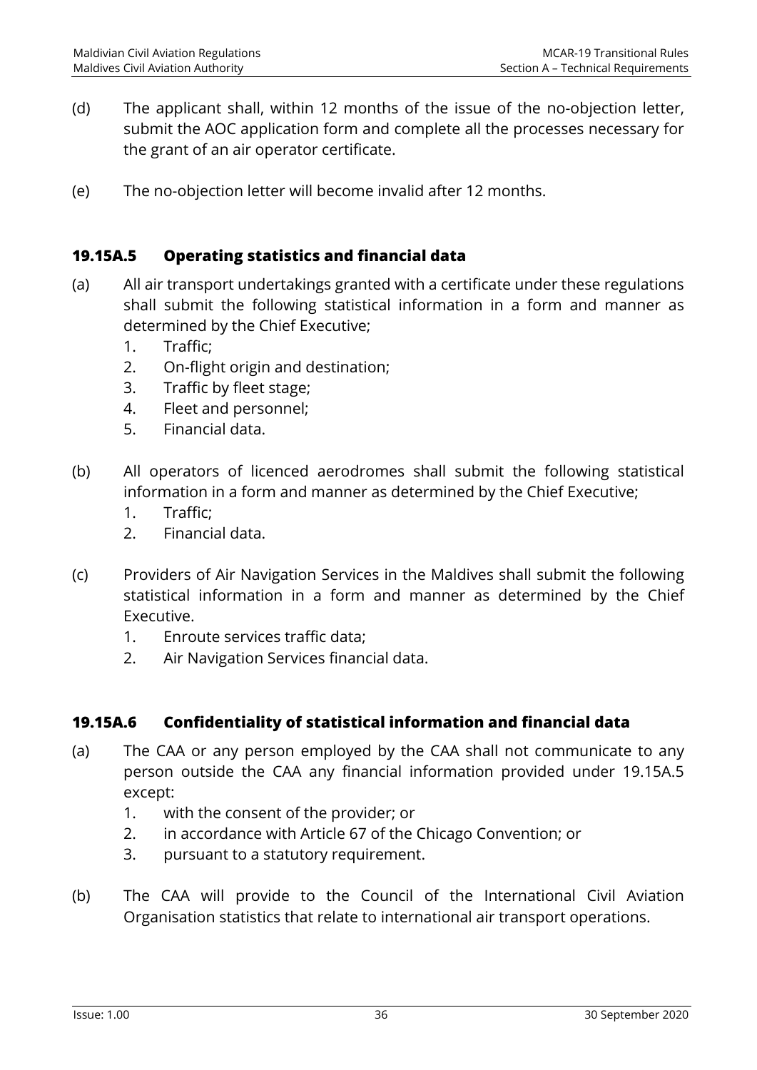(d) The applicant shall, within 12 months of the issue of the no-objection letter, submit the AOC application form and complete all the processes necessary for the grant of an air operator certificate.

(e) The no-objection letter will become invalid after 12 months.

### 19.15A.5 Operating statistics and financial data

(a) All air transport undertakings granted with a certificate under these regulations shall submit the following statistical information in a form and manner as determined by the Chief Executive;

1. Traffic;
2. On-flight origin and destination;
3. Traffic by fleet stage;
4. Fleet and personnel;
5. Financial data.

(b) All operators of licenced aerodromes shall submit the following statistical information in a form and manner as determined by the Chief Executive;

1. Traffic;
2. Financial data.

(c) Providers of Air Navigation Services in the Maldives shall submit the following statistical information in a form and manner as determined by the Chief Executive.

1. Enroute services traffic data;
2. Air Navigation Services financial data.

### 19.15A.6 Confidentiality of statistical information and financial data

(a) The CAA or any person employed by the CAA shall not communicate to any person outside the CAA any financial information provided under 19.15A.5 except:

1. with the consent of the provider; or
2. in accordance with Article 67 of the Chicago Convention; or
3. pursuant to a statutory requirement.

(b) The CAA will provide to the Council of the International Civil Aviation Organisation statistics that relate to international air transport operations.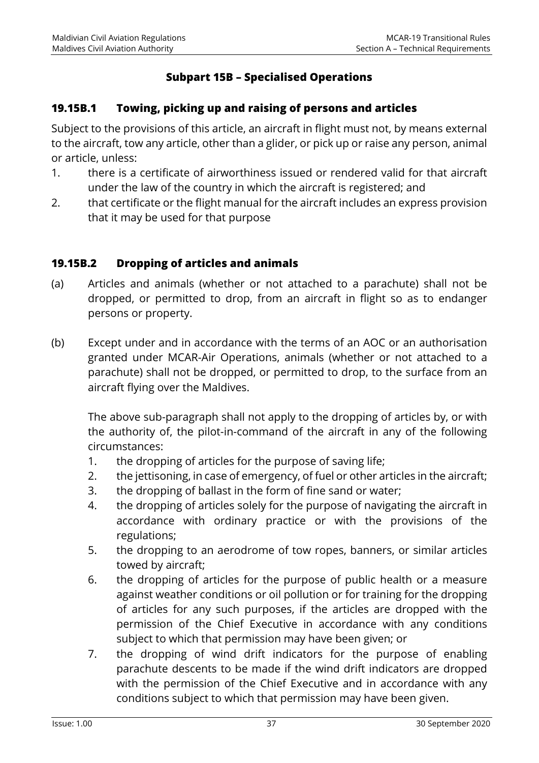## Subpart 15B – Specialised Operations

### 19.15B.1 Towing, picking up and raising of persons and articles

Subject to the provisions of this article, an aircraft in flight must not, by means external to the aircraft, tow any article, other than a glider, or pick up or raise any person, animal or article, unless:

1. there is a certificate of airworthiness issued or rendered valid for that aircraft under the law of the country in which the aircraft is registered; and
2. that certificate or the flight manual for the aircraft includes an express provision that it may be used for that purpose

### 19.15B.2 Dropping of articles and animals

(a) Articles and animals (whether or not attached to a parachute) shall not be dropped, or permitted to drop, from an aircraft in flight so as to endanger persons or property.

(b) Except under and in accordance with the terms of an AOC or an authorisation granted under MCAR-Air Operations, animals (whether or not attached to a parachute) shall not be dropped, or permitted to drop, to the surface from an aircraft flying over the Maldives.

The above sub-paragraph shall not apply to the dropping of articles by, or with the authority of, the pilot-in-command of the aircraft in any of the following circumstances:

1. the dropping of articles for the purpose of saving life;
2. the jettisoning, in case of emergency, of fuel or other articles in the aircraft;
3. the dropping of ballast in the form of fine sand or water;
4. the dropping of articles solely for the purpose of navigating the aircraft in accordance with ordinary practice or with the provisions of the regulations;
5. the dropping to an aerodrome of tow ropes, banners, or similar articles towed by aircraft;
6. the dropping of articles for the purpose of public health or a measure against weather conditions or oil pollution or for training for the dropping of articles for any such purposes, if the articles are dropped with the permission of the Chief Executive in accordance with any conditions subject to which that permission may have been given; or
7. the dropping of wind drift indicators for the purpose of enabling parachute descents to be made if the wind drift indicators are dropped with the permission of the Chief Executive and in accordance with any conditions subject to which that permission may have been given.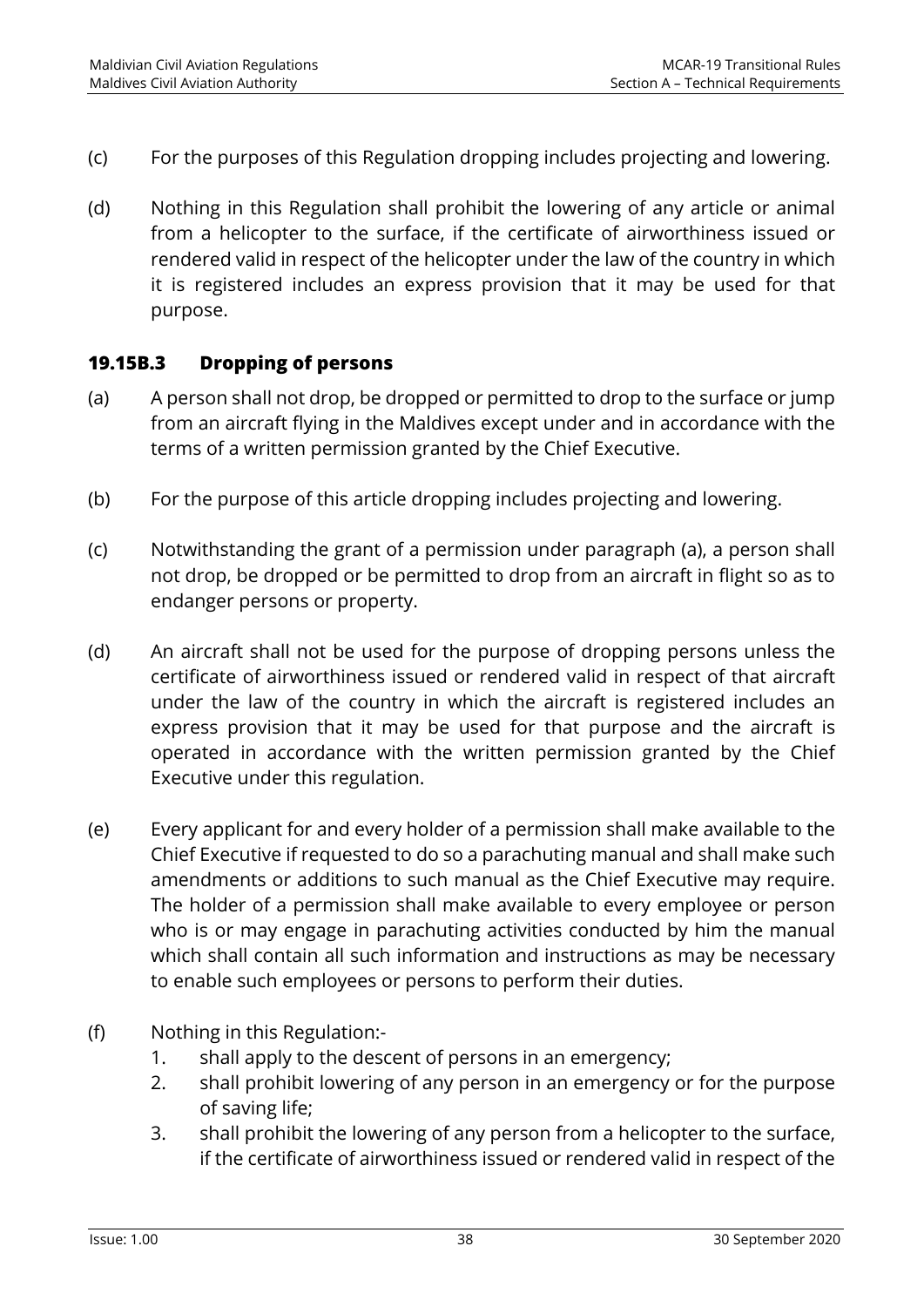(c) For the purposes of this Regulation dropping includes projecting and lowering.

(d) Nothing in this Regulation shall prohibit the lowering of any article or animal from a helicopter to the surface, if the certificate of airworthiness issued or rendered valid in respect of the helicopter under the law of the country in which it is registered includes an express provision that it may be used for that purpose.

### 19.15B.3 Dropping of persons

(a) A person shall not drop, be dropped or permitted to drop to the surface or jump from an aircraft flying in the Maldives except under and in accordance with the terms of a written permission granted by the Chief Executive.

(b) For the purpose of this article dropping includes projecting and lowering.

(c) Notwithstanding the grant of a permission under paragraph (a), a person shall not drop, be dropped or be permitted to drop from an aircraft in flight so as to endanger persons or property.

(d) An aircraft shall not be used for the purpose of dropping persons unless the certificate of airworthiness issued or rendered valid in respect of that aircraft under the law of the country in which the aircraft is registered includes an express provision that it may be used for that purpose and the aircraft is operated in accordance with the written permission granted by the Chief Executive under this regulation.

(e) Every applicant for and every holder of a permission shall make available to the Chief Executive if requested to do so a parachuting manual and shall make such amendments or additions to such manual as the Chief Executive may require. The holder of a permission shall make available to every employee or person who is or may engage in parachuting activities conducted by him the manual which shall contain all such information and instructions as may be necessary to enable such employees or persons to perform their duties.

(f) Nothing in this Regulation:-
   1. shall apply to the descent of persons in an emergency;
   2. shall prohibit lowering of any person in an emergency or for the purpose of saving life;
   3. shall prohibit the lowering of any person from a helicopter to the surface, if the certificate of airworthiness issued or rendered valid in respect of the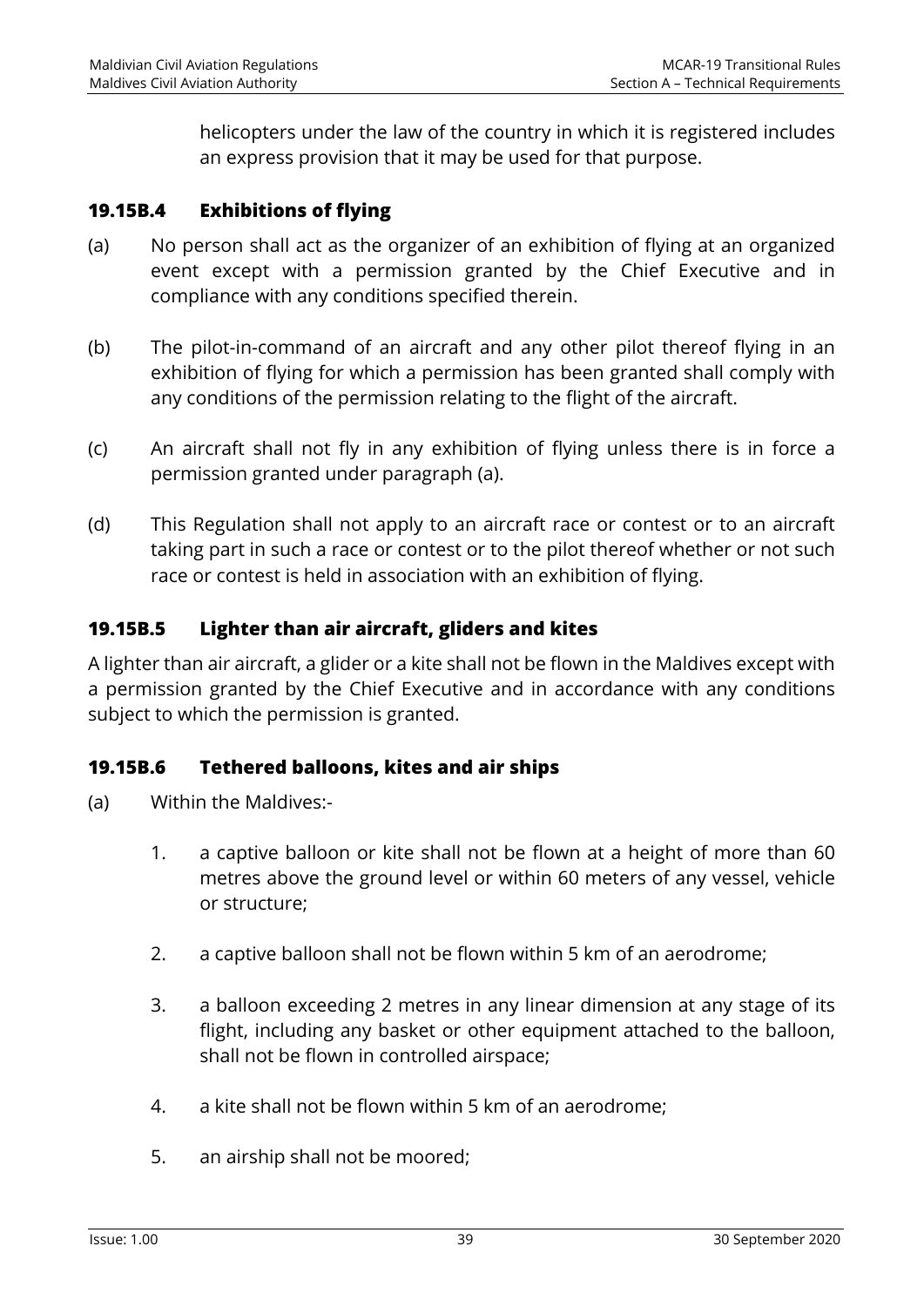helicopters under the law of the country in which it is registered includes an express provision that it may be used for that purpose.

### 19.15B.4 Exhibitions of flying

(a) No person shall act as the organizer of an exhibition of flying at an organized event except with a permission granted by the Chief Executive and in compliance with any conditions specified therein.

(b) The pilot-in-command of an aircraft and any other pilot thereof flying in an exhibition of flying for which a permission has been granted shall comply with any conditions of the permission relating to the flight of the aircraft.

(c) An aircraft shall not fly in any exhibition of flying unless there is in force a permission granted under paragraph (a).

(d) This Regulation shall not apply to an aircraft race or contest or to an aircraft taking part in such a race or contest or to the pilot thereof whether or not such race or contest is held in association with an exhibition of flying.

### 19.15B.5 Lighter than air aircraft, gliders and kites

A lighter than air aircraft, a glider or a kite shall not be flown in the Maldives except with a permission granted by the Chief Executive and in accordance with any conditions subject to which the permission is granted.

### 19.15B.6 Tethered balloons, kites and air ships

(a) Within the Maldives:-

1. a captive balloon or kite shall not be flown at a height of more than 60 metres above the ground level or within 60 meters of any vessel, vehicle or structure;

2. a captive balloon shall not be flown within 5 km of an aerodrome;

3. a balloon exceeding 2 metres in any linear dimension at any stage of its flight, including any basket or other equipment attached to the balloon, shall not be flown in controlled airspace;

4. a kite shall not be flown within 5 km of an aerodrome;

5. an airship shall not be moored;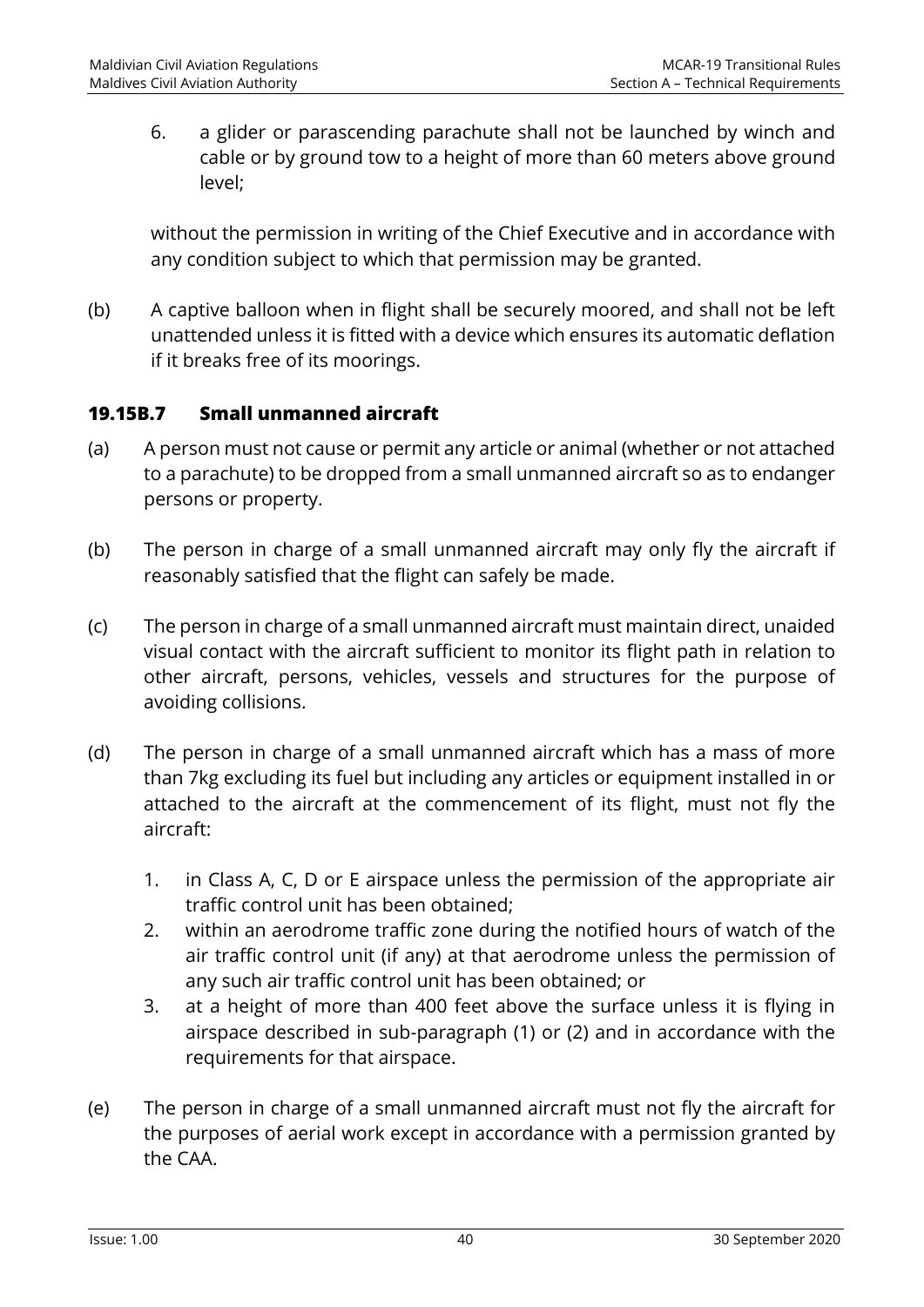6. a glider or parascending parachute shall not be launched by winch and cable or by ground tow to a height of more than 60 meters above ground level;

without the permission in writing of the Chief Executive and in accordance with any condition subject to which that permission may be granted.

(b) A captive balloon when in flight shall be securely moored, and shall not be left unattended unless it is fitted with a device which ensures its automatic deflation if it breaks free of its moorings.

### 19.15B.7 Small unmanned aircraft

(a) A person must not cause or permit any article or animal (whether or not attached to a parachute) to be dropped from a small unmanned aircraft so as to endanger persons or property.

(b) The person in charge of a small unmanned aircraft may only fly the aircraft if reasonably satisfied that the flight can safely be made.

(c) The person in charge of a small unmanned aircraft must maintain direct, unaided visual contact with the aircraft sufficient to monitor its flight path in relation to other aircraft, persons, vehicles, vessels and structures for the purpose of avoiding collisions.

(d) The person in charge of a small unmanned aircraft which has a mass of more than 7kg excluding its fuel but including any articles or equipment installed in or attached to the aircraft at the commencement of its flight, must not fly the aircraft:

1. in Class A, C, D or E airspace unless the permission of the appropriate air traffic control unit has been obtained;
2. within an aerodrome traffic zone during the notified hours of watch of the air traffic control unit (if any) at that aerodrome unless the permission of any such air traffic control unit has been obtained; or
3. at a height of more than 400 feet above the surface unless it is flying in airspace described in sub-paragraph (1) or (2) and in accordance with the requirements for that airspace.

(e) The person in charge of a small unmanned aircraft must not fly the aircraft for the purposes of aerial work except in accordance with a permission granted by the CAA.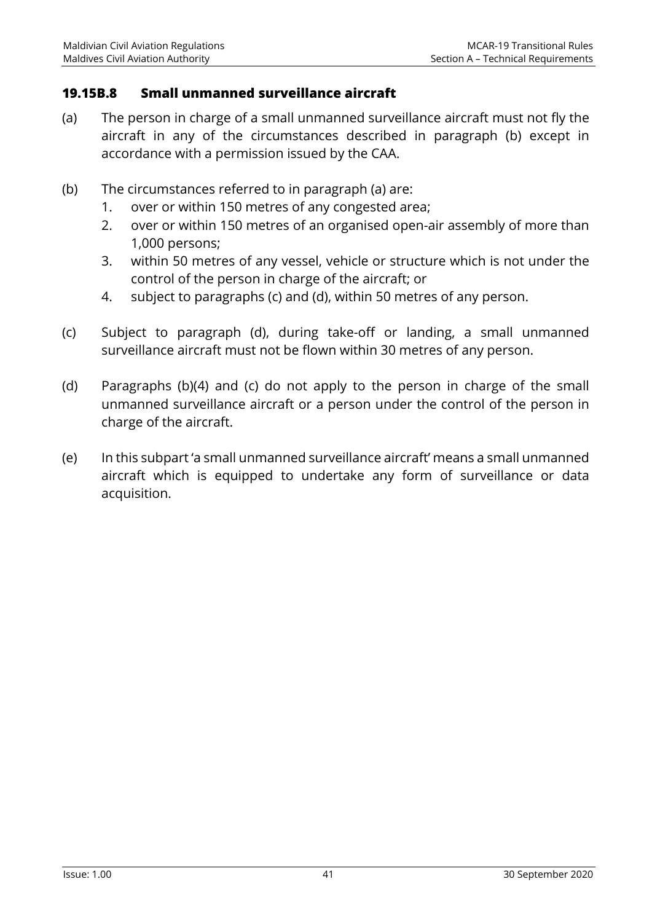### 19.15B.8 Small unmanned surveillance aircraft

(a) The person in charge of a small unmanned surveillance aircraft must not fly the aircraft in any of the circumstances described in paragraph (b) except in accordance with a permission issued by the CAA.

(b) The circumstances referred to in paragraph (a) are:

1. over or within 150 metres of any congested area;
2. over or within 150 metres of an organised open-air assembly of more than 1,000 persons;
3. within 50 metres of any vessel, vehicle or structure which is not under the control of the person in charge of the aircraft; or
4. subject to paragraphs (c) and (d), within 50 metres of any person.

(c) Subject to paragraph (d), during take-off or landing, a small unmanned surveillance aircraft must not be flown within 30 metres of any person.

(d) Paragraphs (b)(4) and (c) do not apply to the person in charge of the small unmanned surveillance aircraft or a person under the control of the person in charge of the aircraft.

(e) In this subpart 'a small unmanned surveillance aircraft' means a small unmanned aircraft which is equipped to undertake any form of surveillance or data acquisition.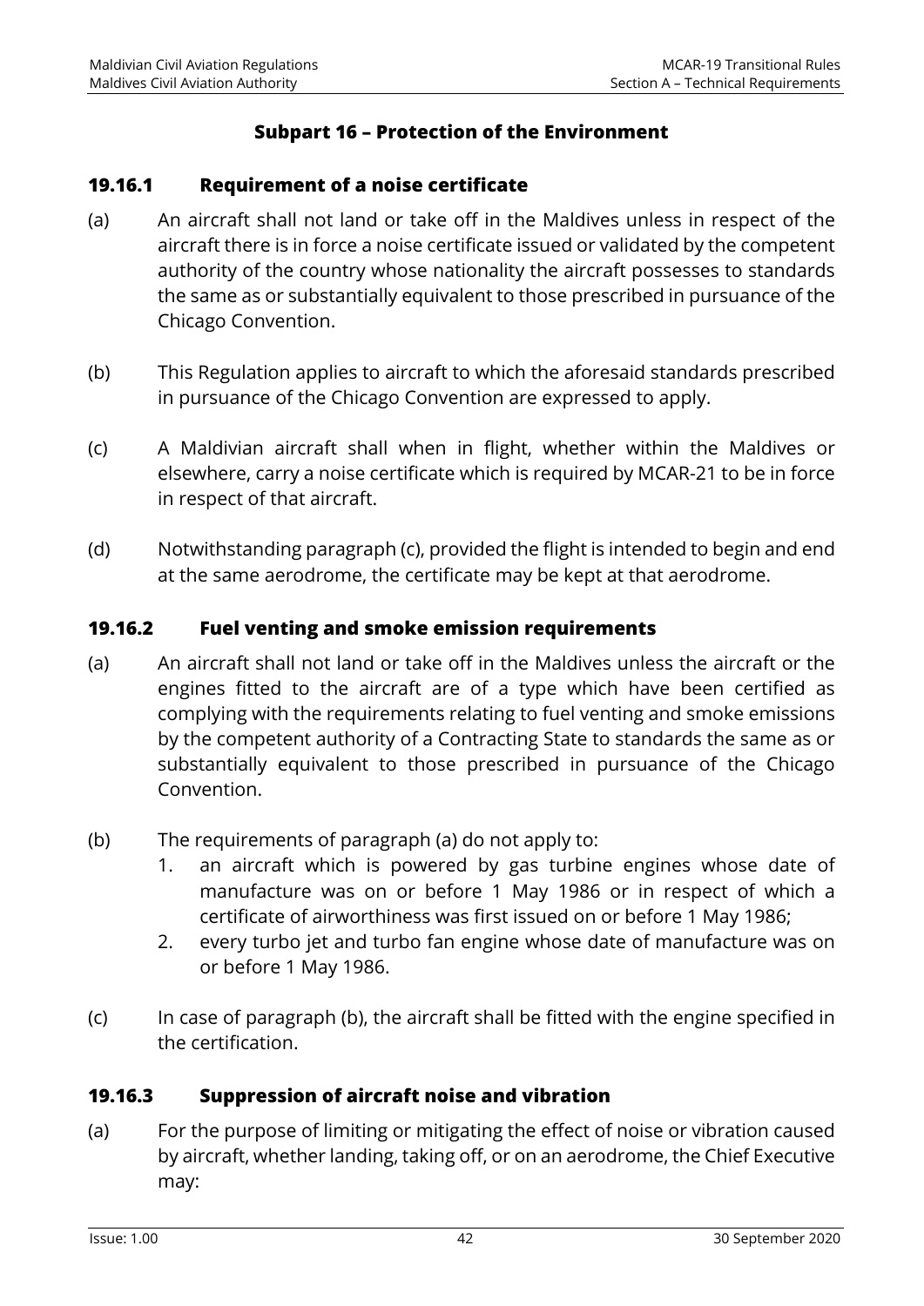## Subpart 16 – Protection of the Environment

### 19.16.1 Requirement of a noise certificate

(a) An aircraft shall not land or take off in the Maldives unless in respect of the aircraft there is in force a noise certificate issued or validated by the competent authority of the country whose nationality the aircraft possesses to standards the same as or substantially equivalent to those prescribed in pursuance of the Chicago Convention.

(b) This Regulation applies to aircraft to which the aforesaid standards prescribed in pursuance of the Chicago Convention are expressed to apply.

(c) A Maldivian aircraft shall when in flight, whether within the Maldives or elsewhere, carry a noise certificate which is required by MCAR-21 to be in force in respect of that aircraft.

(d) Notwithstanding paragraph (c), provided the flight is intended to begin and end at the same aerodrome, the certificate may be kept at that aerodrome.

### 19.16.2 Fuel venting and smoke emission requirements

(a) An aircraft shall not land or take off in the Maldives unless the aircraft or the engines fitted to the aircraft are of a type which have been certified as complying with the requirements relating to fuel venting and smoke emissions by the competent authority of a Contracting State to standards the same as or substantially equivalent to those prescribed in pursuance of the Chicago Convention.

(b) The requirements of paragraph (a) do not apply to:
   1. an aircraft which is powered by gas turbine engines whose date of manufacture was on or before 1 May 1986 or in respect of which a certificate of airworthiness was first issued on or before 1 May 1986;
   2. every turbo jet and turbo fan engine whose date of manufacture was on or before 1 May 1986.

(c) In case of paragraph (b), the aircraft shall be fitted with the engine specified in the certification.

### 19.16.3 Suppression of aircraft noise and vibration

(a) For the purpose of limiting or mitigating the effect of noise or vibration caused by aircraft, whether landing, taking off, or on an aerodrome, the Chief Executive may: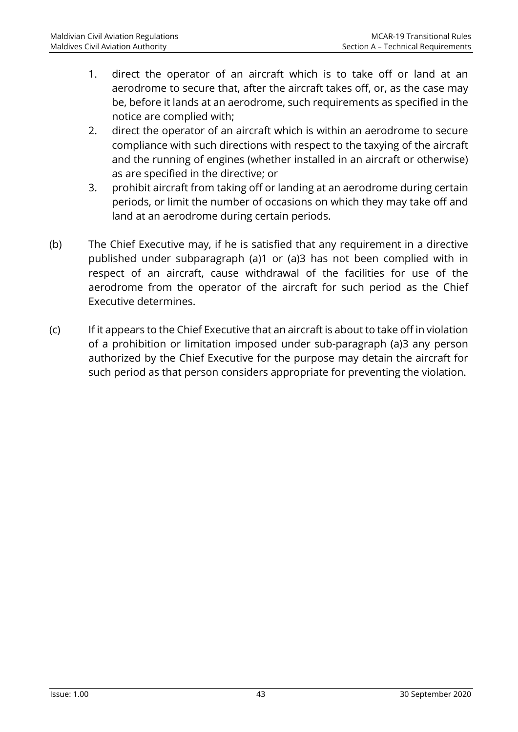1. direct the operator of an aircraft which is to take off or land at an aerodrome to secure that, after the aircraft takes off, or, as the case may be, before it lands at an aerodrome, such requirements as specified in the notice are complied with;
2. direct the operator of an aircraft which is within an aerodrome to secure compliance with such directions with respect to the taxying of the aircraft and the running of engines (whether installed in an aircraft or otherwise) as are specified in the directive; or
3. prohibit aircraft from taking off or landing at an aerodrome during certain periods, or limit the number of occasions on which they may take off and land at an aerodrome during certain periods.

(b) The Chief Executive may, if he is satisfied that any requirement in a directive published under subparagraph (a)1 or (a)3 has not been complied with in respect of an aircraft, cause withdrawal of the facilities for use of the aerodrome from the operator of the aircraft for such period as the Chief Executive determines.

(c) If it appears to the Chief Executive that an aircraft is about to take off in violation of a prohibition or limitation imposed under sub-paragraph (a)3 any person authorized by the Chief Executive for the purpose may detain the aircraft for such period as that person considers appropriate for preventing the violation.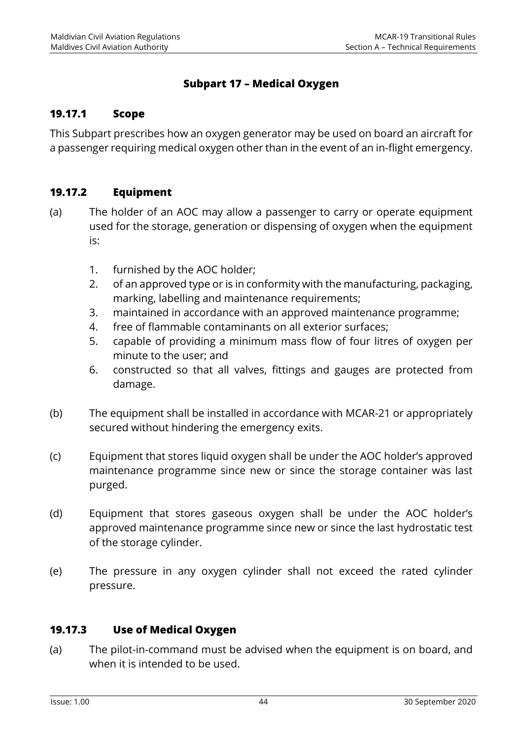## Subpart 17 – Medical Oxygen

### 19.17.1 Scope

This Subpart prescribes how an oxygen generator may be used on board an aircraft for a passenger requiring medical oxygen other than in the event of an in-flight emergency.

### 19.17.2 Equipment

(a) The holder of an AOC may allow a passenger to carry or operate equipment used for the storage, generation or dispensing of oxygen when the equipment is:

1. furnished by the AOC holder;
2. of an approved type or is in conformity with the manufacturing, packaging, marking, labelling and maintenance requirements;
3. maintained in accordance with an approved maintenance programme;
4. free of flammable contaminants on all exterior surfaces;
5. capable of providing a minimum mass flow of four litres of oxygen per minute to the user; and
6. constructed so that all valves, fittings and gauges are protected from damage.

(b) The equipment shall be installed in accordance with MCAR-21 or appropriately secured without hindering the emergency exits.

(c) Equipment that stores liquid oxygen shall be under the AOC holder's approved maintenance programme since new or since the storage container was last purged.

(d) Equipment that stores gaseous oxygen shall be under the AOC holder's approved maintenance programme since new or since the last hydrostatic test of the storage cylinder.

(e) The pressure in any oxygen cylinder shall not exceed the rated cylinder pressure.

### 19.17.3 Use of Medical Oxygen

(a) The pilot-in-command must be advised when the equipment is on board, and when it is intended to be used.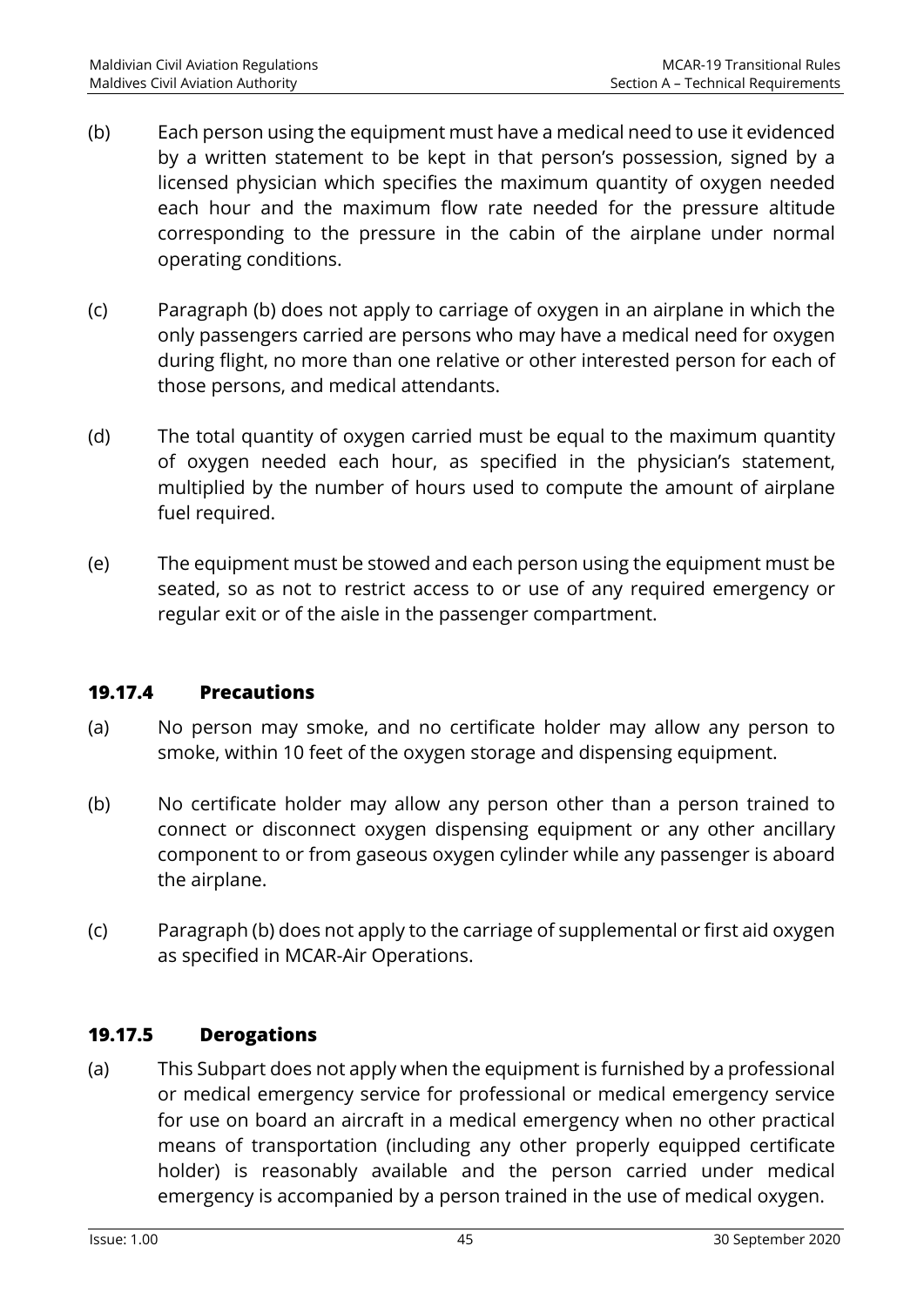(b) Each person using the equipment must have a medical need to use it evidenced by a written statement to be kept in that person's possession, signed by a licensed physician which specifies the maximum quantity of oxygen needed each hour and the maximum flow rate needed for the pressure altitude corresponding to the pressure in the cabin of the airplane under normal operating conditions.

(c) Paragraph (b) does not apply to carriage of oxygen in an airplane in which the only passengers carried are persons who may have a medical need for oxygen during flight, no more than one relative or other interested person for each of those persons, and medical attendants.

(d) The total quantity of oxygen carried must be equal to the maximum quantity of oxygen needed each hour, as specified in the physician's statement, multiplied by the number of hours used to compute the amount of airplane fuel required.

(e) The equipment must be stowed and each person using the equipment must be seated, so as not to restrict access to or use of any required emergency or regular exit or of the aisle in the passenger compartment.

### 19.17.4 Precautions

(a) No person may smoke, and no certificate holder may allow any person to smoke, within 10 feet of the oxygen storage and dispensing equipment.

(b) No certificate holder may allow any person other than a person trained to connect or disconnect oxygen dispensing equipment or any other ancillary component to or from gaseous oxygen cylinder while any passenger is aboard the airplane.

(c) Paragraph (b) does not apply to the carriage of supplemental or first aid oxygen as specified in MCAR-Air Operations.

### 19.17.5 Derogations

(a) This Subpart does not apply when the equipment is furnished by a professional or medical emergency service for professional or medical emergency service for use on board an aircraft in a medical emergency when no other practical means of transportation (including any other properly equipped certificate holder) is reasonably available and the person carried under medical emergency is accompanied by a person trained in the use of medical oxygen.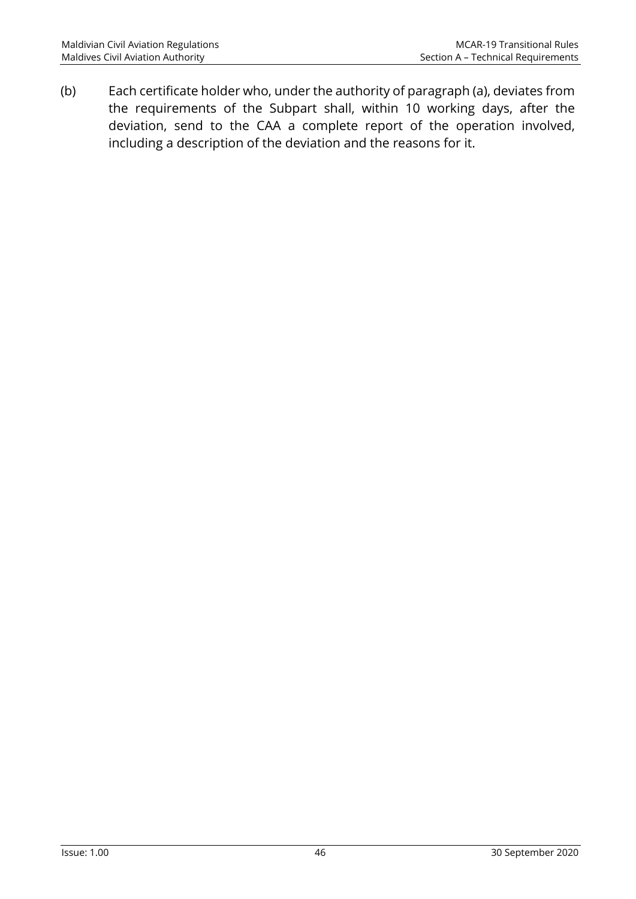(b) Each certificate holder who, under the authority of paragraph (a), deviates from the requirements of the Subpart shall, within 10 working days, after the deviation, send to the CAA a complete report of the operation involved, including a description of the deviation and the reasons for it.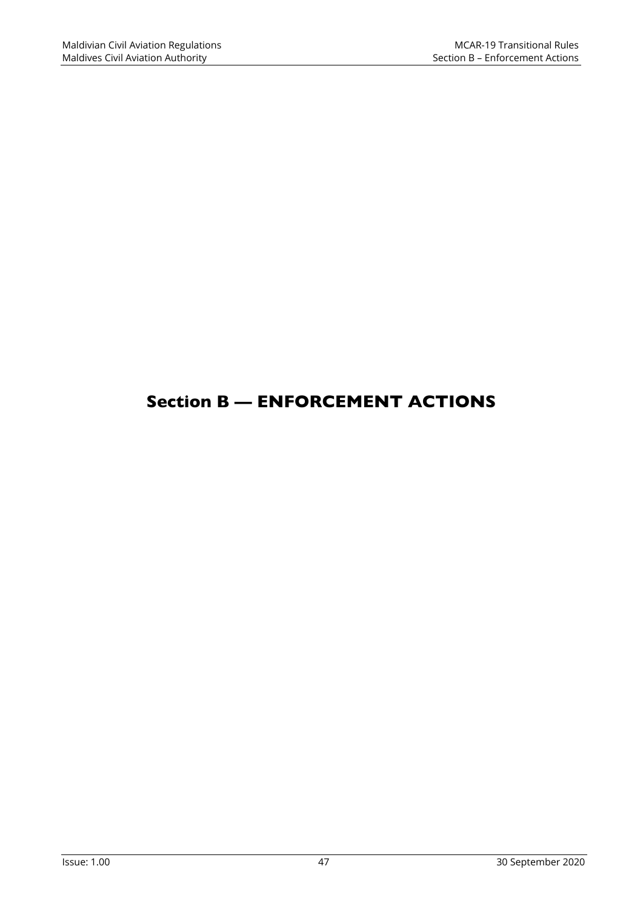# Section B — ENFORCEMENT ACTIONS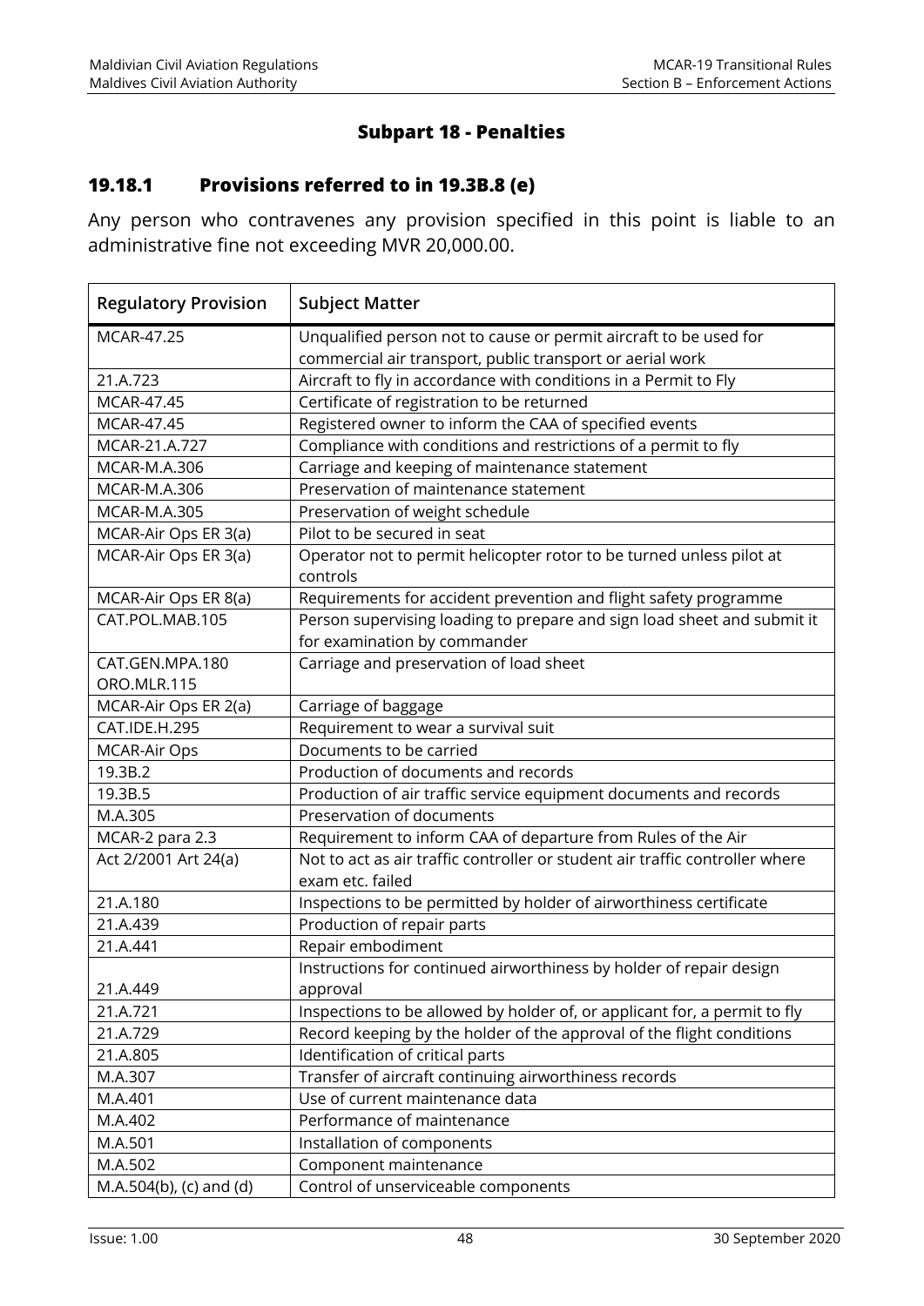## Subpart 18 - Penalties

### 19.18.1 Provisions referred to in 19.3B.8 (e)

Any person who contravenes any provision specified in this point is liable to an administrative fine not exceeding MVR 20,000.00.

| Regulatory Provision | Subject Matter |
|---|---|
| MCAR-47.25 | Unqualified person not to cause or permit aircraft to be used for commercial air transport, public transport or aerial work |
| 21.A.723 | Aircraft to fly in accordance with conditions in a Permit to Fly |
| MCAR-47.45 | Certificate of registration to be returned |
| MCAR-47.45 | Registered owner to inform the CAA of specified events |
| MCAR-21.A.727 | Compliance with conditions and restrictions of a permit to fly |
| MCAR-M.A.306 | Carriage and keeping of maintenance statement |
| MCAR-M.A.306 | Preservation of maintenance statement |
| MCAR-M.A.305 | Preservation of weight schedule |
| MCAR-Air Ops ER 3(a) | Pilot to be secured in seat |
| MCAR-Air Ops ER 3(a) | Operator not to permit helicopter rotor to be turned unless pilot at controls |
| MCAR-Air Ops ER 8(a) | Requirements for accident prevention and flight safety programme |
| CAT.POL.MAB.105 | Person supervising loading to prepare and sign load sheet and submit it for examination by commander |
| CAT.GEN.MPA.180 ORO.MLR.115 | Carriage and preservation of load sheet |
| MCAR-Air Ops ER 2(a) | Carriage of baggage |
| CAT.IDE.H.295 | Requirement to wear a survival suit |
| MCAR-Air Ops | Documents to be carried |
| 19.3B.2 | Production of documents and records |
| 19.3B.5 | Production of air traffic service equipment documents and records |
| M.A.305 | Preservation of documents |
| MCAR-2 para 2.3 | Requirement to inform CAA of departure from Rules of the Air |
| Act 2/2001 Art 24(a) | Not to act as air traffic controller or student air traffic controller where exam etc. failed |
| 21.A.180 | Inspections to be permitted by holder of airworthiness certificate |
| 21.A.439 | Production of repair parts |
| 21.A.441 | Repair embodiment |
| 21.A.449 | Instructions for continued airworthiness by holder of repair design approval |
| 21.A.721 | Inspections to be allowed by holder of, or applicant for, a permit to fly |
| 21.A.729 | Record keeping by the holder of the approval of the flight conditions |
| 21.A.805 | Identification of critical parts |
| M.A.307 | Transfer of aircraft continuing airworthiness records |
| M.A.401 | Use of current maintenance data |
| M.A.402 | Performance of maintenance |
| M.A.501 | Installation of components |
| M.A.502 | Component maintenance |
| M.A.504(b), (c) and (d) | Control of unserviceable components |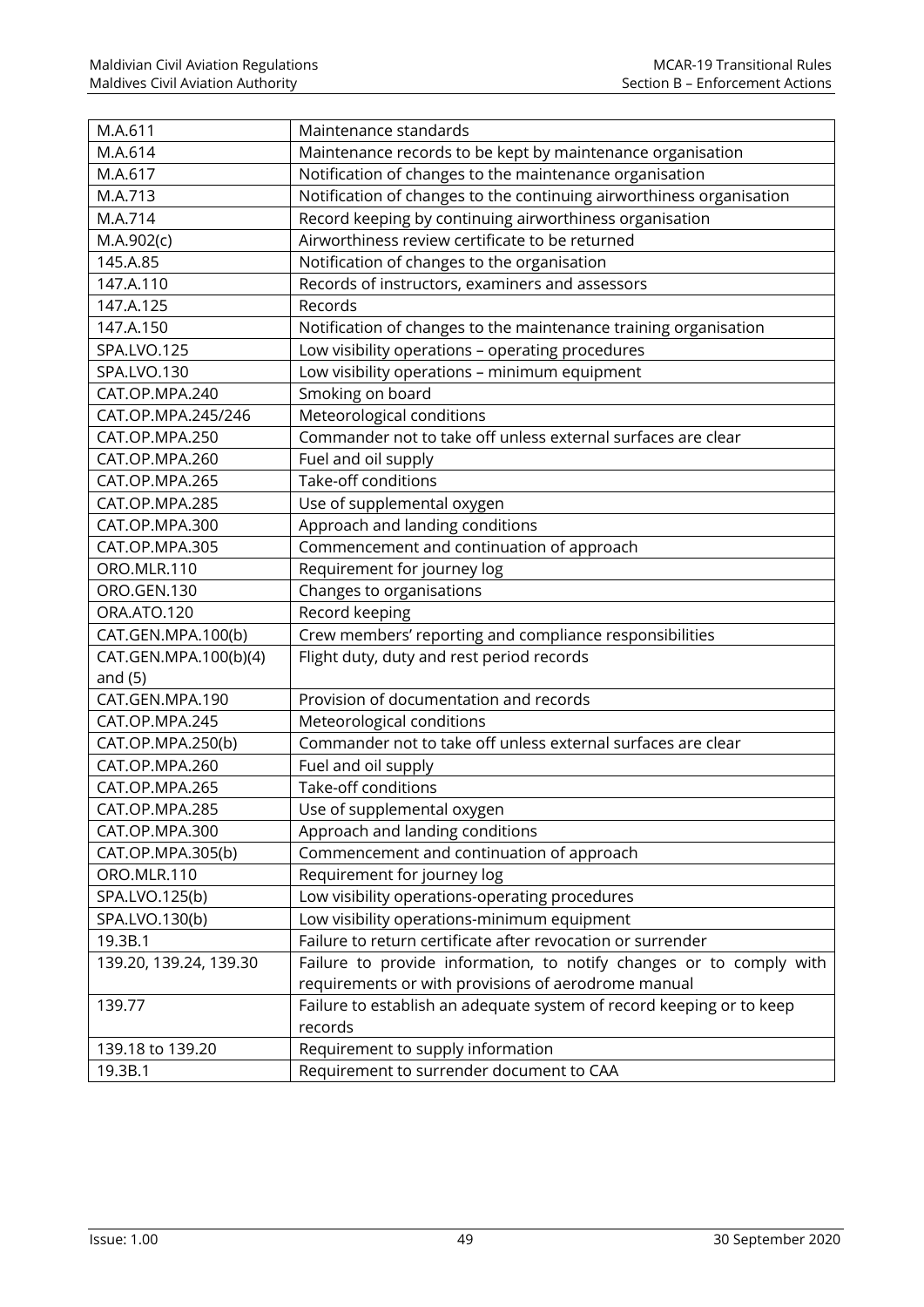| M.A.611 | Maintenance standards |
|---|---|
| M.A.614 | Maintenance records to be kept by maintenance organisation |
| M.A.617 | Notification of changes to the maintenance organisation |
| M.A.713 | Notification of changes to the continuing airworthiness organisation |
| M.A.714 | Record keeping by continuing airworthiness organisation |
| M.A.902(c) | Airworthiness review certificate to be returned |
| 145.A.85 | Notification of changes to the organisation |
| 147.A.110 | Records of instructors, examiners and assessors |
| 147.A.125 | Records |
| 147.A.150 | Notification of changes to the maintenance training organisation |
| SPA.LVO.125 | Low visibility operations – operating procedures |
| SPA.LVO.130 | Low visibility operations – minimum equipment |
| CAT.OP.MPA.240 | Smoking on board |
| CAT.OP.MPA.245/246 | Meteorological conditions |
| CAT.OP.MPA.250 | Commander not to take off unless external surfaces are clear |
| CAT.OP.MPA.260 | Fuel and oil supply |
| CAT.OP.MPA.265 | Take-off conditions |
| CAT.OP.MPA.285 | Use of supplemental oxygen |
| CAT.OP.MPA.300 | Approach and landing conditions |
| CAT.OP.MPA.305 | Commencement and continuation of approach |
| ORO.MLR.110 | Requirement for journey log |
| ORO.GEN.130 | Changes to organisations |
| ORA.ATO.120 | Record keeping |
| CAT.GEN.MPA.100(b) | Crew members' reporting and compliance responsibilities |
| CAT.GEN.MPA.100(b)(4) and (5) | Flight duty, duty and rest period records |
| CAT.GEN.MPA.190 | Provision of documentation and records |
| CAT.OP.MPA.245 | Meteorological conditions |
| CAT.OP.MPA.250(b) | Commander not to take off unless external surfaces are clear |
| CAT.OP.MPA.260 | Fuel and oil supply |
| CAT.OP.MPA.265 | Take-off conditions |
| CAT.OP.MPA.285 | Use of supplemental oxygen |
| CAT.OP.MPA.300 | Approach and landing conditions |
| CAT.OP.MPA.305(b) | Commencement and continuation of approach |
| ORO.MLR.110 | Requirement for journey log |
| SPA.LVO.125(b) | Low visibility operations-operating procedures |
| SPA.LVO.130(b) | Low visibility operations-minimum equipment |
| 19.3B.1 | Failure to return certificate after revocation or surrender |
| 139.20, 139.24, 139.30 | Failure to provide information, to notify changes or to comply with requirements or with provisions of aerodrome manual |
| 139.77 | Failure to establish an adequate system of record keeping or to keep records |
| 139.18 to 139.20 | Requirement to supply information |
| 19.3B.1 | Requirement to surrender document to CAA |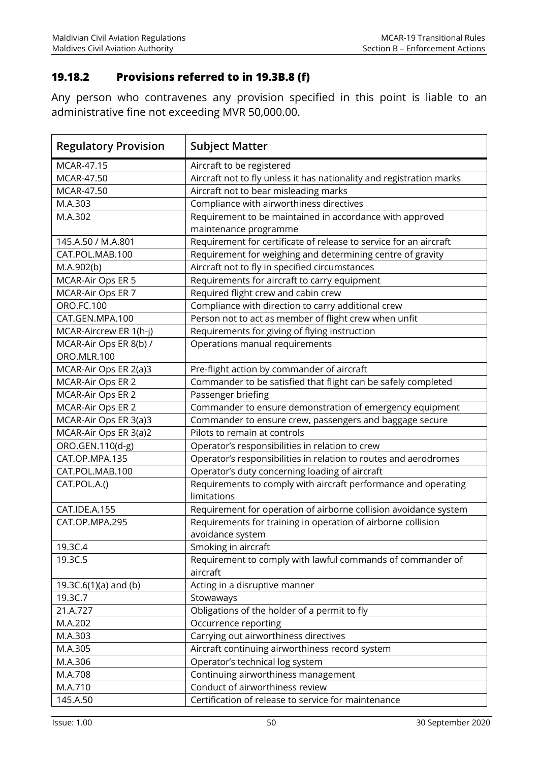### 19.18.2 Provisions referred to in 19.3B.8 (f)

Any person who contravenes any provision specified in this point is liable to an administrative fine not exceeding MVR 50,000.00.

| Regulatory Provision | Subject Matter |
|---|---|
| MCAR-47.15 | Aircraft to be registered |
| MCAR-47.50 | Aircraft not to fly unless it has nationality and registration marks |
| MCAR-47.50 | Aircraft not to bear misleading marks |
| M.A.303 | Compliance with airworthiness directives |
| M.A.302 | Requirement to be maintained in accordance with approved maintenance programme |
| 145.A.50 / M.A.801 | Requirement for certificate of release to service for an aircraft |
| CAT.POL.MAB.100 | Requirement for weighing and determining centre of gravity |
| M.A.902(b) | Aircraft not to fly in specified circumstances |
| MCAR-Air Ops ER 5 | Requirements for aircraft to carry equipment |
| MCAR-Air Ops ER 7 | Required flight crew and cabin crew |
| ORO.FC.100 | Compliance with direction to carry additional crew |
| CAT.GEN.MPA.100 | Person not to act as member of flight crew when unfit |
| MCAR-Aircrew ER 1(h-j) | Requirements for giving of flying instruction |
| MCAR-Air Ops ER 8(b) / ORO.MLR.100 | Operations manual requirements |
| MCAR-Air Ops ER 2(a)3 | Pre-flight action by commander of aircraft |
| MCAR-Air Ops ER 2 | Commander to be satisfied that flight can be safely completed |
| MCAR-Air Ops ER 2 | Passenger briefing |
| MCAR-Air Ops ER 2 | Commander to ensure demonstration of emergency equipment |
| MCAR-Air Ops ER 3(a)3 | Commander to ensure crew, passengers and baggage secure |
| MCAR-Air Ops ER 3(a)2 | Pilots to remain at controls |
| ORO.GEN.110(d-g) | Operator's responsibilities in relation to crew |
| CAT.OP.MPA.135 | Operator's responsibilities in relation to routes and aerodromes |
| CAT.POL.MAB.100 | Operator's duty concerning loading of aircraft |
| CAT.POL.A.() | Requirements to comply with aircraft performance and operating limitations |
| CAT.IDE.A.155 | Requirement for operation of airborne collision avoidance system |
| CAT.OP.MPA.295 | Requirements for training in operation of airborne collision avoidance system |
| 19.3C.4 | Smoking in aircraft |
| 19.3C.5 | Requirement to comply with lawful commands of commander of aircraft |
| 19.3C.6(1)(a) and (b) | Acting in a disruptive manner |
| 19.3C.7 | Stowaways |
| 21.A.727 | Obligations of the holder of a permit to fly |
| M.A.202 | Occurrence reporting |
| M.A.303 | Carrying out airworthiness directives |
| M.A.305 | Aircraft continuing airworthiness record system |
| M.A.306 | Operator's technical log system |
| M.A.708 | Continuing airworthiness management |
| M.A.710 | Conduct of airworthiness review |
| 145.A.50 | Certification of release to service for maintenance |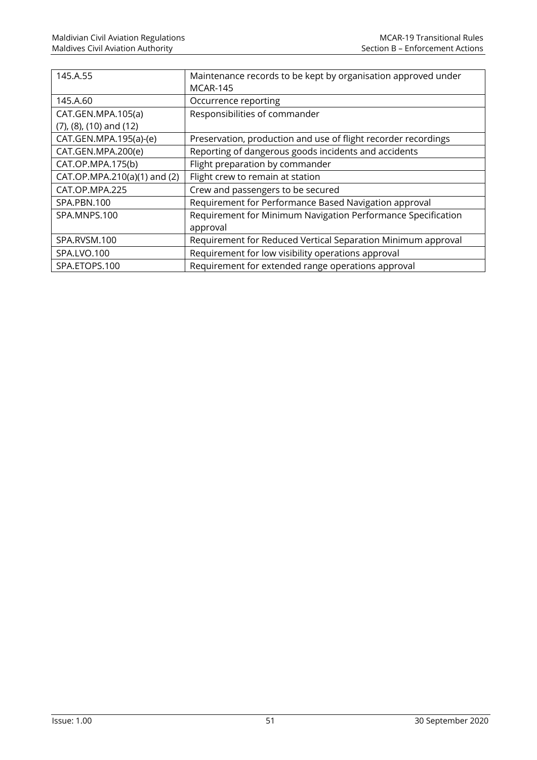| 145.A.55 | Maintenance records to be kept by organisation approved under MCAR-145 |
|---|---|
| 145.A.60 | Occurrence reporting |
| CAT.GEN.MPA.105(a) (7), (8), (10) and (12) | Responsibilities of commander |
| CAT.GEN.MPA.195(a)-(e) | Preservation, production and use of flight recorder recordings |
| CAT.GEN.MPA.200(e) | Reporting of dangerous goods incidents and accidents |
| CAT.OP.MPA.175(b) | Flight preparation by commander |
| CAT.OP.MPA.210(a)(1) and (2) | Flight crew to remain at station |
| CAT.OP.MPA.225 | Crew and passengers to be secured |
| SPA.PBN.100 | Requirement for Performance Based Navigation approval |
| SPA.MNPS.100 | Requirement for Minimum Navigation Performance Specification approval |
| SPA.RVSM.100 | Requirement for Reduced Vertical Separation Minimum approval |
| SPA.LVO.100 | Requirement for low visibility operations approval |
| SPA.ETOPS.100 | Requirement for extended range operations approval |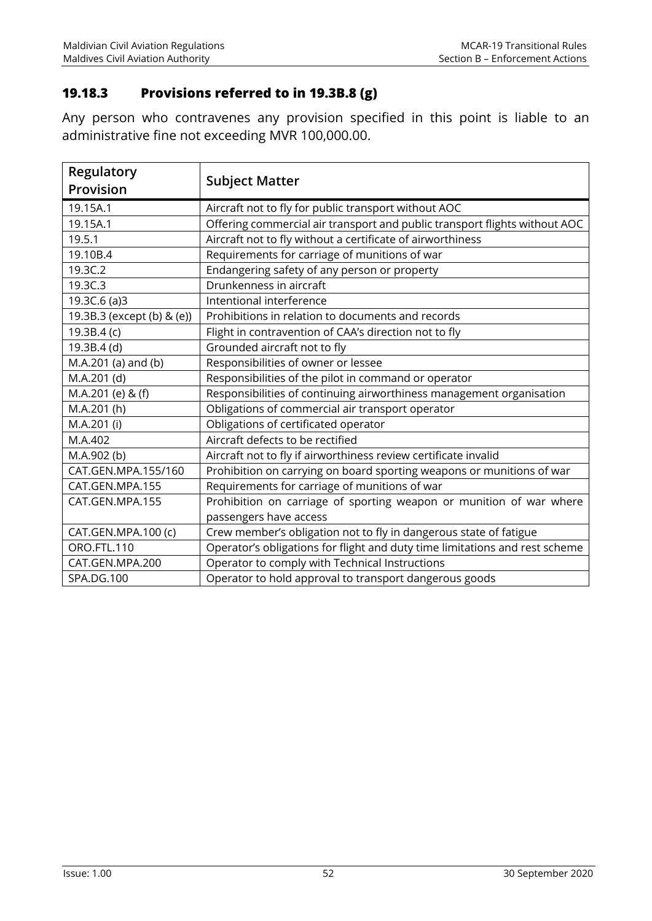### 19.18.3 Provisions referred to in 19.3B.8 (g)

Any person who contravenes any provision specified in this point is liable to an administrative fine not exceeding MVR 100,000.00.

| Regulatory Provision | Subject Matter |
|---|---|
| 19.15A.1 | Aircraft not to fly for public transport without AOC |
| 19.15A.1 | Offering commercial air transport and public transport flights without AOC |
| 19.5.1 | Aircraft not to fly without a certificate of airworthiness |
| 19.10B.4 | Requirements for carriage of munitions of war |
| 19.3C.2 | Endangering safety of any person or property |
| 19.3C.3 | Drunkenness in aircraft |
| 19.3C.6 (a)3 | Intentional interference |
| 19.3B.3 (except (b) & (e)) | Prohibitions in relation to documents and records |
| 19.3B.4 (c) | Flight in contravention of CAA's direction not to fly |
| 19.3B.4 (d) | Grounded aircraft not to fly |
| M.A.201 (a) and (b) | Responsibilities of owner or lessee |
| M.A.201 (d) | Responsibilities of the pilot in command or operator |
| M.A.201 (e) & (f) | Responsibilities of continuing airworthiness management organisation |
| M.A.201 (h) | Obligations of commercial air transport operator |
| M.A.201 (i) | Obligations of certificated operator |
| M.A.402 | Aircraft defects to be rectified |
| M.A.902 (b) | Aircraft not to fly if airworthiness review certificate invalid |
| CAT.GEN.MPA.155/160 | Prohibition on carrying on board sporting weapons or munitions of war |
| CAT.GEN.MPA.155 | Requirements for carriage of munitions of war |
| CAT.GEN.MPA.155 | Prohibition on carriage of sporting weapon or munition of war where passengers have access |
| CAT.GEN.MPA.100 (c) | Crew member's obligation not to fly in dangerous state of fatigue |
| ORO.FTL.110 | Operator's obligations for flight and duty time limitations and rest scheme |
| CAT.GEN.MPA.200 | Operator to comply with Technical Instructions |
| SPA.DG.100 | Operator to hold approval to transport dangerous goods |